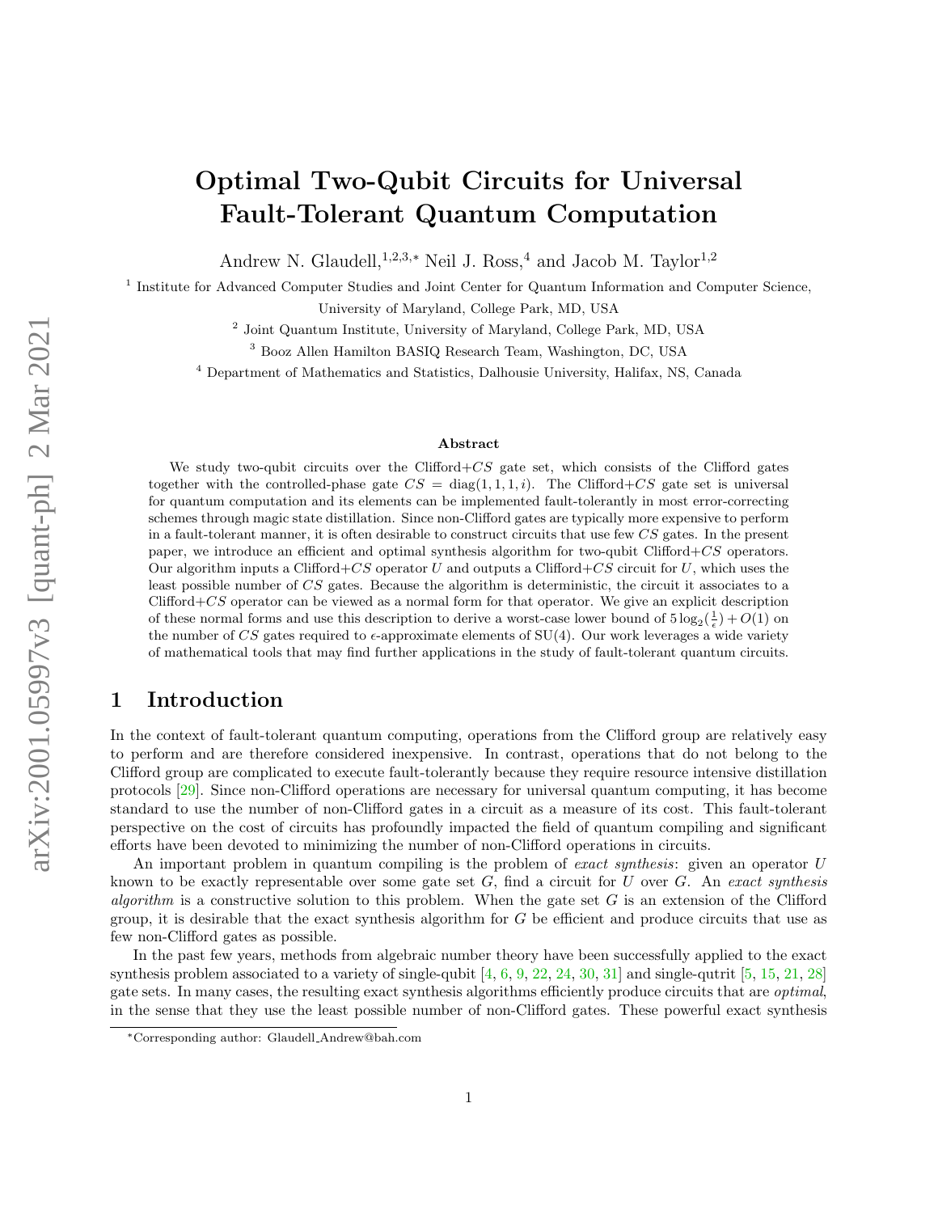# Optimal Two-Qubit Circuits for Universal Fault-Tolerant Quantum Computation

Andrew N. Glaudell,[1,2,3,*] Neil J. Ross,[4] and Jacob M. Taylor[1,2]

[1] Institute for Advanced Computer Studies and Joint Center for Quantum Information and Computer Science, University of Maryland, College Park, MD, USA

[2] Joint Quantum Institute, University of Maryland, College Park, MD, USA

[3] Booz Allen Hamilton BASIQ Research Team, Washington, DC, USA

[4] Department of Mathematics and Statistics, Dalhousie University, Halifax, NS, Canada

### Abstract

We study two-qubit circuits over the Clifford+$CS$ gate set, which consists of the Clifford gates together with the controlled-phase gate $CS = \text{diag}(1, 1, 1, i)$. The Clifford+$CS$ gate set is universal for quantum computation and its elements can be implemented fault-tolerantly in most error-correcting schemes through magic state distillation. Since non-Clifford gates are typically more expensive to perform in a fault-tolerant manner, it is often desirable to construct circuits that use few $CS$ gates. In the present paper, we introduce an efficient and optimal synthesis algorithm for two-qubit Clifford+$CS$ operators. Our algorithm inputs a Clifford+$CS$ operator $U$ and outputs a Clifford+$CS$ circuit for $U$, which uses the least possible number of $CS$ gates. Because the algorithm is deterministic, the circuit it associates to a Clifford+$CS$ operator can be viewed as a normal form for that operator. We give an explicit description of these normal forms and use this description to derive a worst-case lower bound of $5\log_2(\frac{1}{\epsilon}) + O(1)$ on the number of $CS$ gates required to $\epsilon$-approximate elements of SU(4). Our work leverages a wide variety of mathematical tools that may find further applications in the study of fault-tolerant quantum circuits.

## 1 Introduction

In the context of fault-tolerant quantum computing, operations from the Clifford group are relatively easy to perform and are therefore considered inexpensive. In contrast, operations that do not belong to the Clifford group are complicated to execute fault-tolerantly because they require resource intensive distillation protocols [29]. Since non-Clifford operations are necessary for universal quantum computing, it has become standard to use the number of non-Clifford gates in a circuit as a measure of its cost. This fault-tolerant perspective on the cost of circuits has profoundly impacted the field of quantum compiling and significant efforts have been devoted to minimizing the number of non-Clifford operations in circuits.

An important problem in quantum compiling is the problem of *exact synthesis*: given an operator $U$ known to be exactly representable over some gate set $G$, find a circuit for $U$ over $G$. An *exact synthesis algorithm* is a constructive solution to this problem. When the gate set $G$ is an extension of the Clifford group, it is desirable that the exact synthesis algorithm for $G$ be efficient and produce circuits that use as few non-Clifford gates as possible.

In the past few years, methods from algebraic number theory have been successfully applied to the exact synthesis problem associated to a variety of single-qubit [4, 6, 9, 22, 24, 30, 31] and single-qutrit [5, 15, 21, 28] gate sets. In many cases, the resulting exact synthesis algorithms efficiently produce circuits that are *optimal*, in the sense that they use the least possible number of non-Clifford gates. These powerful exact synthesis

*Corresponding author: Glaudell_Andrew@bah.com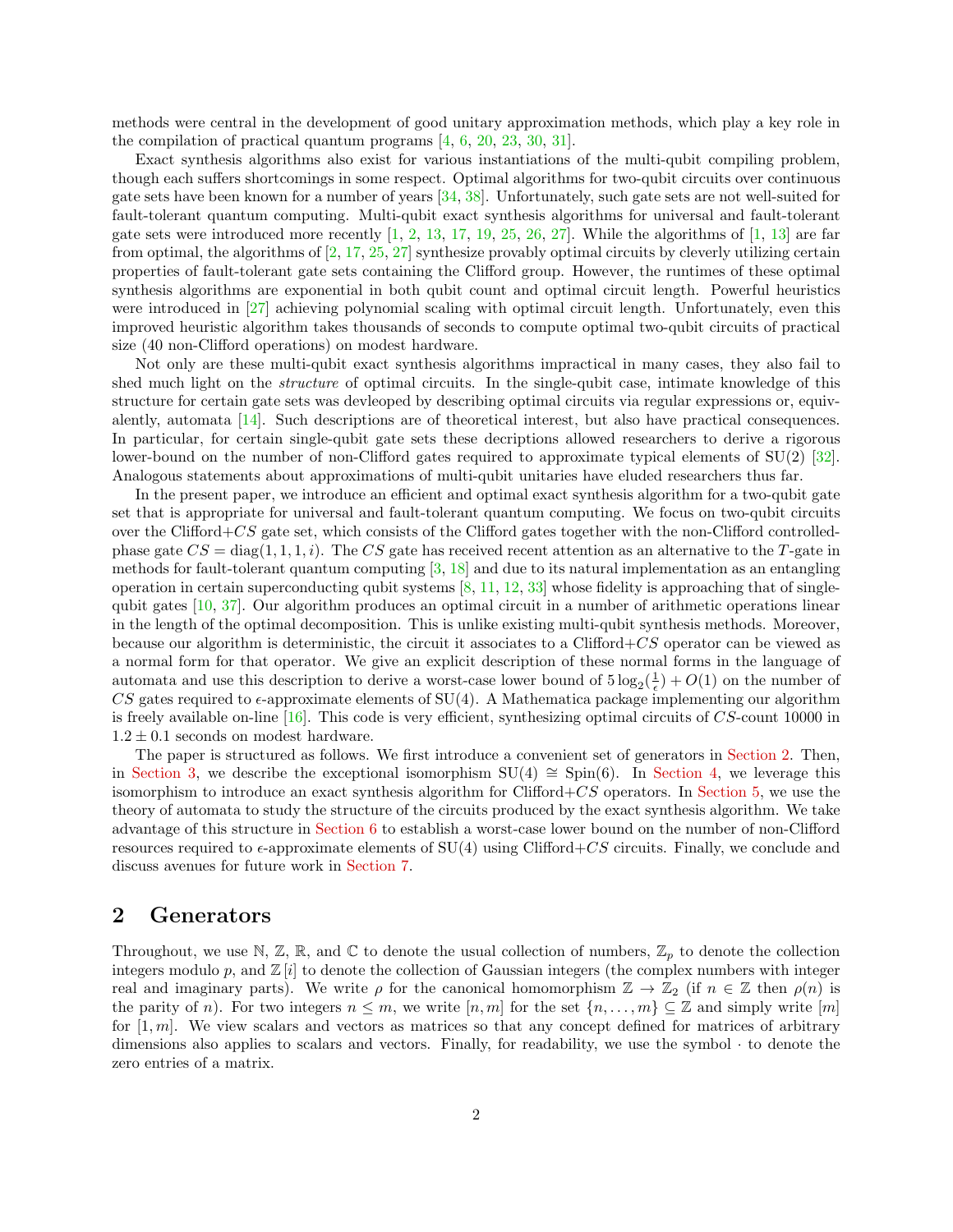methods were central in the development of good unitary approximation methods, which play a key role in the compilation of practical quantum programs [4, 6, 20, 23, 30, 31].

Exact synthesis algorithms also exist for various instantiations of the multi-qubit compiling problem, though each suffers shortcomings in some respect. Optimal algorithms for two-qubit circuits over continuous gate sets have been known for a number of years [34, 38]. Unfortunately, such gate sets are not well-suited for fault-tolerant quantum computing. Multi-qubit exact synthesis algorithms for universal and fault-tolerant gate sets were introduced more recently [1, 2, 13, 17, 19, 25, 26, 27]. While the algorithms of [1, 13] are far from optimal, the algorithms of [2, 17, 25, 27] synthesize provably optimal circuits by cleverly utilizing certain properties of fault-tolerant gate sets containing the Clifford group. However, the runtimes of these optimal synthesis algorithms are exponential in both qubit count and optimal circuit length. Powerful heuristics were introduced in [27] achieving polynomial scaling with optimal circuit length. Unfortunately, even this improved heuristic algorithm takes thousands of seconds to compute optimal two-qubit circuits of practical size (40 non-Clifford operations) on modest hardware.

Not only are these multi-qubit exact synthesis algorithms impractical in many cases, they also fail to shed much light on the *structure* of optimal circuits. In the single-qubit case, intimate knowledge of this structure for certain gate sets was devleoped by describing optimal circuits via regular expressions or, equivalently, automata [14]. Such descriptions are of theoretical interest, but also have practical consequences. In particular, for certain single-qubit gate sets these decriptions allowed researchers to derive a rigorous lower-bound on the number of non-Clifford gates required to approximate typical elements of $\mathrm{SU}(2)$ [32]. Analogous statements about approximations of multi-qubit unitaries have eluded researchers thus far.

In the present paper, we introduce an efficient and optimal exact synthesis algorithm for a two-qubit gate set that is appropriate for universal and fault-tolerant quantum computing. We focus on two-qubit circuits over the Clifford+$CS$ gate set, which consists of the Clifford gates together with the non-Clifford controlled-phase gate $CS = \mathrm{diag}(1, 1, 1, i)$. The $CS$ gate has received recent attention as an alternative to the $T$-gate in methods for fault-tolerant quantum computing [3, 18] and due to its natural implementation as an entangling operation in certain superconducting qubit systems [8, 11, 12, 33] whose fidelity is approaching that of single-qubit gates [10, 37]. Our algorithm produces an optimal circuit in a number of arithmetic operations linear in the length of the optimal decomposition. This is unlike existing multi-qubit synthesis methods. Moreover, because our algorithm is deterministic, the circuit it associates to a Clifford+$CS$ operator can be viewed as a normal form for that operator. We give an explicit description of these normal forms in the language of automata and use this description to derive a worst-case lower bound of $5\log_2(\frac{1}{\epsilon}) + O(1)$ on the number of $CS$ gates required to $\epsilon$-approximate elements of $\mathrm{SU}(4)$. A Mathematica package implementing our algorithm is freely available on-line [16]. This code is very efficient, synthesizing optimal circuits of $CS$-count 10000 in $1.2 \pm 0.1$ seconds on modest hardware.

The paper is structured as follows. We first introduce a convenient set of generators in Section 2. Then, in Section 3, we describe the exceptional isomorphism $\mathrm{SU}(4) \cong \mathrm{Spin}(6)$. In Section 4, we leverage this isomorphism to introduce an exact synthesis algorithm for Clifford+$CS$ operators. In Section 5, we use the theory of automata to study the structure of the circuits produced by the exact synthesis algorithm. We take advantage of this structure in Section 6 to establish a worst-case lower bound on the number of non-Clifford resources required to $\epsilon$-approximate elements of $\mathrm{SU}(4)$ using Clifford+$CS$ circuits. Finally, we conclude and discuss avenues for future work in Section 7.

## 2 Generators

Throughout, we use $\mathbb{N}$, $\mathbb{Z}$, $\mathbb{R}$, and $\mathbb{C}$ to denote the usual collection of numbers, $\mathbb{Z}_p$ to denote the collection integers modulo $p$, and $\mathbb{Z}[i]$ to denote the collection of Gaussian integers (the complex numbers with integer real and imaginary parts). We write $\rho$ for the canonical homomorphism $\mathbb{Z} \to \mathbb{Z}_2$ (if $n \in \mathbb{Z}$ then $\rho(n)$ is the parity of $n$). For two integers $n \leq m$, we write $[n, m]$ for the set $\{n, \ldots, m\} \subseteq \mathbb{Z}$ and simply write $[m]$ for $[1, m]$. We view scalars and vectors as matrices so that any concept defined for matrices of arbitrary dimensions also applies to scalars and vectors. Finally, for readability, we use the symbol $\cdot$ to denote the zero entries of a matrix.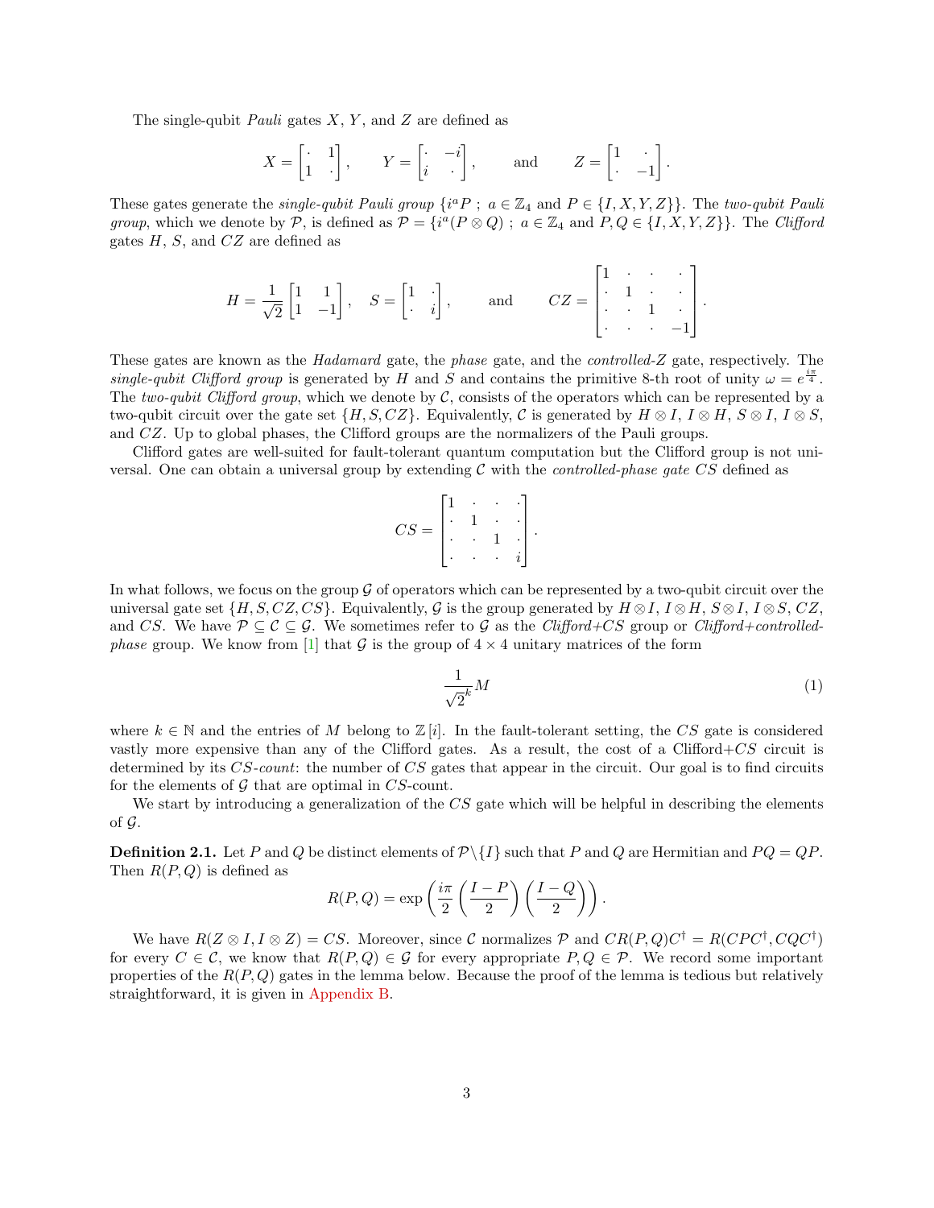The single-qubit *Pauli* gates $X$, $Y$, and $Z$ are defined as

$$X = \begin{bmatrix} \cdot & 1 \\ 1 & \cdot \end{bmatrix}, \qquad Y = \begin{bmatrix} \cdot & -i \\ i & \cdot \end{bmatrix}, \qquad \text{and} \qquad Z = \begin{bmatrix} 1 & \cdot \\ \cdot & -1 \end{bmatrix}.$$

These gates generate the *single-qubit Pauli group* $\{i^a P \; ; \; a \in \mathbb{Z}_4 \text{ and } P \in \{I, X, Y, Z\}\}$. The *two-qubit Pauli group*, which we denote by $\mathcal{P}$, is defined as $\mathcal{P} = \{i^a(P \otimes Q) \; ; \; a \in \mathbb{Z}_4 \text{ and } P, Q \in \{I, X, Y, Z\}\}$. The *Clifford* gates $H$, $S$, and $CZ$ are defined as

$$H = \frac{1}{\sqrt{2}} \begin{bmatrix} 1 & 1 \\ 1 & -1 \end{bmatrix}, \quad S = \begin{bmatrix} 1 & \cdot \\ \cdot & i \end{bmatrix}, \qquad \text{and} \qquad CZ = \begin{bmatrix} 1 & \cdot & \cdot & \cdot \\ \cdot & 1 & \cdot & \cdot \\ \cdot & \cdot & 1 & \cdot \\ \cdot & \cdot & \cdot & -1 \end{bmatrix}.$$

These gates are known as the *Hadamard* gate, the *phase* gate, and the *controlled-Z* gate, respectively. The *single-qubit Clifford group* is generated by $H$ and $S$ and contains the primitive 8-th root of unity $\omega = e^{\frac{i\pi}{4}}$. The *two-qubit Clifford group*, which we denote by $\mathcal{C}$, consists of the operators which can be represented by a two-qubit circuit over the gate set $\{H, S, CZ\}$. Equivalently, $\mathcal{C}$ is generated by $H \otimes I$, $I \otimes H$, $S \otimes I$, $I \otimes S$, and $CZ$. Up to global phases, the Clifford groups are the normalizers of the Pauli groups.

Clifford gates are well-suited for fault-tolerant quantum computation but the Clifford group is not universal. One can obtain a universal group by extending $\mathcal{C}$ with the *controlled-phase gate* $CS$ defined as

$$CS = \begin{bmatrix} 1 & \cdot & \cdot & \cdot \\ \cdot & 1 & \cdot & \cdot \\ \cdot & \cdot & 1 & \cdot \\ \cdot & \cdot & \cdot & i \end{bmatrix}.$$

In what follows, we focus on the group $\mathcal{G}$ of operators which can be represented by a two-qubit circuit over the universal gate set $\{H, S, CZ, CS\}$. Equivalently, $\mathcal{G}$ is the group generated by $H \otimes I$, $I \otimes H$, $S \otimes I$, $I \otimes S$, $CZ$, and $CS$. We have $\mathcal{P} \subseteq \mathcal{C} \subseteq \mathcal{G}$. We sometimes refer to $\mathcal{G}$ as the *Clifford+CS* group or *Clifford+controlled-phase* group. We know from [1] that $\mathcal{G}$ is the group of $4 \times 4$ unitary matrices of the form

$$\frac{1}{\sqrt{2}^k} M \tag{1}$$

where $k \in \mathbb{N}$ and the entries of $M$ belong to $\mathbb{Z}[i]$. In the fault-tolerant setting, the $CS$ gate is considered vastly more expensive than any of the Clifford gates. As a result, the cost of a Clifford+$CS$ circuit is determined by its *CS-count*: the number of $CS$ gates that appear in the circuit. Our goal is to find circuits for the elements of $\mathcal{G}$ that are optimal in $CS$-count.

We start by introducing a generalization of the $CS$ gate which will be helpful in describing the elements of $\mathcal{G}$.

**Definition 2.1.** Let $P$ and $Q$ be distinct elements of $\mathcal{P} \setminus \{I\}$ such that $P$ and $Q$ are Hermitian and $PQ = QP$. Then $R(P, Q)$ is defined as

$$R(P, Q) = \exp\left(\frac{i\pi}{2}\left(\frac{I - P}{2}\right)\left(\frac{I - Q}{2}\right)\right).$$

We have $R(Z \otimes I, I \otimes Z) = CS$. Moreover, since $\mathcal{C}$ normalizes $\mathcal{P}$ and $CR(P, Q)C^\dagger = R(CPC^\dagger, CQC^\dagger)$ for every $C \in \mathcal{C}$, we know that $R(P, Q) \in \mathcal{G}$ for every appropriate $P, Q \in \mathcal{P}$. We record some important properties of the $R(P, Q)$ gates in the lemma below. Because the proof of the lemma is tedious but relatively straightforward, it is given in Appendix B.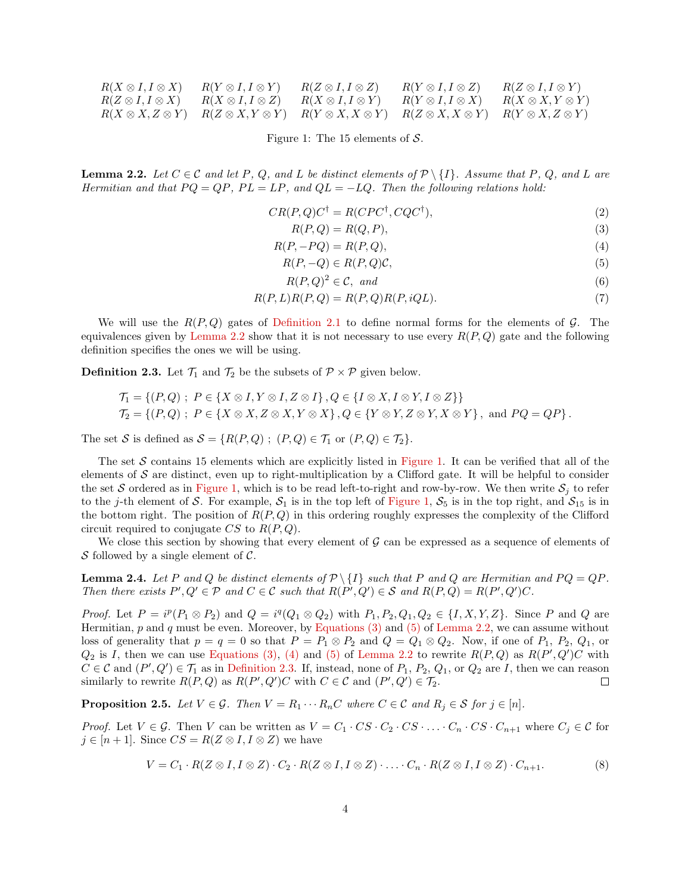| | | | | |
|---|---|---|---|---|
| $R(X\otimes I, I\otimes X)$ | $R(Y\otimes I, I\otimes Y)$ | $R(Z\otimes I, I\otimes Z)$ | $R(Y\otimes I, I\otimes Z)$ | $R(Z\otimes I, I\otimes Y)$ |
| $R(Z\otimes I, I\otimes X)$ | $R(X\otimes I, I\otimes Z)$ | $R(X\otimes I, I\otimes Y)$ | $R(Y\otimes I, I\otimes X)$ | $R(X\otimes X, Y\otimes Y)$ |
| $R(X\otimes X, Z\otimes Y)$ | $R(Z\otimes X, Y\otimes Y)$ | $R(Y\otimes X, X\otimes Y)$ | $R(Z\otimes X, X\otimes Y)$ | $R(Y\otimes X, Z\otimes Y)$ |

Figure 1: The 15 elements of $\mathcal{S}$.

**Lemma 2.2.** *Let $C \in \mathcal{C}$ and let $P$, $Q$, and $L$ be distinct elements of $\mathcal{P}\setminus\{I\}$. Assume that $P$, $Q$, and $L$ are Hermitian and that $PQ = QP$, $PL = LP$, and $QL = -LQ$. Then the following relations hold:*

$$CR(P,Q)C^\dagger = R(CPC^\dagger, CQC^\dagger), \tag{2}$$

$$R(P,Q) = R(Q,P), \tag{3}$$

$$R(P,-PQ) = R(P,Q), \tag{4}$$

$$R(P,-Q) \in R(P,Q)\mathcal{C}, \tag{5}$$

$$R(P,Q)^2 \in \mathcal{C}, \text{ and} \tag{6}$$

$$R(P,L)R(P,Q) = R(P,Q)R(P,iQL). \tag{7}$$

We will use the $R(P,Q)$ gates of Definition 2.1 to define normal forms for the elements of $\mathcal{G}$. The equivalences given by Lemma 2.2 show that it is not necessary to use every $R(P,Q)$ gate and the following definition specifies the ones we will be using.

**Definition 2.3.** Let $\mathcal{T}_1$ and $\mathcal{T}_2$ be the subsets of $\mathcal{P}\times\mathcal{P}$ given below.

$$\mathcal{T}_1 = \{(P,Q)\ ;\ P \in \{X\otimes I, Y\otimes I, Z\otimes I\}, Q \in \{I\otimes X, I\otimes Y, I\otimes Z\}\}$$
$$\mathcal{T}_2 = \{(P,Q)\ ;\ P \in \{X\otimes X, Z\otimes X, Y\otimes X\}, Q \in \{Y\otimes Y, Z\otimes Y, X\otimes Y\}, \text{ and } PQ = QP\}.$$

The set $\mathcal{S}$ is defined as $\mathcal{S} = \{R(P,Q)\ ;\ (P,Q)\in\mathcal{T}_1 \text{ or } (P,Q)\in\mathcal{T}_2\}$.

The set $\mathcal{S}$ contains 15 elements which are explicitly listed in Figure 1. It can be verified that all of the elements of $\mathcal{S}$ are distinct, even up to right-multiplication by a Clifford gate. It will be helpful to consider the set $\mathcal{S}$ ordered as in Figure 1, which is to be read left-to-right and row-by-row. We then write $\mathcal{S}_j$ to refer to the $j$-th element of $\mathcal{S}$. For example, $\mathcal{S}_1$ is in the top left of Figure 1, $\mathcal{S}_5$ is in the top right, and $\mathcal{S}_{15}$ is in the bottom right. The position of $R(P,Q)$ in this ordering roughly expresses the complexity of the Clifford circuit required to conjugate $CS$ to $R(P,Q)$.

We close this section by showing that every element of $\mathcal{G}$ can be expressed as a sequence of elements of $\mathcal{S}$ followed by a single element of $\mathcal{C}$.

**Lemma 2.4.** *Let $P$ and $Q$ be distinct elements of $\mathcal{P}\setminus\{I\}$ such that $P$ and $Q$ are Hermitian and $PQ = QP$. Then there exists $P', Q' \in \mathcal{P}$ and $C\in\mathcal{C}$ such that $R(P',Q')\in\mathcal{S}$ and $R(P,Q) = R(P',Q')C$.*

*Proof.* Let $P = i^p(P_1\otimes P_2)$ and $Q = i^q(Q_1\otimes Q_2)$ with $P_1, P_2, Q_1, Q_2 \in \{I, X, Y, Z\}$. Since $P$ and $Q$ are Hermitian, $p$ and $q$ must be even. Moreover, by Equations (3) and (5) of Lemma 2.2, we can assume without loss of generality that $p = q = 0$ so that $P = P_1\otimes P_2$ and $Q = Q_1\otimes Q_2$. Now, if one of $P_1$, $P_2$, $Q_1$, or $Q_2$ is $I$, then we can use Equations (3), (4) and (5) of Lemma 2.2 to rewrite $R(P,Q)$ as $R(P',Q')C$ with $C\in\mathcal{C}$ and $(P',Q')\in\mathcal{T}_1$ as in Definition 2.3. If, instead, none of $P_1$, $P_2$, $Q_1$, or $Q_2$ are $I$, then we can reason similarly to rewrite $R(P,Q)$ as $R(P',Q')C$ with $C\in\mathcal{C}$ and $(P',Q')\in\mathcal{T}_2$. $\square$

**Proposition 2.5.** *Let $V\in\mathcal{G}$. Then $V = R_1\cdots R_n C$ where $C\in\mathcal{C}$ and $R_j\in\mathcal{S}$ for $j\in[n]$.*

*Proof.* Let $V\in\mathcal{G}$. Then $V$ can be written as $V = C_1\cdot CS\cdot C_2\cdot CS\cdot\ldots\cdot C_n\cdot CS\cdot C_{n+1}$ where $C_j\in\mathcal{C}$ for $j\in[n+1]$. Since $CS = R(Z\otimes I, I\otimes Z)$ we have

$$V = C_1\cdot R(Z\otimes I, I\otimes Z)\cdot C_2\cdot R(Z\otimes I, I\otimes Z)\cdot\ldots\cdot C_n\cdot R(Z\otimes I, I\otimes Z)\cdot C_{n+1}. \tag{8}$$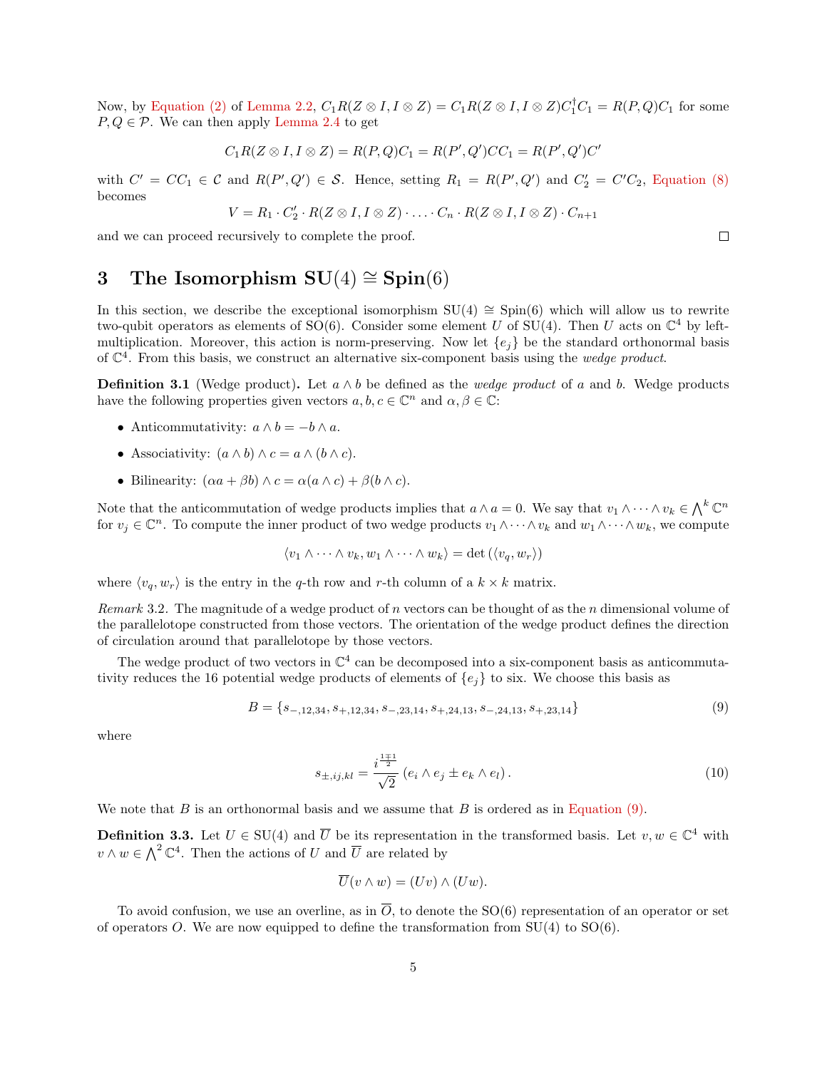Now, by Equation (2) of Lemma 2.2, $C_1 R(Z \otimes I, I \otimes Z) = C_1 R(Z \otimes I, I \otimes Z) C_1^\dagger C_1 = R(P, Q) C_1$ for some $P, Q \in \mathcal{P}$. We can then apply Lemma 2.4 to get

$$C_1 R(Z \otimes I, I \otimes Z) = R(P, Q) C_1 = R(P', Q') C C_1 = R(P', Q') C'$$

with $C' = CC_1 \in \mathcal{C}$ and $R(P', Q') \in \mathcal{S}$. Hence, setting $R_1 = R(P', Q')$ and $C_2' = C' C_2$, Equation (8) becomes

$$V = R_1 \cdot C_2' \cdot R(Z \otimes I, I \otimes Z) \cdot \ldots \cdot C_n \cdot R(Z \otimes I, I \otimes Z) \cdot C_{n+1}$$

and we can proceed recursively to complete the proof. □

# 3 The Isomorphism $\mathrm{SU}(4) \cong \mathrm{Spin}(6)$

In this section, we describe the exceptional isomorphism $\mathrm{SU}(4) \cong \mathrm{Spin}(6)$ which will allow us to rewrite two-qubit operators as elements of $\mathrm{SO}(6)$. Consider some element $U$ of $\mathrm{SU}(4)$. Then $U$ acts on $\mathbb{C}^4$ by left-multiplication. Moreover, this action is norm-preserving. Now let $\{e_j\}$ be the standard orthonormal basis of $\mathbb{C}^4$. From this basis, we construct an alternative six-component basis using the *wedge product*.

**Definition 3.1** (Wedge product)**.** Let $a \wedge b$ be defined as the *wedge product* of $a$ and $b$. Wedge products have the following properties given vectors $a, b, c \in \mathbb{C}^n$ and $\alpha, \beta \in \mathbb{C}$:

- Anticommutativity: $a \wedge b = -b \wedge a$.
- Associativity: $(a \wedge b) \wedge c = a \wedge (b \wedge c)$.
- Bilinearity: $(\alpha a + \beta b) \wedge c = \alpha(a \wedge c) + \beta(b \wedge c)$.

Note that the anticommutation of wedge products implies that $a \wedge a = 0$. We say that $v_1 \wedge \cdots \wedge v_k \in \bigwedge^k \mathbb{C}^n$ for $v_j \in \mathbb{C}^n$. To compute the inner product of two wedge products $v_1 \wedge \cdots \wedge v_k$ and $w_1 \wedge \cdots \wedge w_k$, we compute

$$\langle v_1 \wedge \cdots \wedge v_k, w_1 \wedge \cdots \wedge w_k \rangle = \det\left(\langle v_q, w_r \rangle\right)$$

where $\langle v_q, w_r \rangle$ is the entry in the $q$-th row and $r$-th column of a $k \times k$ matrix.

*Remark* 3.2. The magnitude of a wedge product of $n$ vectors can be thought of as the $n$ dimensional volume of the parallelotope constructed from those vectors. The orientation of the wedge product defines the direction of circulation around that parallelotope by those vectors.

The wedge product of two vectors in $\mathbb{C}^4$ can be decomposed into a six-component basis as anticommutativity reduces the 16 potential wedge products of elements of $\{e_j\}$ to six. We choose this basis as

$$B = \{s_{-,12,34}, s_{+,12,34}, s_{-,23,14}, s_{+,24,13}, s_{-,24,13}, s_{+,23,14}\} \tag{9}$$

where

$$s_{\pm,ij,kl} = \frac{i^{\frac{1 \mp 1}{2}}}{\sqrt{2}} \left(e_i \wedge e_j \pm e_k \wedge e_l\right). \tag{10}$$

We note that $B$ is an orthonormal basis and we assume that $B$ is ordered as in Equation (9).

**Definition 3.3.** Let $U \in \mathrm{SU}(4)$ and $\overline{U}$ be its representation in the transformed basis. Let $v, w \in \mathbb{C}^4$ with $v \wedge w \in \bigwedge^2 \mathbb{C}^4$. Then the actions of $U$ and $\overline{U}$ are related by

$$\overline{U}(v \wedge w) = (Uv) \wedge (Uw).$$

To avoid confusion, we use an overline, as in $\overline{O}$, to denote the $\mathrm{SO}(6)$ representation of an operator or set of operators $O$. We are now equipped to define the transformation from $\mathrm{SU}(4)$ to $\mathrm{SO}(6)$.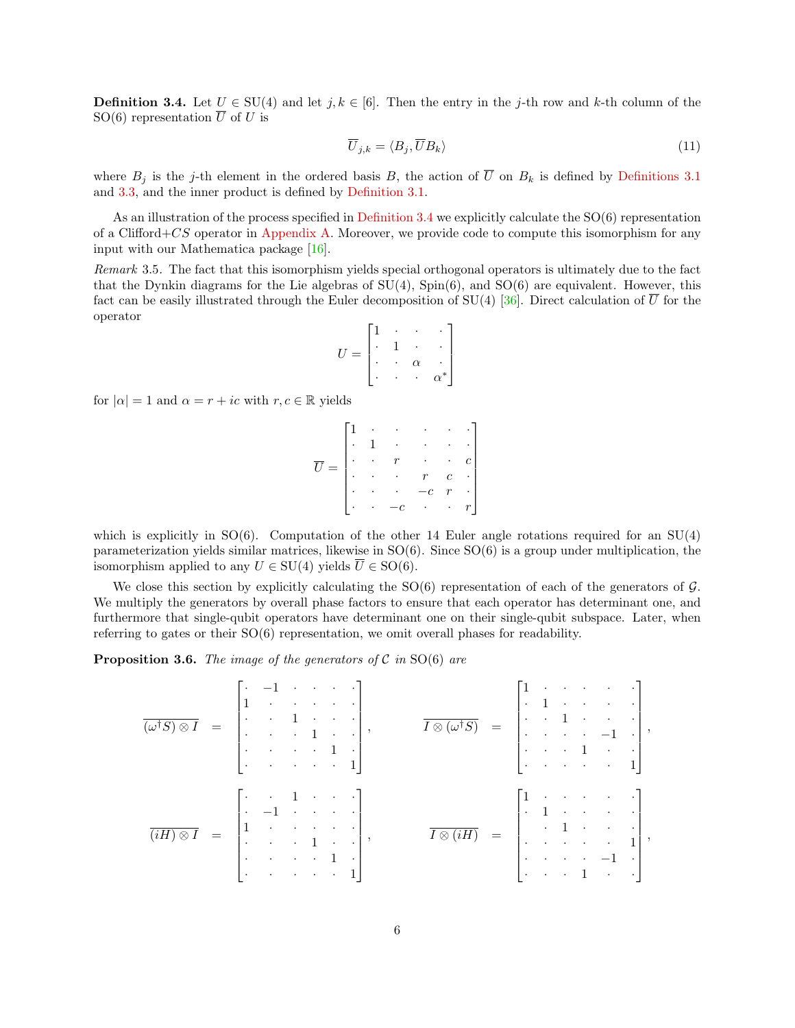**Definition 3.4.** Let $U \in \mathrm{SU}(4)$ and let $j, k \in [6]$. Then the entry in the $j$-th row and $k$-th column of the SO(6) representation $\overline{U}$ of $U$ is

$$\overline{U}_{j,k} = \langle B_j, \overline{U} B_k \rangle \tag{11}$$

where $B_j$ is the $j$-th element in the ordered basis $B$, the action of $\overline{U}$ on $B_k$ is defined by Definitions 3.1 and 3.3, and the inner product is defined by Definition 3.1.

As an illustration of the process specified in Definition 3.4 we explicitly calculate the SO(6) representation of a Clifford+$CS$ operator in Appendix A. Moreover, we provide code to compute this isomorphism for any input with our Mathematica package [16].

*Remark* 3.5. The fact that this isomorphism yields special orthogonal operators is ultimately due to the fact that the Dynkin diagrams for the Lie algebras of SU(4), Spin(6), and SO(6) are equivalent. However, this fact can be easily illustrated through the Euler decomposition of SU(4) [36]. Direct calculation of $\overline{U}$ for the operator

$$U = \begin{bmatrix} 1 & \cdot & \cdot & \cdot \\ \cdot & 1 & \cdot & \cdot \\ \cdot & \cdot & \alpha & \cdot \\ \cdot & \cdot & \cdot & \alpha^* \end{bmatrix}$$

for $|\alpha| = 1$ and $\alpha = r + ic$ with $r, c \in \mathbb{R}$ yields

$$\overline{U} = \begin{bmatrix} 1 & \cdot & \cdot & \cdot & \cdot & \cdot \\ \cdot & 1 & \cdot & \cdot & \cdot & \cdot \\ \cdot & \cdot & r & \cdot & \cdot & c \\ \cdot & \cdot & \cdot & r & c & \cdot \\ \cdot & \cdot & \cdot & -c & r & \cdot \\ \cdot & \cdot & -c & \cdot & \cdot & r \end{bmatrix}$$

which is explicitly in SO(6). Computation of the other 14 Euler angle rotations required for an SU(4) parameterization yields similar matrices, likewise in SO(6). Since SO(6) is a group under multiplication, the isomorphism applied to any $U \in \mathrm{SU}(4)$ yields $\overline{U} \in \mathrm{SO}(6)$.

We close this section by explicitly calculating the SO(6) representation of each of the generators of $\mathcal{G}$. We multiply the generators by overall phase factors to ensure that each operator has determinant one, and furthermore that single-qubit operators have determinant one on their single-qubit subspace. Later, when referring to gates or their SO(6) representation, we omit overall phases for readability.

**Proposition 3.6.** *The image of the generators of* $\mathcal{C}$ *in* SO(6) *are*

$$\overline{(\omega^\dagger S) \otimes I} = \begin{bmatrix} \cdot & -1 & \cdot & \cdot & \cdot & \cdot \\ 1 & \cdot & \cdot & \cdot & \cdot & \cdot \\ \cdot & \cdot & 1 & \cdot & \cdot & \cdot \\ \cdot & \cdot & \cdot & 1 & \cdot & \cdot \\ \cdot & \cdot & \cdot & \cdot & 1 & \cdot \\ \cdot & \cdot & \cdot & \cdot & \cdot & 1 \end{bmatrix}, \qquad \overline{I \otimes (\omega^\dagger S)} = \begin{bmatrix} 1 & \cdot & \cdot & \cdot & \cdot & \cdot \\ \cdot & 1 & \cdot & \cdot & \cdot & \cdot \\ \cdot & \cdot & 1 & \cdot & \cdot & \cdot \\ \cdot & \cdot & \cdot & \cdot & -1 & \cdot \\ \cdot & \cdot & \cdot & 1 & \cdot & \cdot \\ \cdot & \cdot & \cdot & \cdot & \cdot & 1 \end{bmatrix},$$

$$\overline{(iH) \otimes I} = \begin{bmatrix} \cdot & \cdot & 1 & \cdot & \cdot & \cdot \\ \cdot & -1 & \cdot & \cdot & \cdot & \cdot \\ 1 & \cdot & \cdot & \cdot & \cdot & \cdot \\ \cdot & \cdot & \cdot & 1 & \cdot & \cdot \\ \cdot & \cdot & \cdot & \cdot & 1 & \cdot \\ \cdot & \cdot & \cdot & \cdot & \cdot & 1 \end{bmatrix}, \qquad \overline{I \otimes (iH)} = \begin{bmatrix} 1 & \cdot & \cdot & \cdot & \cdot & \cdot \\ \cdot & 1 & \cdot & \cdot & \cdot & \cdot \\ \cdot & \cdot & 1 & \cdot & \cdot & \cdot \\ \cdot & \cdot & \cdot & \cdot & \cdot & 1 \\ \cdot & \cdot & \cdot & \cdot & -1 & \cdot \\ \cdot & \cdot & \cdot & 1 & \cdot & \cdot \end{bmatrix},$$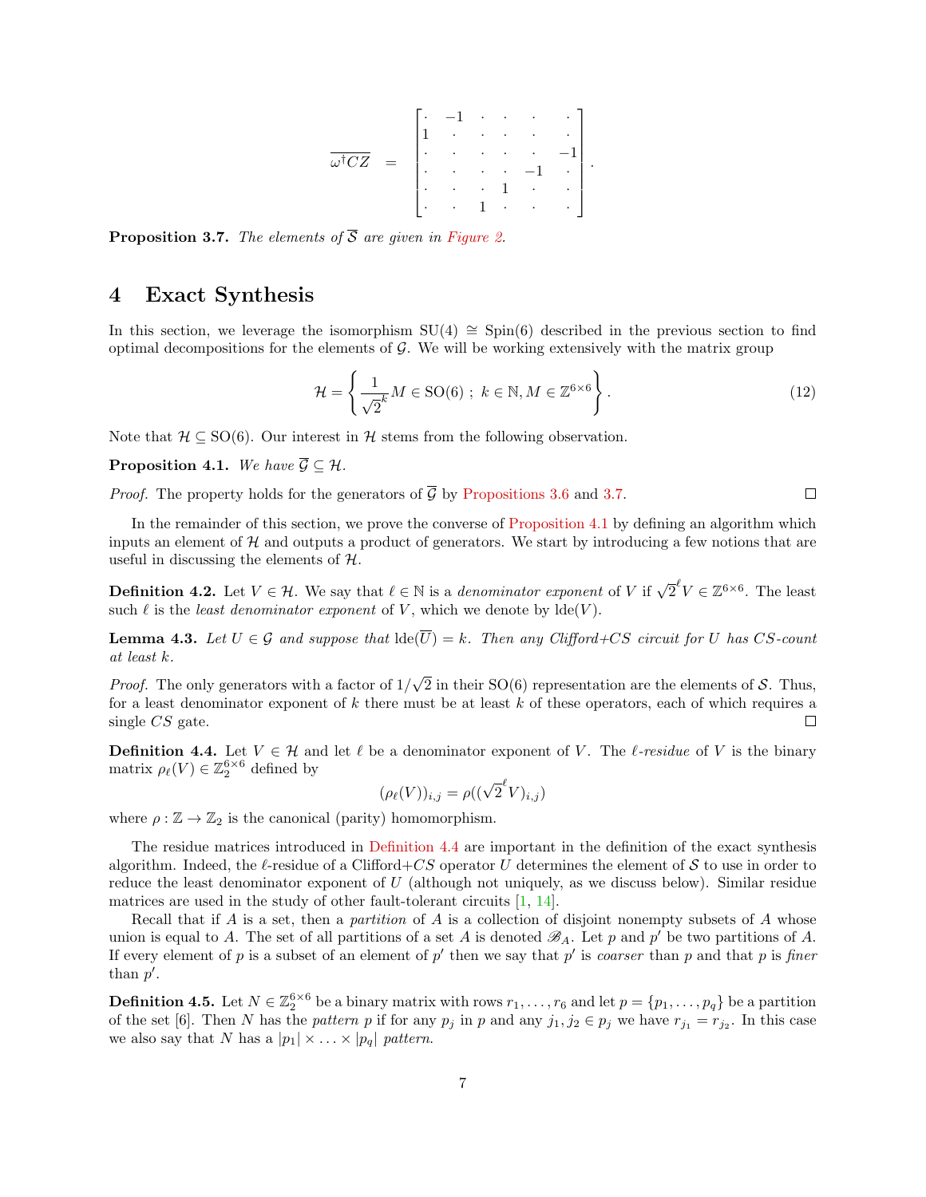$$\overline{\omega^\dagger CZ} \quad = \quad \begin{bmatrix} \cdot & -1 & \cdot & \cdot & \cdot & \cdot \\ 1 & \cdot & \cdot & \cdot & \cdot & \cdot \\ \cdot & \cdot & \cdot & \cdot & \cdot & -1 \\ \cdot & \cdot & \cdot & \cdot & -1 & \cdot \\ \cdot & \cdot & \cdot & 1 & \cdot & \cdot \\ \cdot & \cdot & 1 & \cdot & \cdot & \cdot \end{bmatrix}.$$

**Proposition 3.7.** *The elements of $\overline{\mathcal{S}}$ are given in Figure 2.*

# 4 Exact Synthesis

In this section, we leverage the isomorphism $\mathrm{SU}(4) \cong \mathrm{Spin}(6)$ described in the previous section to find optimal decompositions for the elements of $\mathcal{G}$. We will be working extensively with the matrix group

$$\mathcal{H} = \left\{ \frac{1}{\sqrt{2}^k} M \in \mathrm{SO}(6) \; ; \; k \in \mathbb{N}, M \in \mathbb{Z}^{6\times 6} \right\}. \tag{12}$$

Note that $\mathcal{H} \subseteq \mathrm{SO}(6)$. Our interest in $\mathcal{H}$ stems from the following observation.

**Proposition 4.1.** *We have $\overline{\mathcal{G}} \subseteq \mathcal{H}$.*

*Proof.* The property holds for the generators of $\overline{\mathcal{G}}$ by Propositions 3.6 and 3.7. □

In the remainder of this section, we prove the converse of Proposition 4.1 by defining an algorithm which inputs an element of $\mathcal{H}$ and outputs a product of generators. We start by introducing a few notions that are useful in discussing the elements of $\mathcal{H}$.

**Definition 4.2.** Let $V \in \mathcal{H}$. We say that $\ell \in \mathbb{N}$ is a *denominator exponent* of $V$ if $\sqrt{2}^\ell V \in \mathbb{Z}^{6\times 6}$. The least such $\ell$ is the *least denominator exponent* of $V$, which we denote by $\mathrm{lde}(V)$.

**Lemma 4.3.** *Let $U \in \mathcal{G}$ and suppose that $\mathrm{lde}(\overline{U}) = k$. Then any Clifford+$CS$ circuit for $U$ has $CS$-count at least $k$.*

*Proof.* The only generators with a factor of $1/\sqrt{2}$ in their SO(6) representation are the elements of $\mathcal{S}$. Thus, for a least denominator exponent of $k$ there must be at least $k$ of these operators, each of which requires a single $CS$ gate. □

**Definition 4.4.** Let $V \in \mathcal{H}$ and let $\ell$ be a denominator exponent of $V$. The *$\ell$-residue* of $V$ is the binary matrix $\rho_\ell(V) \in \mathbb{Z}_2^{6\times 6}$ defined by

$$(\rho_\ell(V))_{i,j} = \rho((\sqrt{2}^\ell V)_{i,j})$$

where $\rho : \mathbb{Z} \to \mathbb{Z}_2$ is the canonical (parity) homomorphism.

The residue matrices introduced in Definition 4.4 are important in the definition of the exact synthesis algorithm. Indeed, the $\ell$-residue of a Clifford+$CS$ operator $U$ determines the element of $\mathcal{S}$ to use in order to reduce the least denominator exponent of $U$ (although not uniquely, as we discuss below). Similar residue matrices are used in the study of other fault-tolerant circuits [1, 14].

Recall that if $A$ is a set, then a *partition* of $A$ is a collection of disjoint nonempty subsets of $A$ whose union is equal to $A$. The set of all partitions of a set $A$ is denoted $\mathscr{B}_A$. Let $p$ and $p'$ be two partitions of $A$. If every element of $p$ is a subset of an element of $p'$ then we say that $p'$ is *coarser* than $p$ and that $p$ is *finer* than $p'$.

**Definition 4.5.** Let $N \in \mathbb{Z}_2^{6\times 6}$ be a binary matrix with rows $r_1, \ldots, r_6$ and let $p = \{p_1, \ldots, p_q\}$ be a partition of the set $[6]$. Then $N$ has the *pattern* $p$ if for any $p_j$ in $p$ and any $j_1, j_2 \in p_j$ we have $r_{j_1} = r_{j_2}$. In this case we also say that $N$ has a $|p_1| \times \ldots \times |p_q|$ *pattern*.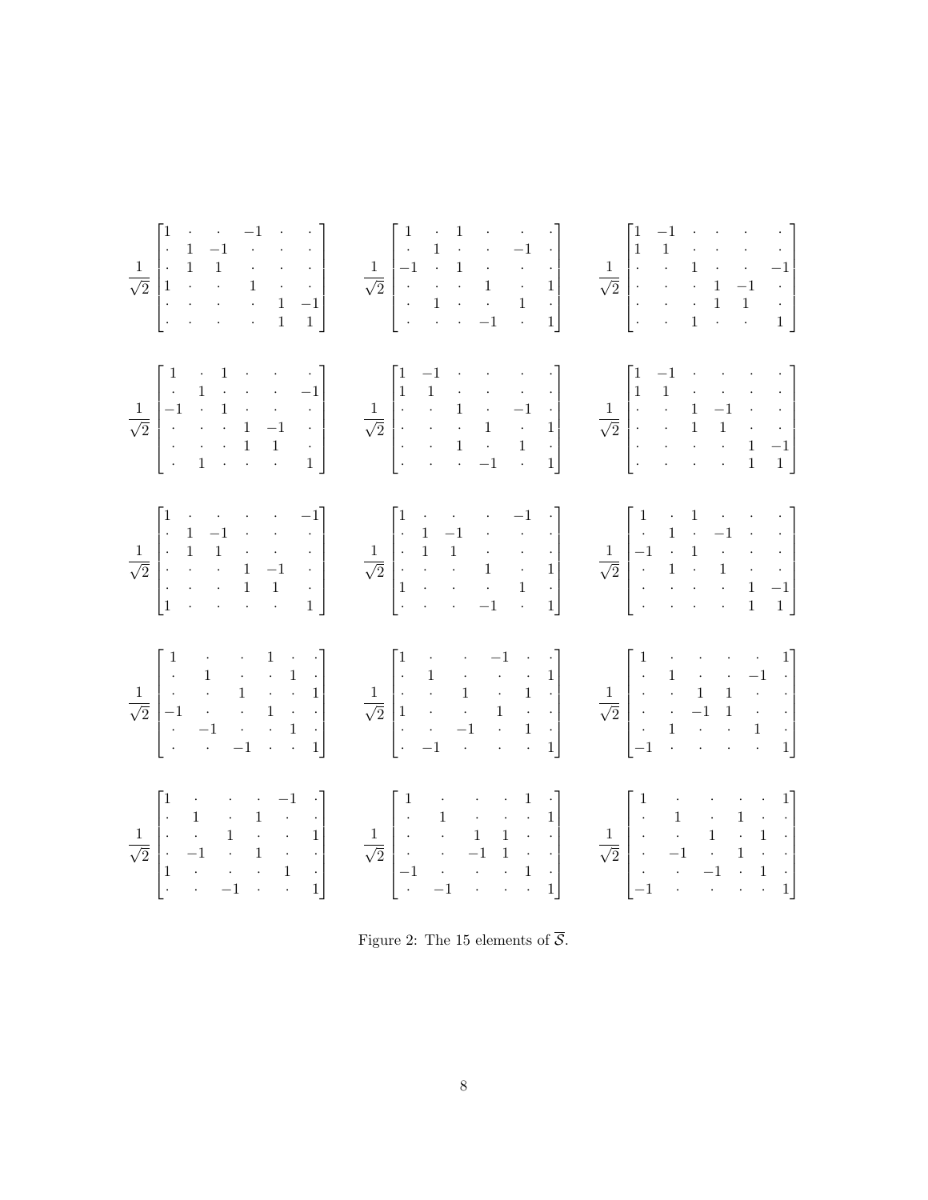$$
\frac{1}{\sqrt{2}}\begin{bmatrix}1 & \cdot & \cdot & -1 & \cdot & \cdot\\ \cdot & 1 & -1 & \cdot & \cdot & \cdot\\ \cdot & 1 & 1 & \cdot & \cdot & \cdot\\ 1 & \cdot & \cdot & 1 & \cdot & \cdot\\ \cdot & \cdot & \cdot & \cdot & 1 & -1\\ \cdot & \cdot & \cdot & \cdot & 1 & 1\end{bmatrix}
\quad
\frac{1}{\sqrt{2}}\begin{bmatrix}1 & \cdot & 1 & \cdot & \cdot & \cdot\\ \cdot & 1 & \cdot & \cdot & -1 & \cdot\\ -1 & \cdot & 1 & \cdot & \cdot & \cdot\\ \cdot & \cdot & \cdot & 1 & \cdot & 1\\ \cdot & 1 & \cdot & \cdot & 1 & \cdot\\ \cdot & \cdot & \cdot & -1 & \cdot & 1\end{bmatrix}
\quad
\frac{1}{\sqrt{2}}\begin{bmatrix}1 & -1 & \cdot & \cdot & \cdot & \cdot\\ 1 & 1 & \cdot & \cdot & \cdot & \cdot\\ \cdot & \cdot & 1 & \cdot & \cdot & -1\\ \cdot & \cdot & \cdot & 1 & -1 & \cdot\\ \cdot & \cdot & \cdot & 1 & 1 & \cdot\\ \cdot & \cdot & 1 & \cdot & \cdot & 1\end{bmatrix}
$$

$$
\frac{1}{\sqrt{2}}\begin{bmatrix}1 & \cdot & 1 & \cdot & \cdot & \cdot\\ \cdot & 1 & \cdot & \cdot & \cdot & -1\\ -1 & \cdot & 1 & \cdot & \cdot & \cdot\\ \cdot & \cdot & \cdot & 1 & -1 & \cdot\\ \cdot & \cdot & \cdot & 1 & 1 & \cdot\\ \cdot & 1 & \cdot & \cdot & \cdot & 1\end{bmatrix}
\quad
\frac{1}{\sqrt{2}}\begin{bmatrix}1 & -1 & \cdot & \cdot & \cdot & \cdot\\ 1 & 1 & \cdot & \cdot & \cdot & \cdot\\ \cdot & \cdot & 1 & \cdot & -1 & \cdot\\ \cdot & \cdot & \cdot & 1 & \cdot & 1\\ \cdot & \cdot & 1 & \cdot & 1 & \cdot\\ \cdot & \cdot & \cdot & -1 & \cdot & 1\end{bmatrix}
\quad
\frac{1}{\sqrt{2}}\begin{bmatrix}1 & -1 & \cdot & \cdot & \cdot & \cdot\\ 1 & 1 & \cdot & \cdot & \cdot & \cdot\\ \cdot & \cdot & 1 & -1 & \cdot & \cdot\\ \cdot & \cdot & 1 & 1 & \cdot & \cdot\\ \cdot & \cdot & \cdot & \cdot & 1 & -1\\ \cdot & \cdot & \cdot & \cdot & 1 & 1\end{bmatrix}
$$

$$
\frac{1}{\sqrt{2}}\begin{bmatrix}1 & \cdot & \cdot & \cdot & \cdot & -1\\ \cdot & 1 & -1 & \cdot & \cdot & \cdot\\ \cdot & 1 & 1 & \cdot & \cdot & \cdot\\ \cdot & \cdot & \cdot & 1 & -1 & \cdot\\ \cdot & \cdot & \cdot & 1 & 1 & \cdot\\ 1 & \cdot & \cdot & \cdot & \cdot & 1\end{bmatrix}
\quad
\frac{1}{\sqrt{2}}\begin{bmatrix}1 & \cdot & \cdot & \cdot & -1 & \cdot\\ \cdot & 1 & -1 & \cdot & \cdot & \cdot\\ \cdot & 1 & 1 & \cdot & \cdot & \cdot\\ \cdot & \cdot & \cdot & 1 & \cdot & 1\\ 1 & \cdot & \cdot & \cdot & 1 & \cdot\\ \cdot & \cdot & \cdot & -1 & \cdot & 1\end{bmatrix}
\quad
\frac{1}{\sqrt{2}}\begin{bmatrix}1 & \cdot & 1 & \cdot & \cdot & \cdot\\ \cdot & 1 & \cdot & -1 & \cdot & \cdot\\ -1 & \cdot & 1 & \cdot & \cdot & \cdot\\ \cdot & 1 & \cdot & 1 & \cdot & \cdot\\ \cdot & \cdot & \cdot & \cdot & 1 & -1\\ \cdot & \cdot & \cdot & \cdot & 1 & 1\end{bmatrix}
$$

$$
\frac{1}{\sqrt{2}}\begin{bmatrix}1 & \cdot & \cdot & 1 & \cdot & \cdot\\ \cdot & 1 & \cdot & \cdot & 1 & \cdot\\ \cdot & \cdot & 1 & \cdot & \cdot & 1\\ -1 & \cdot & \cdot & 1 & \cdot & \cdot\\ \cdot & -1 & \cdot & \cdot & 1 & \cdot\\ \cdot & \cdot & -1 & \cdot & \cdot & 1\end{bmatrix}
\quad
\frac{1}{\sqrt{2}}\begin{bmatrix}1 & \cdot & \cdot & -1 & \cdot & \cdot\\ \cdot & 1 & \cdot & \cdot & \cdot & 1\\ \cdot & \cdot & 1 & \cdot & 1 & \cdot\\ 1 & \cdot & \cdot & 1 & \cdot & \cdot\\ \cdot & \cdot & -1 & \cdot & 1 & \cdot\\ \cdot & -1 & \cdot & \cdot & \cdot & 1\end{bmatrix}
\quad
\frac{1}{\sqrt{2}}\begin{bmatrix}1 & \cdot & \cdot & \cdot & \cdot & 1\\ \cdot & 1 & \cdot & \cdot & -1 & \cdot\\ \cdot & \cdot & 1 & 1 & \cdot & \cdot\\ \cdot & \cdot & -1 & 1 & \cdot & \cdot\\ \cdot & 1 & \cdot & \cdot & 1 & \cdot\\ -1 & \cdot & \cdot & \cdot & \cdot & 1\end{bmatrix}
$$

$$
\frac{1}{\sqrt{2}}\begin{bmatrix}1 & \cdot & \cdot & \cdot & -1 & \cdot\\ \cdot & 1 & \cdot & 1 & \cdot & \cdot\\ \cdot & \cdot & 1 & \cdot & \cdot & 1\\ \cdot & -1 & \cdot & 1 & \cdot & \cdot\\ 1 & \cdot & \cdot & \cdot & 1 & \cdot\\ \cdot & \cdot & -1 & \cdot & \cdot & 1\end{bmatrix}
\quad
\frac{1}{\sqrt{2}}\begin{bmatrix}1 & \cdot & \cdot & \cdot & 1 & \cdot\\ \cdot & 1 & \cdot & \cdot & \cdot & 1\\ \cdot & \cdot & 1 & 1 & \cdot & \cdot\\ \cdot & \cdot & -1 & 1 & \cdot & \cdot\\ -1 & \cdot & \cdot & \cdot & 1 & \cdot\\ \cdot & -1 & \cdot & \cdot & \cdot & 1\end{bmatrix}
\quad
\frac{1}{\sqrt{2}}\begin{bmatrix}1 & \cdot & \cdot & \cdot & \cdot & 1\\ \cdot & 1 & \cdot & 1 & \cdot & \cdot\\ \cdot & \cdot & 1 & \cdot & 1 & \cdot\\ \cdot & -1 & \cdot & 1 & \cdot & \cdot\\ \cdot & \cdot & -1 & \cdot & 1 & \cdot\\ -1 & \cdot & \cdot & \cdot & \cdot & 1\end{bmatrix}
$$

Figure 2: The 15 elements of $\overline{\mathcal{S}}$.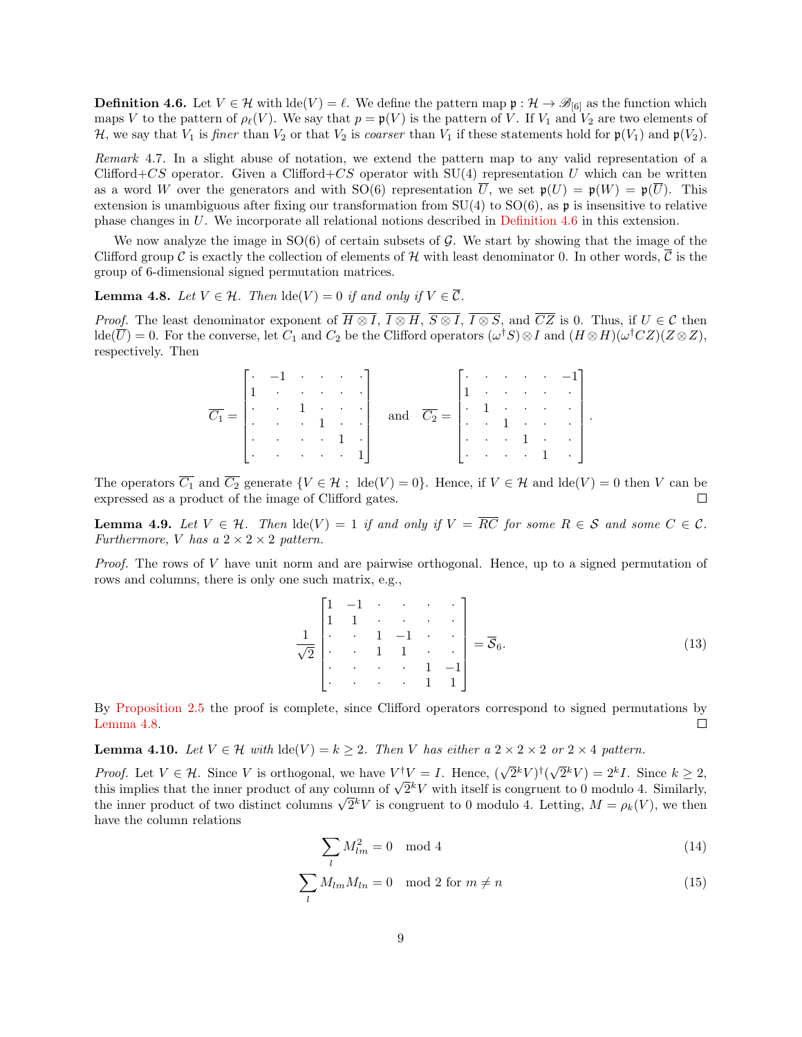**Definition 4.6.** Let $V \in \mathcal{H}$ with $\operatorname{lde}(V) = \ell$. We define the pattern map $\mathfrak{p} : \mathcal{H} \to \mathscr{B}_{[6]}$ as the function which maps $V$ to the pattern of $\rho_\ell(V)$. We say that $p = \mathfrak{p}(V)$ is the pattern of $V$. If $V_1$ and $V_2$ are two elements of $\mathcal{H}$, we say that $V_1$ is *finer* than $V_2$ or that $V_2$ is *coarser* than $V_1$ if these statements hold for $\mathfrak{p}(V_1)$ and $\mathfrak{p}(V_2)$.

*Remark* 4.7. In a slight abuse of notation, we extend the pattern map to any valid representation of a Clifford+$CS$ operator. Given a Clifford+$CS$ operator with SU(4) representation $U$ which can be written as a word $W$ over the generators and with SO(6) representation $\overline{U}$, we set $\mathfrak{p}(U) = \mathfrak{p}(W) = \mathfrak{p}(\overline{U})$. This extension is unambiguous after fixing our transformation from SU(4) to SO(6), as $\mathfrak{p}$ is insensitive to relative phase changes in $U$. We incorporate all relational notions described in Definition 4.6 in this extension.

We now analyze the image in SO(6) of certain subsets of $\mathcal{G}$. We start by showing that the image of the Clifford group $\mathcal{C}$ is exactly the collection of elements of $\mathcal{H}$ with least denominator 0. In other words, $\overline{\mathcal{C}}$ is the group of 6-dimensional signed permutation matrices.

**Lemma 4.8.** *Let $V \in \mathcal{H}$. Then $\operatorname{lde}(V) = 0$ if and only if $V \in \overline{\mathcal{C}}$.*

*Proof.* The least denominator exponent of $\overline{H \otimes I}$, $\overline{I \otimes H}$, $\overline{S \otimes I}$, $\overline{I \otimes S}$, and $\overline{CZ}$ is 0. Thus, if $U \in \mathcal{C}$ then $\operatorname{lde}(\overline{U}) = 0$. For the converse, let $C_1$ and $C_2$ be the Clifford operators $(\omega^\dagger S) \otimes I$ and $(H \otimes H)(\omega^\dagger CZ)(Z \otimes Z)$, respectively. Then

$$
\overline{C_1} = \begin{bmatrix} \cdot & -1 & \cdot & \cdot & \cdot & \cdot \\ 1 & \cdot & \cdot & \cdot & \cdot & \cdot \\ \cdot & \cdot & 1 & \cdot & \cdot & \cdot \\ \cdot & \cdot & \cdot & 1 & \cdot & \cdot \\ \cdot & \cdot & \cdot & \cdot & 1 & \cdot \\ \cdot & \cdot & \cdot & \cdot & \cdot & 1 \end{bmatrix} \quad \text{and} \quad \overline{C_2} = \begin{bmatrix} \cdot & \cdot & \cdot & \cdot & \cdot & -1 \\ 1 & \cdot & \cdot & \cdot & \cdot & \cdot \\ \cdot & 1 & \cdot & \cdot & \cdot & \cdot \\ \cdot & \cdot & 1 & \cdot & \cdot & \cdot \\ \cdot & \cdot & \cdot & 1 & \cdot & \cdot \\ \cdot & \cdot & \cdot & \cdot & 1 & \cdot \end{bmatrix}.
$$

The operators $\overline{C_1}$ and $\overline{C_2}$ generate $\{V \in \mathcal{H} \; ; \; \operatorname{lde}(V) = 0\}$. Hence, if $V \in \mathcal{H}$ and $\operatorname{lde}(V) = 0$ then $V$ can be expressed as a product of the image of Clifford gates. $\square$

**Lemma 4.9.** *Let $V \in \mathcal{H}$. Then $\operatorname{lde}(V) = 1$ if and only if $V = \overline{RC}$ for some $R \in \mathcal{S}$ and some $C \in \mathcal{C}$. Furthermore, $V$ has a $2 \times 2 \times 2$ pattern.*

*Proof.* The rows of $V$ have unit norm and are pairwise orthogonal. Hence, up to a signed permutation of rows and columns, there is only one such matrix, e.g.,

$$
\frac{1}{\sqrt{2}} \begin{bmatrix} 1 & -1 & \cdot & \cdot & \cdot & \cdot \\ 1 & 1 & \cdot & \cdot & \cdot & \cdot \\ \cdot & \cdot & 1 & -1 & \cdot & \cdot \\ \cdot & \cdot & 1 & 1 & \cdot & \cdot \\ \cdot & \cdot & \cdot & \cdot & 1 & -1 \\ \cdot & \cdot & \cdot & \cdot & 1 & 1 \end{bmatrix} = \overline{\mathcal{S}}_6. \tag{13}
$$

By Proposition 2.5 the proof is complete, since Clifford operators correspond to signed permutations by Lemma 4.8. $\square$

**Lemma 4.10.** *Let $V \in \mathcal{H}$ with $\operatorname{lde}(V) = k \geq 2$. Then $V$ has either a $2 \times 2 \times 2$ or $2 \times 4$ pattern.*

*Proof.* Let $V \in \mathcal{H}$. Since $V$ is orthogonal, we have $V^\dagger V = I$. Hence, $(\sqrt{2}^k V)^\dagger (\sqrt{2}^k V) = 2^k I$. Since $k \geq 2$, this implies that the inner product of any column of $\sqrt{2}^k V$ with itself is congruent to 0 modulo 4. Similarly, the inner product of two distinct columns $\sqrt{2}^k V$ is congruent to 0 modulo 4. Letting, $M = \rho_k(V)$, we then have the column relations

$$
\sum_l M_{lm}^2 = 0 \mod 4 \tag{14}
$$

$$
\sum_l M_{lm} M_{ln} = 0 \mod 2 \text{ for } m \neq n \tag{15}
$$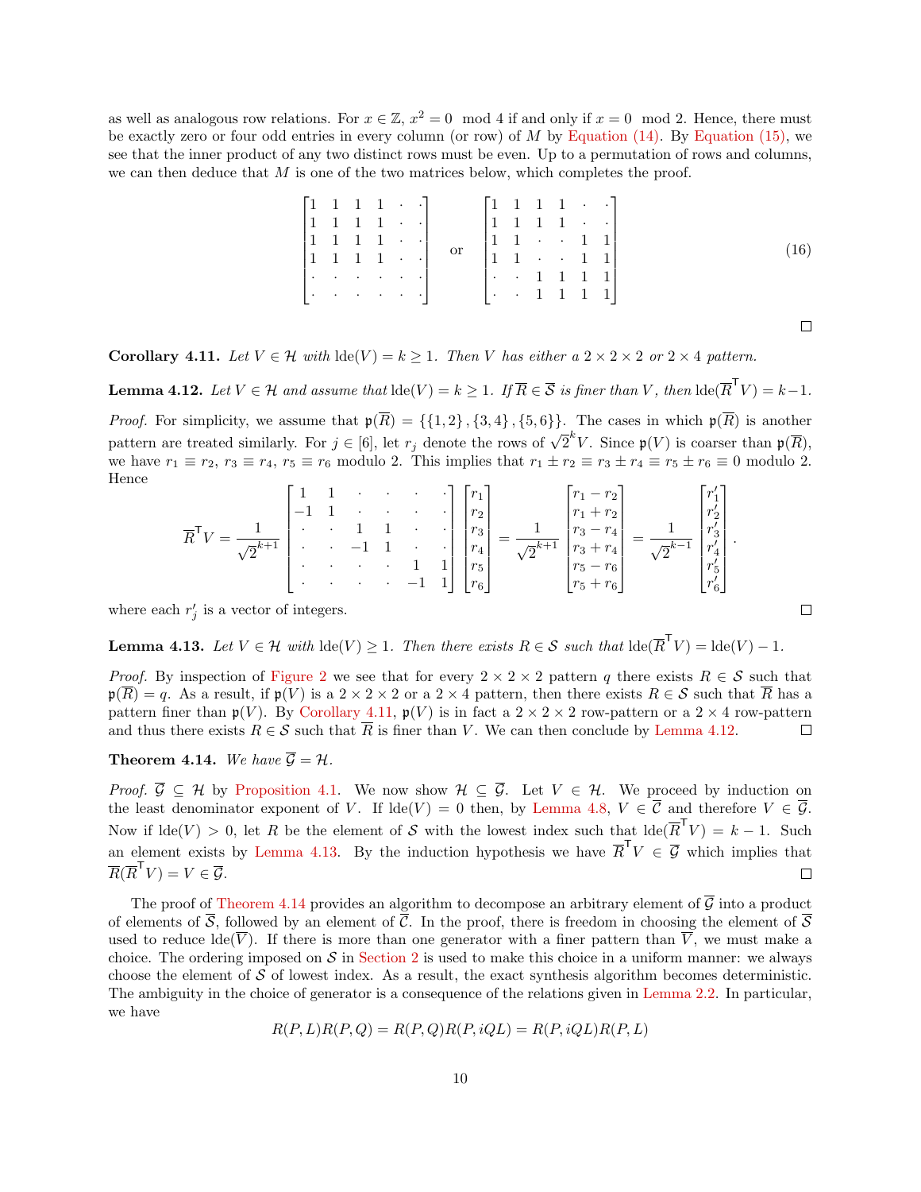as well as analogous row relations. For $x \in \mathbb{Z}$, $x^2 = 0 \mod 4$ if and only if $x = 0 \mod 2$. Hence, there must be exactly zero or four odd entries in every column (or row) of $M$ by Equation (14). By Equation (15), we see that the inner product of any two distinct rows must be even. Up to a permutation of rows and columns, we can then deduce that $M$ is one of the two matrices below, which completes the proof.

$$\begin{bmatrix} 1 & 1 & 1 & 1 & \cdot & \cdot \\ 1 & 1 & 1 & 1 & \cdot & \cdot \\ 1 & 1 & 1 & 1 & \cdot & \cdot \\ 1 & 1 & 1 & 1 & \cdot & \cdot \\ \cdot & \cdot & \cdot & \cdot & \cdot & \cdot \\ \cdot & \cdot & \cdot & \cdot & \cdot & \cdot \end{bmatrix} \quad \text{or} \quad \begin{bmatrix} 1 & 1 & 1 & 1 & \cdot & \cdot \\ 1 & 1 & 1 & 1 & \cdot & \cdot \\ 1 & 1 & \cdot & \cdot & 1 & 1 \\ 1 & 1 & \cdot & \cdot & 1 & 1 \\ \cdot & \cdot & 1 & 1 & 1 & 1 \\ \cdot & \cdot & 1 & 1 & 1 & 1 \end{bmatrix} \tag{16}$$

□

**Corollary 4.11.** *Let $V \in \mathcal{H}$ with $\operatorname{lde}(V) = k \geq 1$. Then $V$ has either a $2 \times 2 \times 2$ or $2 \times 4$ pattern.*

**Lemma 4.12.** *Let $V \in \mathcal{H}$ and assume that $\operatorname{lde}(V) = k \geq 1$. If $\overline{R} \in \overline{\mathcal{S}}$ is finer than $V$, then $\operatorname{lde}(\overline{R}^{\mathsf{T}} V) = k-1$.*

*Proof.* For simplicity, we assume that $\mathfrak{p}(\overline{R}) = \{\{1,2\},\{3,4\},\{5,6\}\}$. The cases in which $\mathfrak{p}(\overline{R})$ is another pattern are treated similarly. For $j \in [6]$, let $r_j$ denote the rows of $\sqrt{2}^k V$. Since $\mathfrak{p}(V)$ is coarser than $\mathfrak{p}(\overline{R})$, we have $r_1 \equiv r_2$, $r_3 \equiv r_4$, $r_5 \equiv r_6$ modulo 2. This implies that $r_1 \pm r_2 \equiv r_3 \pm r_4 \equiv r_5 \pm r_6 \equiv 0$ modulo 2. Hence

$$\overline{R}^{\mathsf{T}} V = \frac{1}{\sqrt{2}^{k+1}} \begin{bmatrix} 1 & 1 & \cdot & \cdot & \cdot & \cdot \\ -1 & 1 & \cdot & \cdot & \cdot & \cdot \\ \cdot & \cdot & 1 & 1 & \cdot & \cdot \\ \cdot & \cdot & -1 & 1 & \cdot & \cdot \\ \cdot & \cdot & \cdot & \cdot & 1 & 1 \\ \cdot & \cdot & \cdot & \cdot & -1 & 1 \end{bmatrix} \begin{bmatrix} r_1 \\ r_2 \\ r_3 \\ r_4 \\ r_5 \\ r_6 \end{bmatrix} = \frac{1}{\sqrt{2}^{k+1}} \begin{bmatrix} r_1 - r_2 \\ r_1 + r_2 \\ r_3 - r_4 \\ r_3 + r_4 \\ r_5 - r_6 \\ r_5 + r_6 \end{bmatrix} = \frac{1}{\sqrt{2}^{k-1}} \begin{bmatrix} r_1' \\ r_2' \\ r_3' \\ r_4' \\ r_5' \\ r_6' \end{bmatrix}.$$

where each $r_j'$ is a vector of integers. □

**Lemma 4.13.** *Let $V \in \mathcal{H}$ with $\operatorname{lde}(V) \geq 1$. Then there exists $R \in \mathcal{S}$ such that $\operatorname{lde}(\overline{R}^{\mathsf{T}} V) = \operatorname{lde}(V) - 1$.*

*Proof.* By inspection of Figure 2 we see that for every $2 \times 2 \times 2$ pattern $q$ there exists $R \in \mathcal{S}$ such that $\mathfrak{p}(\overline{R}) = q$. As a result, if $\mathfrak{p}(V)$ is a $2 \times 2 \times 2$ or a $2 \times 4$ pattern, then there exists $R \in \mathcal{S}$ such that $\overline{R}$ has a pattern finer than $\mathfrak{p}(V)$. By Corollary 4.11, $\mathfrak{p}(V)$ is in fact a $2 \times 2 \times 2$ row-pattern or a $2 \times 4$ row-pattern and thus there exists $R \in \mathcal{S}$ such that $\overline{R}$ is finer than $V$. We can then conclude by Lemma 4.12. □

**Theorem 4.14.** *We have $\overline{\mathcal{G}} = \mathcal{H}$.*

*Proof.* $\overline{\mathcal{G}} \subseteq \mathcal{H}$ by Proposition 4.1. We now show $\mathcal{H} \subseteq \overline{\mathcal{G}}$. Let $V \in \mathcal{H}$. We proceed by induction on the least denominator exponent of $V$. If $\operatorname{lde}(V) = 0$ then, by Lemma 4.8, $V \in \overline{\mathcal{C}}$ and therefore $V \in \overline{\mathcal{G}}$. Now if $\operatorname{lde}(V) > 0$, let $R$ be the element of $\mathcal{S}$ with the lowest index such that $\operatorname{lde}(\overline{R}^{\mathsf{T}} V) = k - 1$. Such an element exists by Lemma 4.13. By the induction hypothesis we have $\overline{R}^{\mathsf{T}} V \in \overline{\mathcal{G}}$ which implies that $\overline{R}(\overline{R}^{\mathsf{T}} V) = V \in \overline{\mathcal{G}}$. □

The proof of Theorem 4.14 provides an algorithm to decompose an arbitrary element of $\overline{\mathcal{G}}$ into a product of elements of $\overline{\mathcal{S}}$, followed by an element of $\overline{\mathcal{C}}$. In the proof, there is freedom in choosing the element of $\overline{\mathcal{S}}$ used to reduce $\operatorname{lde}(\overline{V})$. If there is more than one generator with a finer pattern than $\overline{V}$, we must make a choice. The ordering imposed on $\mathcal{S}$ in Section 2 is used to make this choice in a uniform manner: we always choose the element of $\mathcal{S}$ of lowest index. As a result, the exact synthesis algorithm becomes deterministic. The ambiguity in the choice of generator is a consequence of the relations given in Lemma 2.2. In particular, we have

$$R(P,L)R(P,Q) = R(P,Q)R(P,iQL) = R(P,iQL)R(P,L)$$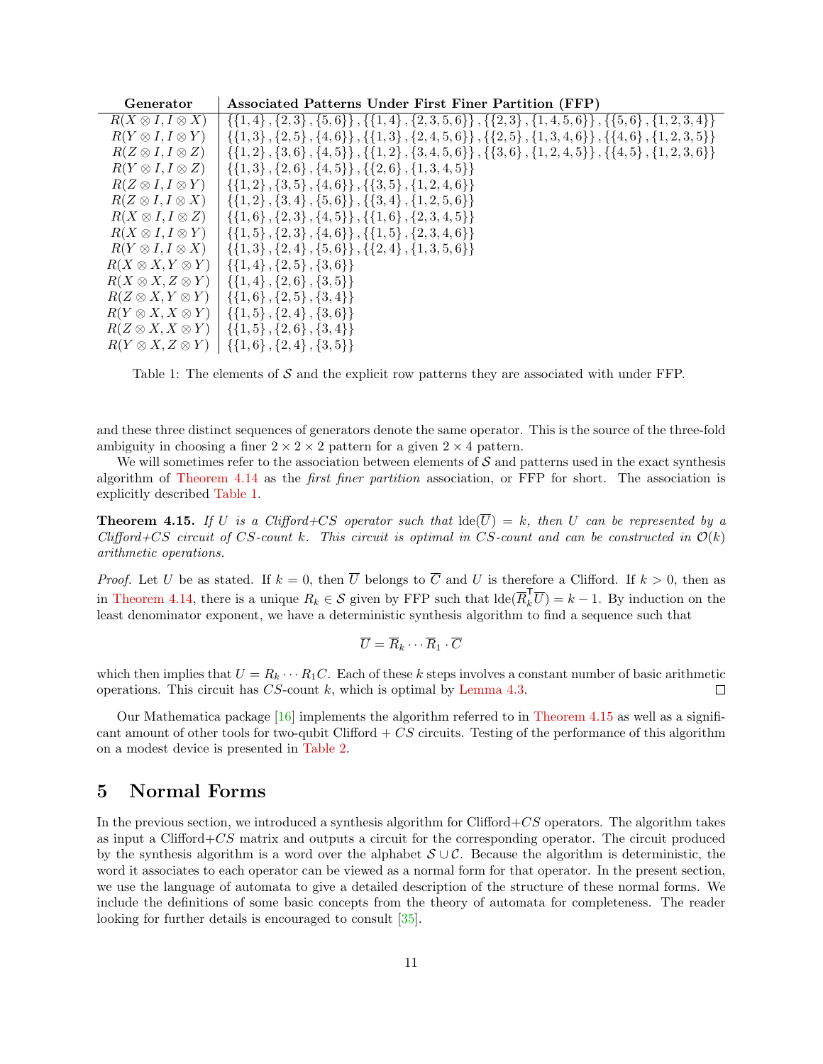| Generator | Associated Patterns Under First Finer Partition (FFP) |
|---|---|
| $R(X \otimes I, I \otimes X)$ | $\{\{1,4\},\{2,3\},\{5,6\}\},\{\{1,4\},\{2,3,5,6\}\},\{\{2,3\},\{1,4,5,6\}\},\{\{5,6\},\{1,2,3,4\}\}$ |
| $R(Y \otimes I, I \otimes Y)$ | $\{\{1,3\},\{2,5\},\{4,6\}\},\{\{1,3\},\{2,4,5,6\}\},\{\{2,5\},\{1,3,4,6\}\},\{\{4,6\},\{1,2,3,5\}\}$ |
| $R(Z \otimes I, I \otimes Z)$ | $\{\{1,2\},\{3,6\},\{4,5\}\},\{\{1,2\},\{3,4,5,6\}\},\{\{3,6\},\{1,2,4,5\}\},\{\{4,5\},\{1,2,3,6\}\}$ |
| $R(Y \otimes I, I \otimes Z)$ | $\{\{1,3\},\{2,6\},\{4,5\}\},\{\{2,6\},\{1,3,4,5\}\}$ |
| $R(Z \otimes I, I \otimes Y)$ | $\{\{1,2\},\{3,5\},\{4,6\}\},\{\{3,5\},\{1,2,4,6\}\}$ |
| $R(Z \otimes I, I \otimes X)$ | $\{\{1,2\},\{3,4\},\{5,6\}\},\{\{3,4\},\{1,2,5,6\}\}$ |
| $R(X \otimes I, I \otimes Z)$ | $\{\{1,6\},\{2,3\},\{4,5\}\},\{\{1,6\},\{2,3,4,5\}\}$ |
| $R(X \otimes I, I \otimes Y)$ | $\{\{1,5\},\{2,3\},\{4,6\}\},\{\{1,5\},\{2,3,4,6\}\}$ |
| $R(Y \otimes I, I \otimes X)$ | $\{\{1,3\},\{2,4\},\{5,6\}\},\{\{2,4\},\{1,3,5,6\}\}$ |
| $R(X \otimes X, Y \otimes Y)$ | $\{\{1,4\},\{2,5\},\{3,6\}\}$ |
| $R(X \otimes X, Z \otimes Y)$ | $\{\{1,4\},\{2,6\},\{3,5\}\}$ |
| $R(Z \otimes X, Y \otimes Y)$ | $\{\{1,6\},\{2,5\},\{3,4\}\}$ |
| $R(Y \otimes X, X \otimes Y)$ | $\{\{1,5\},\{2,4\},\{3,6\}\}$ |
| $R(Z \otimes X, X \otimes Y)$ | $\{\{1,5\},\{2,6\},\{3,4\}\}$ |
| $R(Y \otimes X, Z \otimes Y)$ | $\{\{1,6\},\{2,4\},\{3,5\}\}$ |

Table 1: The elements of $\mathcal{S}$ and the explicit row patterns they are associated with under FFP.

and these three distinct sequences of generators denote the same operator. This is the source of the three-fold ambiguity in choosing a finer $2 \times 2 \times 2$ pattern for a given $2 \times 4$ pattern.

We will sometimes refer to the association between elements of $\mathcal{S}$ and patterns used in the exact synthesis algorithm of Theorem 4.14 as the *first finer partition* association, or FFP for short. The association is explicitly described Table 1.

**Theorem 4.15.** *If $U$ is a Clifford+$CS$ operator such that $\operatorname{lde}(\overline{U}) = k$, then $U$ can be represented by a Clifford+$CS$ circuit of $CS$-count $k$. This circuit is optimal in $CS$-count and can be constructed in $\mathcal{O}(k)$ arithmetic operations.*

*Proof.* Let $U$ be as stated. If $k = 0$, then $\overline{U}$ belongs to $\overline{\mathcal{C}}$ and $U$ is therefore a Clifford. If $k > 0$, then as in Theorem 4.14, there is a unique $R_k \in \mathcal{S}$ given by FFP such that $\operatorname{lde}(\overline{R}_k^{\intercal}\overline{U}) = k - 1$. By induction on the least denominator exponent, we have a deterministic synthesis algorithm to find a sequence such that

$$\overline{U} = \overline{R}_k \cdots \overline{R}_1 \cdot \overline{C}$$

which then implies that $U = R_k \cdots R_1 C$. Each of these $k$ steps involves a constant number of basic arithmetic operations. This circuit has $CS$-count $k$, which is optimal by Lemma 4.3. □

Our Mathematica package [16] implements the algorithm referred to in Theorem 4.15 as well as a significant amount of other tools for two-qubit Clifford + $CS$ circuits. Testing of the performance of this algorithm on a modest device is presented in Table 2.

# 5 Normal Forms

In the previous section, we introduced a synthesis algorithm for Clifford+$CS$ operators. The algorithm takes as input a Clifford+$CS$ matrix and outputs a circuit for the corresponding operator. The circuit produced by the synthesis algorithm is a word over the alphabet $\mathcal{S} \cup \mathcal{C}$. Because the algorithm is deterministic, the word it associates to each operator can be viewed as a normal form for that operator. In the present section, we use the language of automata to give a detailed description of the structure of these normal forms. We include the definitions of some basic concepts from the theory of automata for completeness. The reader looking for further details is encouraged to consult [35].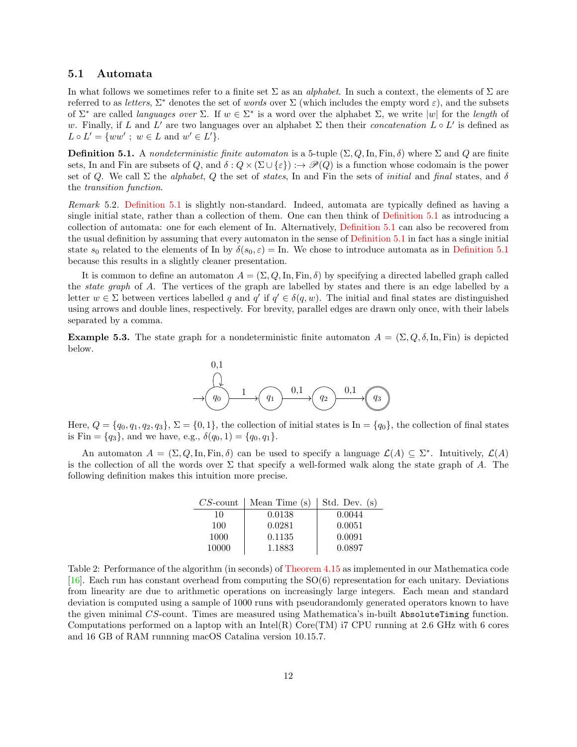### 5.1 Automata

In what follows we sometimes refer to a finite set $\Sigma$ as an *alphabet*. In such a context, the elements of $\Sigma$ are referred to as *letters*, $\Sigma^*$ denotes the set of *words* over $\Sigma$ (which includes the empty word $\varepsilon$), and the subsets of $\Sigma^*$ are called *languages over* $\Sigma$. If $w \in \Sigma^*$ is a word over the alphabet $\Sigma$, we write $|w|$ for the *length* of $w$. Finally, if $L$ and $L'$ are two languages over an alphabet $\Sigma$ then their *concatenation* $L \circ L'$ is defined as $L \circ L' = \{ww' \; ; \; w \in L \text{ and } w' \in L'\}$.

**Definition 5.1.** A *nondeterministic finite automaton* is a 5-tuple $(\Sigma, Q, \text{In}, \text{Fin}, \delta)$ where $\Sigma$ and $Q$ are finite sets, In and Fin are subsets of $Q$, and $\delta : Q \times (\Sigma \cup \{\varepsilon\}) :\rightarrow \mathscr{P}(Q)$ is a function whose codomain is the power set of $Q$. We call $\Sigma$ the *alphabet*, $Q$ the set of *states*, In and Fin the sets of *initial* and *final* states, and $\delta$ the *transition function*.

*Remark* 5.2. Definition 5.1 is slightly non-standard. Indeed, automata are typically defined as having a single initial state, rather than a collection of them. One can then think of Definition 5.1 as introducing a collection of automata: one for each element of In. Alternatively, Definition 5.1 can also be recovered from the usual definition by assuming that every automaton in the sense of Definition 5.1 in fact has a single initial state $s_0$ related to the elements of In by $\delta(s_0, \varepsilon) = \text{In}$. We chose to introduce automata as in Definition 5.1 because this results in a slightly cleaner presentation.

It is common to define an automaton $A = (\Sigma, Q, \text{In}, \text{Fin}, \delta)$ by specifying a directed labelled graph called the *state graph* of $A$. The vertices of the graph are labelled by states and there is an edge labelled by a letter $w \in \Sigma$ between vertices labelled $q$ and $q'$ if $q' \in \delta(q, w)$. The initial and final states are distinguished using arrows and double lines, respectively. For brevity, parallel edges are drawn only once, with their labels separated by a comma.

**Example 5.3.** The state graph for a nondeterministic finite automaton $A = (\Sigma, Q, \delta, \text{In}, \text{Fin})$ is depicted below.

Here, $Q = \{q_0, q_1, q_2, q_3\}$, $\Sigma = \{0, 1\}$, the collection of initial states is $\text{In} = \{q_0\}$, the collection of final states is $\text{Fin} = \{q_3\}$, and we have, e.g., $\delta(q_0, 1) = \{q_0, q_1\}$.

An automaton $A = (\Sigma, Q, \text{In}, \text{Fin}, \delta)$ can be used to specify a language $\mathcal{L}(A) \subseteq \Sigma^*$. Intuitively, $\mathcal{L}(A)$ is the collection of all the words over $\Sigma$ that specify a well-formed walk along the state graph of $A$. The following definition makes this intuition more precise.

| $CS$-count | Mean Time (s) | Std. Dev. (s) |
|---|---|---|
| 10 | 0.0138 | 0.0044 |
| 100 | 0.0281 | 0.0051 |
| 1000 | 0.1135 | 0.0091 |
| 10000 | 1.1883 | 0.0897 |

Table 2: Performance of the algorithm (in seconds) of Theorem 4.15 as implemented in our Mathematica code [16]. Each run has constant overhead from computing the SO(6) representation for each unitary. Deviations from linearity are due to arithmetic operations on increasingly large integers. Each mean and standard deviation is computed using a sample of 1000 runs with pseudorandomly generated operators known to have the given minimal $CS$-count. Times are measured using Mathematica's in-built `AbsoluteTiming` function. Computations performed on a laptop with an Intel(R) Core(TM) i7 CPU running at 2.6 GHz with 6 cores and 16 GB of RAM runnning macOS Catalina version 10.15.7.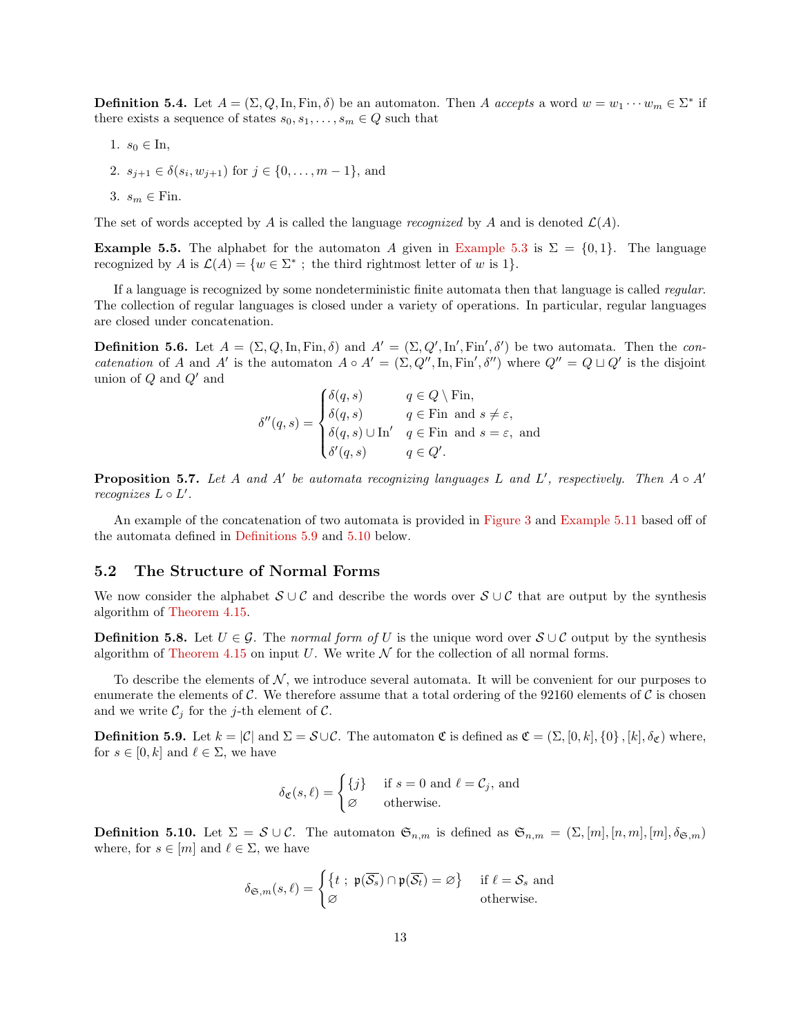**Definition 5.4.** Let $A = (\Sigma, Q, \mathrm{In}, \mathrm{Fin}, \delta)$ be an automaton. Then $A$ *accepts* a word $w = w_1 \cdots w_m \in \Sigma^*$ if there exists a sequence of states $s_0, s_1, \ldots, s_m \in Q$ such that

1. $s_0 \in \mathrm{In}$,
2. $s_{j+1} \in \delta(s_i, w_{j+1})$ for $j \in \{0, \ldots, m-1\}$, and
3. $s_m \in \mathrm{Fin}$.

The set of words accepted by $A$ is called the language *recognized* by $A$ and is denoted $\mathcal{L}(A)$.

**Example 5.5.** The alphabet for the automaton $A$ given in Example 5.3 is $\Sigma = \{0, 1\}$. The language recognized by $A$ is $\mathcal{L}(A) = \{w \in \Sigma^* \text{ ; the third rightmost letter of } w \text{ is } 1\}$.

If a language is recognized by some nondeterministic finite automata then that language is called *regular*. The collection of regular languages is closed under a variety of operations. In particular, regular languages are closed under concatenation.

**Definition 5.6.** Let $A = (\Sigma, Q, \mathrm{In}, \mathrm{Fin}, \delta)$ and $A' = (\Sigma, Q', \mathrm{In}', \mathrm{Fin}', \delta')$ be two automata. Then the *concatenation* of $A$ and $A'$ is the automaton $A \circ A' = (\Sigma, Q'', \mathrm{In}, \mathrm{Fin}', \delta'')$ where $Q'' = Q \sqcup Q'$ is the disjoint union of $Q$ and $Q'$ and

$$\delta''(q, s) = \begin{cases} \delta(q, s) & q \in Q \setminus \mathrm{Fin}, \\ \delta(q, s) & q \in \mathrm{Fin} \text{ and } s \neq \varepsilon, \\ \delta(q, s) \cup \mathrm{In}' & q \in \mathrm{Fin} \text{ and } s = \varepsilon, \text{ and} \\ \delta'(q, s) & q \in Q'. \end{cases}$$

**Proposition 5.7.** *Let $A$ and $A'$ be automata recognizing languages $L$ and $L'$, respectively. Then $A \circ A'$ recognizes $L \circ L'$.*

An example of the concatenation of two automata is provided in Figure 3 and Example 5.11 based off of the automata defined in Definitions 5.9 and 5.10 below.

## 5.2 The Structure of Normal Forms

We now consider the alphabet $\mathcal{S} \cup \mathcal{C}$ and describe the words over $\mathcal{S} \cup \mathcal{C}$ that are output by the synthesis algorithm of Theorem 4.15.

**Definition 5.8.** Let $U \in \mathcal{G}$. The *normal form of* $U$ is the unique word over $\mathcal{S} \cup \mathcal{C}$ output by the synthesis algorithm of Theorem 4.15 on input $U$. We write $\mathcal{N}$ for the collection of all normal forms.

To describe the elements of $\mathcal{N}$, we introduce several automata. It will be convenient for our purposes to enumerate the elements of $\mathcal{C}$. We therefore assume that a total ordering of the 92160 elements of $\mathcal{C}$ is chosen and we write $\mathcal{C}_j$ for the $j$-th element of $\mathcal{C}$.

**Definition 5.9.** Let $k = |\mathcal{C}|$ and $\Sigma = \mathcal{S} \cup \mathcal{C}$. The automaton $\mathfrak{C}$ is defined as $\mathfrak{C} = (\Sigma, [0, k], \{0\}, [k], \delta_{\mathfrak{C}})$ where, for $s \in [0, k]$ and $\ell \in \Sigma$, we have

$$\delta_{\mathfrak{C}}(s, \ell) = \begin{cases} \{j\} & \text{if } s = 0 \text{ and } \ell = \mathcal{C}_j, \text{ and} \\ \varnothing & \text{otherwise.} \end{cases}$$

**Definition 5.10.** Let $\Sigma = \mathcal{S} \cup \mathcal{C}$. The automaton $\mathfrak{S}_{n,m}$ is defined as $\mathfrak{S}_{n,m} = (\Sigma, [m], [n, m], [m], \delta_{\mathfrak{S},m})$ where, for $s \in [m]$ and $\ell \in \Sigma$, we have

$$\delta_{\mathfrak{S},m}(s, \ell) = \begin{cases} \left\{ t \text{ ; } \mathfrak{p}(\overline{\mathcal{S}_s}) \cap \mathfrak{p}(\overline{\mathcal{S}_t}) = \varnothing \right\} & \text{if } \ell = \mathcal{S}_s \text{ and} \\ \varnothing & \text{otherwise.} \end{cases}$$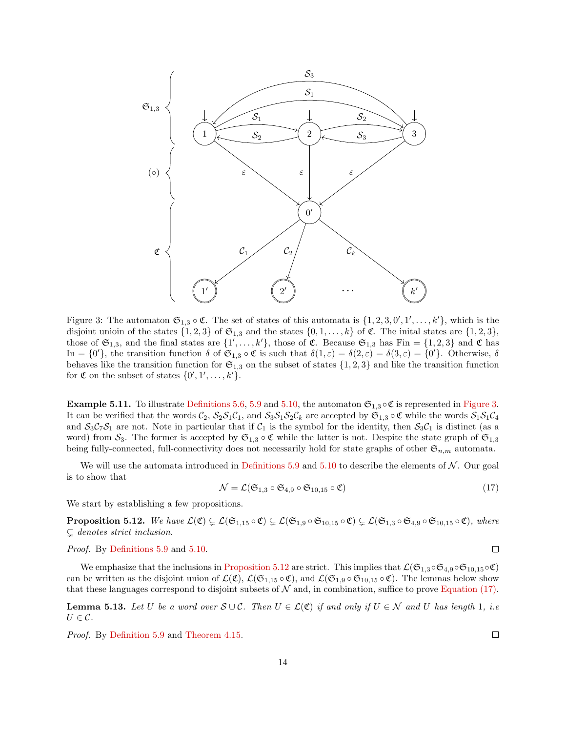Figure 3: The automaton $\mathfrak{S}_{1,3} \circ \mathfrak{C}$. The set of states of this automata is $\{1, 2, 3, 0', 1', \ldots, k'\}$, which is the disjoint unioin of the states $\{1, 2, 3\}$ of $\mathfrak{S}_{1,3}$ and the states $\{0, 1, \ldots, k\}$ of $\mathfrak{C}$. The inital states are $\{1, 2, 3\}$, those of $\mathfrak{S}_{1,3}$, and the final states are $\{1', \ldots, k'\}$, those of $\mathfrak{C}$. Because $\mathfrak{S}_{1,3}$ has Fin $= \{1, 2, 3\}$ and $\mathfrak{C}$ has In $= \{0'\}$, the transition function $\delta$ of $\mathfrak{S}_{1,3} \circ \mathfrak{C}$ is such that $\delta(1, \varepsilon) = \delta(2, \varepsilon) = \delta(3, \varepsilon) = \{0'\}$. Otherwise, $\delta$ behaves like the transition function for $\mathfrak{S}_{1,3}$ on the subset of states $\{1, 2, 3\}$ and like the transition function for $\mathfrak{C}$ on the subset of states $\{0', 1', \ldots, k'\}$.

**Example 5.11.** To illustrate Definitions 5.6, 5.9 and 5.10, the automaton $\mathfrak{S}_{1,3} \circ \mathfrak{C}$ is represented in Figure 3. It can be verified that the words $\mathcal{C}_2$, $\mathcal{S}_2\mathcal{S}_1\mathcal{C}_1$, and $\mathcal{S}_3\mathcal{S}_1\mathcal{S}_2\mathcal{C}_k$ are accepted by $\mathfrak{S}_{1,3} \circ \mathfrak{C}$ while the words $\mathcal{S}_1\mathcal{S}_1\mathcal{C}_4$ and $\mathcal{S}_3\mathcal{C}_7\mathcal{S}_1$ are not. Note in particular that if $\mathcal{C}_1$ is the symbol for the identity, then $\mathcal{S}_3\mathcal{C}_1$ is distinct (as a word) from $\mathcal{S}_3$. The former is accepted by $\mathfrak{S}_{1,3} \circ \mathfrak{C}$ while the latter is not. Despite the state graph of $\mathfrak{S}_{1,3}$ being fully-connected, full-connectivity does not necessarily hold for state graphs of other $\mathfrak{S}_{n,m}$ automata.

We will use the automata introduced in Definitions 5.9 and 5.10 to describe the elements of $\mathcal{N}$. Our goal is to show that

$$\mathcal{N} = \mathcal{L}(\mathfrak{S}_{1,3} \circ \mathfrak{S}_{4,9} \circ \mathfrak{S}_{10,15} \circ \mathfrak{C}) \tag{17}$$

We start by establishing a few propositions.

**Proposition 5.12.** *We have $\mathcal{L}(\mathfrak{C}) \subsetneq \mathcal{L}(\mathfrak{S}_{1,15} \circ \mathfrak{C}) \subsetneq \mathcal{L}(\mathfrak{S}_{1,9} \circ \mathfrak{S}_{10,15} \circ \mathfrak{C}) \subsetneq \mathcal{L}(\mathfrak{S}_{1,3} \circ \mathfrak{S}_{4,9} \circ \mathfrak{S}_{10,15} \circ \mathfrak{C})$, where $\subsetneq$ denotes strict inclusion.*

*Proof.* By Definitions 5.9 and 5.10. ◻

We emphasize that the inclusions in Proposition 5.12 are strict. This implies that $\mathcal{L}(\mathfrak{S}_{1,3} \circ \mathfrak{S}_{4,9} \circ \mathfrak{S}_{10,15} \circ \mathfrak{C})$ can be written as the disjoint union of $\mathcal{L}(\mathfrak{C})$, $\mathcal{L}(\mathfrak{S}_{1,15} \circ \mathfrak{C})$, and $\mathcal{L}(\mathfrak{S}_{1,9} \circ \mathfrak{S}_{10,15} \circ \mathfrak{C})$. The lemmas below show that these languages correspond to disjoint subsets of $\mathcal{N}$ and, in combination, suffice to prove Equation (17).

**Lemma 5.13.** *Let $U$ be a word over $\mathcal{S} \cup \mathcal{C}$. Then $U \in \mathcal{L}(\mathfrak{C})$ if and only if $U \in \mathcal{N}$ and $U$ has length 1, i.e $U \in \mathcal{C}$.*

*Proof.* By Definition 5.9 and Theorem 4.15. ◻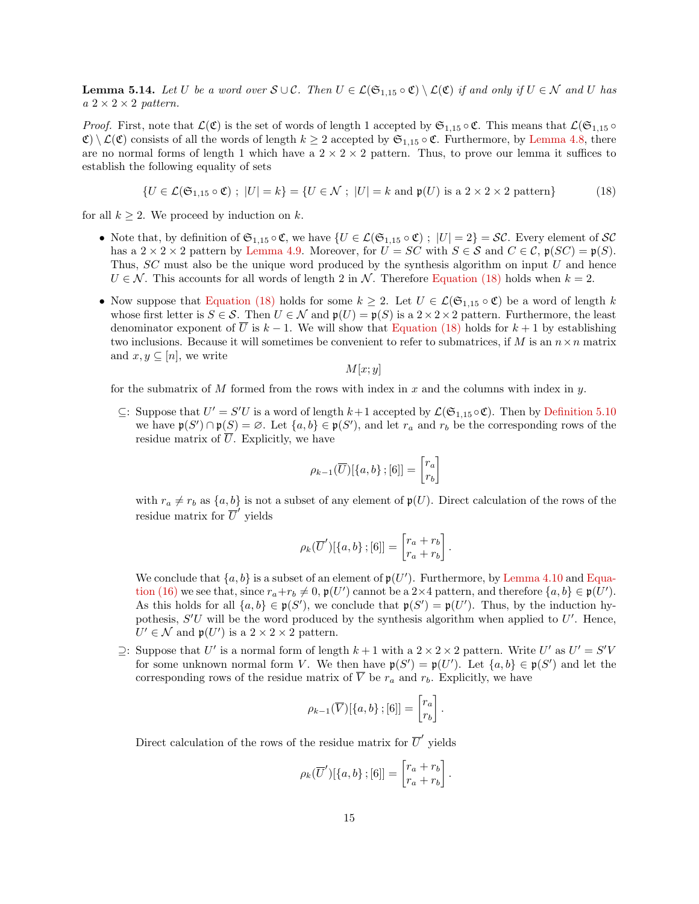**Lemma 5.14.** *Let $U$ be a word over $\mathcal{S} \cup \mathcal{C}$. Then $U \in \mathcal{L}(\mathfrak{S}_{1,15} \circ \mathfrak{C}) \setminus \mathcal{L}(\mathfrak{C})$ if and only if $U \in \mathcal{N}$ and $U$ has a $2 \times 2 \times 2$ pattern.*

*Proof.* First, note that $\mathcal{L}(\mathfrak{C})$ is the set of words of length 1 accepted by $\mathfrak{S}_{1,15} \circ \mathfrak{C}$. This means that $\mathcal{L}(\mathfrak{S}_{1,15} \circ \mathfrak{C}) \setminus \mathcal{L}(\mathfrak{C})$ consists of all the words of length $k \geq 2$ accepted by $\mathfrak{S}_{1,15} \circ \mathfrak{C}$. Furthermore, by Lemma 4.8, there are no normal forms of length 1 which have a $2 \times 2 \times 2$ pattern. Thus, to prove our lemma it suffices to establish the following equality of sets

$$\{U \in \mathcal{L}(\mathfrak{S}_{1,15} \circ \mathfrak{C}) \; ; \; |U| = k\} = \{U \in \mathcal{N} \; ; \; |U| = k \text{ and } \mathfrak{p}(U) \text{ is a } 2 \times 2 \times 2 \text{ pattern}\} \tag{18}$$

for all $k \geq 2$. We proceed by induction on $k$.

- Note that, by definition of $\mathfrak{S}_{1,15} \circ \mathfrak{C}$, we have $\{U \in \mathcal{L}(\mathfrak{S}_{1,15} \circ \mathfrak{C}) \; ; \; |U| = 2\} = \mathcal{SC}$. Every element of $\mathcal{SC}$ has a $2 \times 2 \times 2$ pattern by Lemma 4.9. Moreover, for $U = SC$ with $S \in \mathcal{S}$ and $C \in \mathcal{C}$, $\mathfrak{p}(SC) = \mathfrak{p}(S)$. Thus, $SC$ must also be the unique word produced by the synthesis algorithm on input $U$ and hence $U \in \mathcal{N}$. This accounts for all words of length 2 in $\mathcal{N}$. Therefore Equation (18) holds when $k = 2$.

- Now suppose that Equation (18) holds for some $k \geq 2$. Let $U \in \mathcal{L}(\mathfrak{S}_{1,15} \circ \mathfrak{C})$ be a word of length $k$ whose first letter is $S \in \mathcal{S}$. Then $U \in \mathcal{N}$ and $\mathfrak{p}(U) = \mathfrak{p}(S)$ is a $2 \times 2 \times 2$ pattern. Furthermore, the least denominator exponent of $\overline{U}$ is $k - 1$. We will show that Equation (18) holds for $k + 1$ by establishing two inclusions. Because it will sometimes be convenient to refer to submatrices, if $M$ is an $n \times n$ matrix and $x, y \subseteq [n]$, we write
$$M[x; y]$$
for the submatrix of $M$ formed from the rows with index in $x$ and the columns with index in $y$.

  $\subseteq$: Suppose that $U' = S'U$ is a word of length $k+1$ accepted by $\mathcal{L}(\mathfrak{S}_{1,15} \circ \mathfrak{C})$. Then by Definition 5.10 we have $\mathfrak{p}(S') \cap \mathfrak{p}(S) = \varnothing$. Let $\{a, b\} \in \mathfrak{p}(S')$, and let $r_a$ and $r_b$ be the corresponding rows of the residue matrix of $\overline{U}$. Explicitly, we have
$$\rho_{k-1}(\overline{U})[\{a, b\} \, ; [6]] = \begin{bmatrix} r_a \\ r_b \end{bmatrix}$$
with $r_a \neq r_b$ as $\{a, b\}$ is not a subset of any element of $\mathfrak{p}(U)$. Direct calculation of the rows of the residue matrix for $\overline{U}'$ yields
$$\rho_k(\overline{U}')[\{a, b\} \, ; [6]] = \begin{bmatrix} r_a + r_b \\ r_a + r_b \end{bmatrix}.$$
We conclude that $\{a, b\}$ is a subset of an element of $\mathfrak{p}(U')$. Furthermore, by Lemma 4.10 and Equation (16) we see that, since $r_a + r_b \neq 0$, $\mathfrak{p}(U')$ cannot be a $2 \times 4$ pattern, and therefore $\{a, b\} \in \mathfrak{p}(U')$. As this holds for all $\{a, b\} \in \mathfrak{p}(S')$, we conclude that $\mathfrak{p}(S') = \mathfrak{p}(U')$. Thus, by the induction hypothesis, $S'U$ will be the word produced by the synthesis algorithm when applied to $U'$. Hence, $U' \in \mathcal{N}$ and $\mathfrak{p}(U')$ is a $2 \times 2 \times 2$ pattern.

  $\supseteq$: Suppose that $U'$ is a normal form of length $k + 1$ with a $2 \times 2 \times 2$ pattern. Write $U'$ as $U' = S'V$ for some unknown normal form $V$. We then have $\mathfrak{p}(S') = \mathfrak{p}(U')$. Let $\{a, b\} \in \mathfrak{p}(S')$ and let the corresponding rows of the residue matrix of $\overline{V}$ be $r_a$ and $r_b$. Explicitly, we have
$$\rho_{k-1}(\overline{V})[\{a, b\} \, ; [6]] = \begin{bmatrix} r_a \\ r_b \end{bmatrix}.$$
Direct calculation of the rows of the residue matrix for $\overline{U}'$ yields
$$\rho_k(\overline{U}')[\{a, b\} \, ; [6]] = \begin{bmatrix} r_a + r_b \\ r_a + r_b \end{bmatrix}.$$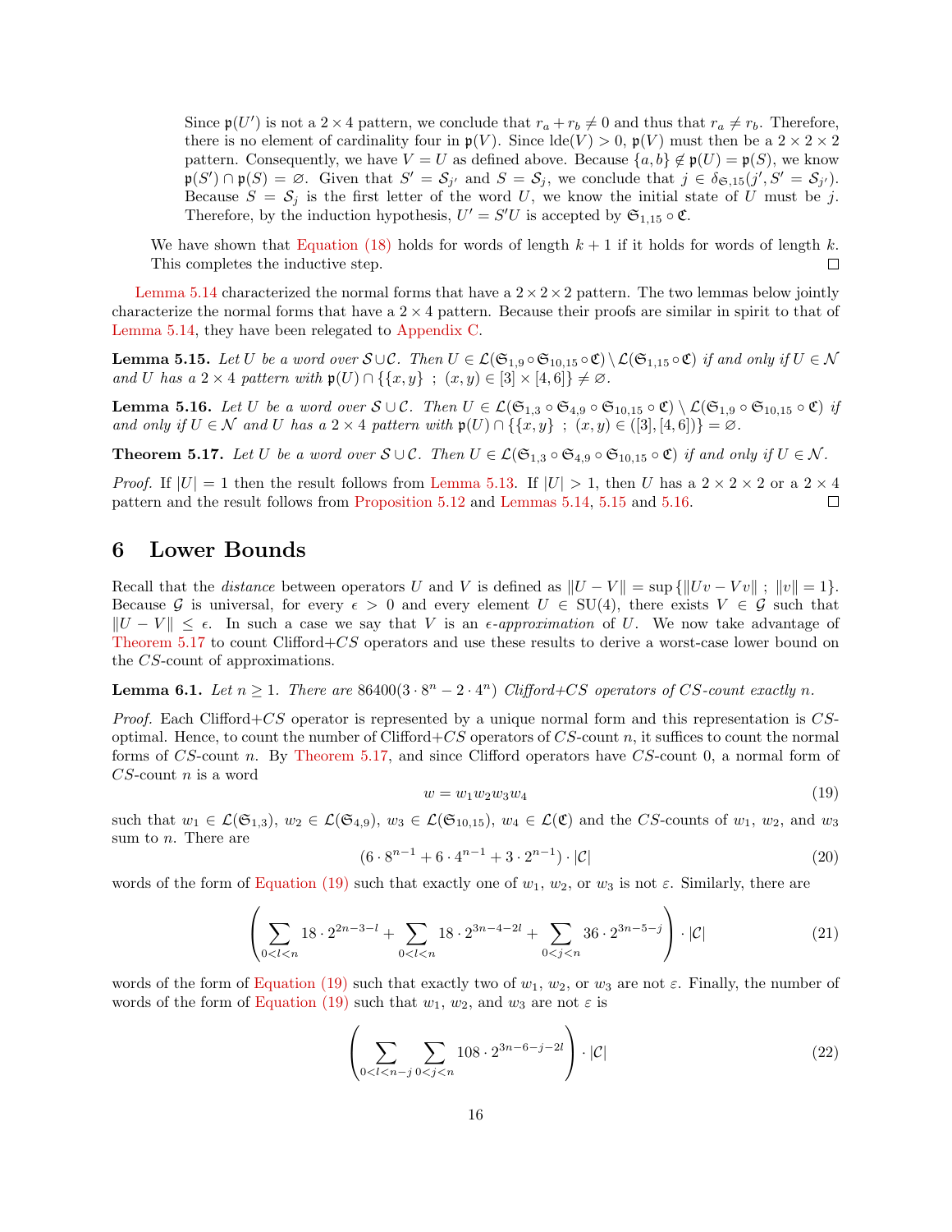Since $\mathfrak{p}(U')$ is not a $2 \times 4$ pattern, we conclude that $r_a + r_b \neq 0$ and thus that $r_a \neq r_b$. Therefore, there is no element of cardinality four in $\mathfrak{p}(V)$. Since $\operatorname{lde}(V) > 0$, $\mathfrak{p}(V)$ must then be a $2 \times 2 \times 2$ pattern. Consequently, we have $V = U$ as defined above. Because $\{a, b\} \notin \mathfrak{p}(U) = \mathfrak{p}(S)$, we know $\mathfrak{p}(S') \cap \mathfrak{p}(S) = \varnothing$. Given that $S' = \mathcal{S}_{j'}$ and $S = \mathcal{S}_j$, we conclude that $j \in \delta_{\mathfrak{S},15}(j', S' = \mathcal{S}_{j'})$. Because $S = \mathcal{S}_j$ is the first letter of the word $U$, we know the initial state of $U$ must be $j$. Therefore, by the induction hypothesis, $U' = S'U$ is accepted by $\mathfrak{S}_{1,15} \circ \mathfrak{C}$.

We have shown that Equation (18) holds for words of length $k + 1$ if it holds for words of length $k$. This completes the inductive step. □

Lemma 5.14 characterized the normal forms that have a $2 \times 2 \times 2$ pattern. The two lemmas below jointly characterize the normal forms that have a $2 \times 4$ pattern. Because their proofs are similar in spirit to that of Lemma 5.14, they have been relegated to Appendix C.

**Lemma 5.15.** *Let $U$ be a word over $\mathcal{S} \cup \mathcal{C}$. Then $U \in \mathcal{L}(\mathfrak{S}_{1,9} \circ \mathfrak{S}_{10,15} \circ \mathfrak{C}) \setminus \mathcal{L}(\mathfrak{S}_{1,15} \circ \mathfrak{C})$ if and only if $U \in \mathcal{N}$ and $U$ has a $2 \times 4$ pattern with $\mathfrak{p}(U) \cap \{\{x, y\}\ ;\ (x, y) \in [3] \times [4, 6]\} \neq \varnothing$.*

**Lemma 5.16.** *Let $U$ be a word over $\mathcal{S} \cup \mathcal{C}$. Then $U \in \mathcal{L}(\mathfrak{S}_{1,3} \circ \mathfrak{S}_{4,9} \circ \mathfrak{S}_{10,15} \circ \mathfrak{C}) \setminus \mathcal{L}(\mathfrak{S}_{1,9} \circ \mathfrak{S}_{10,15} \circ \mathfrak{C})$ if and only if $U \in \mathcal{N}$ and $U$ has a $2 \times 4$ pattern with $\mathfrak{p}(U) \cap \{\{x, y\}\ ;\ (x, y) \in ([3], [4, 6])\} = \varnothing$.*

**Theorem 5.17.** *Let $U$ be a word over $\mathcal{S} \cup \mathcal{C}$. Then $U \in \mathcal{L}(\mathfrak{S}_{1,3} \circ \mathfrak{S}_{4,9} \circ \mathfrak{S}_{10,15} \circ \mathfrak{C})$ if and only if $U \in \mathcal{N}$.*

*Proof.* If $|U| = 1$ then the result follows from Lemma 5.13. If $|U| > 1$, then $U$ has a $2 \times 2 \times 2$ or a $2 \times 4$ pattern and the result follows from Proposition 5.12 and Lemmas 5.14, 5.15 and 5.16. □

# 6 Lower Bounds

Recall that the *distance* between operators $U$ and $V$ is defined as $\|U - V\| = \sup\{\|Uv - Vv\|\ ;\ \|v\| = 1\}$. Because $\mathcal{G}$ is universal, for every $\epsilon > 0$ and every element $U \in \mathrm{SU}(4)$, there exists $V \in \mathcal{G}$ such that $\|U - V\| \leq \epsilon$. In such a case we say that $V$ is an *$\epsilon$-approximation* of $U$. We now take advantage of Theorem 5.17 to count Clifford+$CS$ operators and use these results to derive a worst-case lower bound on the $CS$-count of approximations.

**Lemma 6.1.** *Let $n \geq 1$. There are $86400(3 \cdot 8^n - 2 \cdot 4^n)$ Clifford+$CS$ operators of $CS$-count exactly $n$.*

*Proof.* Each Clifford+$CS$ operator is represented by a unique normal form and this representation is $CS$-optimal. Hence, to count the number of Clifford+$CS$ operators of $CS$-count $n$, it suffices to count the normal forms of $CS$-count $n$. By Theorem 5.17, and since Clifford operators have $CS$-count 0, a normal form of $CS$-count $n$ is a word

$$w = w_1 w_2 w_3 w_4 \tag{19}$$

such that $w_1 \in \mathcal{L}(\mathfrak{S}_{1,3})$, $w_2 \in \mathcal{L}(\mathfrak{S}_{4,9})$, $w_3 \in \mathcal{L}(\mathfrak{S}_{10,15})$, $w_4 \in \mathcal{L}(\mathfrak{C})$ and the $CS$-counts of $w_1$, $w_2$, and $w_3$ sum to $n$. There are

$$(6 \cdot 8^{n-1} + 6 \cdot 4^{n-1} + 3 \cdot 2^{n-1}) \cdot |\mathcal{C}| \tag{20}$$

words of the form of Equation (19) such that exactly one of $w_1$, $w_2$, or $w_3$ is not $\varepsilon$. Similarly, there are

$$\left( \sum_{0<l<n} 18 \cdot 2^{2n-3-l} + \sum_{0<l<n} 18 \cdot 2^{3n-4-2l} + \sum_{0<j<n} 36 \cdot 2^{3n-5-j} \right) \cdot |\mathcal{C}| \tag{21}$$

words of the form of Equation (19) such that exactly two of $w_1$, $w_2$, or $w_3$ are not $\varepsilon$. Finally, the number of words of the form of Equation (19) such that $w_1$, $w_2$, and $w_3$ are not $\varepsilon$ is

$$\left( \sum_{0<l<n-j} \sum_{0<j<n} 108 \cdot 2^{3n-6-j-2l} \right) \cdot |\mathcal{C}| \tag{22}$$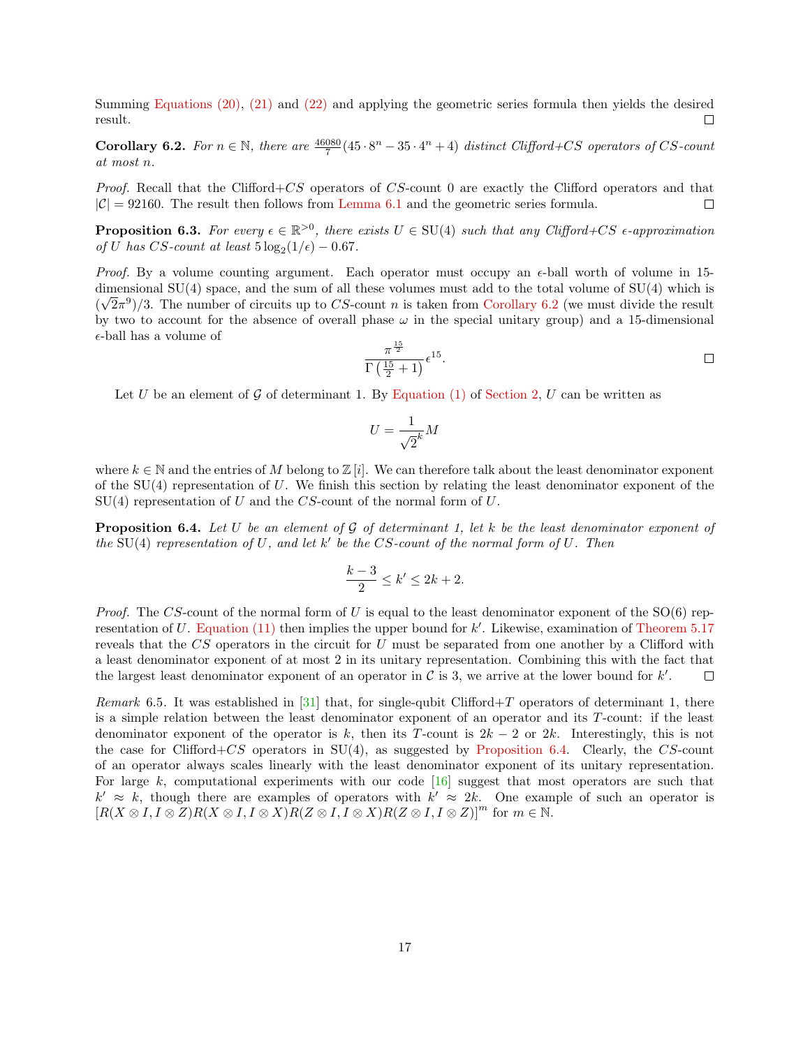Summing Equations (20), (21) and (22) and applying the geometric series formula then yields the desired result. □

**Corollary 6.2.** *For $n \in \mathbb{N}$, there are $\frac{46080}{7}(45 \cdot 8^n - 35 \cdot 4^n + 4)$ distinct Clifford+$CS$ operators of $CS$-count at most $n$.*

*Proof.* Recall that the Clifford+$CS$ operators of $CS$-count 0 are exactly the Clifford operators and that $|\mathcal{C}| = 92160$. The result then follows from Lemma 6.1 and the geometric series formula. □

**Proposition 6.3.** *For every $\epsilon \in \mathbb{R}^{>0}$, there exists $U \in \mathrm{SU}(4)$ such that any Clifford+$CS$ $\epsilon$-approximation of $U$ has $CS$-count at least $5\log_2(1/\epsilon) - 0.67$.*

*Proof.* By a volume counting argument. Each operator must occupy an $\epsilon$-ball worth of volume in 15-dimensional SU(4) space, and the sum of all these volumes must add to the total volume of SU(4) which is $(\sqrt{2}\pi^9)/3$. The number of circuits up to $CS$-count $n$ is taken from Corollary 6.2 (we must divide the result by two to account for the absence of overall phase $\omega$ in the special unitary group) and a 15-dimensional $\epsilon$-ball has a volume of

$$\frac{\pi^{\frac{15}{2}}}{\Gamma\left(\frac{15}{2}+1\right)}\epsilon^{15}.$$

□

Let $U$ be an element of $\mathcal{G}$ of determinant 1. By Equation (1) of Section 2, $U$ can be written as

$$U = \frac{1}{\sqrt{2}^k} M$$

where $k \in \mathbb{N}$ and the entries of $M$ belong to $\mathbb{Z}[i]$. We can therefore talk about the least denominator exponent of the SU(4) representation of $U$. We finish this section by relating the least denominator exponent of the SU(4) representation of $U$ and the $CS$-count of the normal form of $U$.

**Proposition 6.4.** *Let $U$ be an element of $\mathcal{G}$ of determinant 1, let $k$ be the least denominator exponent of the SU(4) representation of $U$, and let $k'$ be the $CS$-count of the normal form of $U$. Then*

$$\frac{k-3}{2} \leq k' \leq 2k + 2.$$

*Proof.* The $CS$-count of the normal form of $U$ is equal to the least denominator exponent of the SO(6) representation of $U$. Equation (11) then implies the upper bound for $k'$. Likewise, examination of Theorem 5.17 reveals that the $CS$ operators in the circuit for $U$ must be separated from one another by a Clifford with a least denominator exponent of at most 2 in its unitary representation. Combining this with the fact that the largest least denominator exponent of an operator in $\mathcal{C}$ is 3, we arrive at the lower bound for $k'$. □

*Remark* 6.5. It was established in [31] that, for single-qubit Clifford+$T$ operators of determinant 1, there is a simple relation between the least denominator exponent of an operator and its $T$-count: if the least denominator exponent of the operator is $k$, then its $T$-count is $2k - 2$ or $2k$. Interestingly, this is not the case for Clifford+$CS$ operators in SU(4), as suggested by Proposition 6.4. Clearly, the $CS$-count of an operator always scales linearly with the least denominator exponent of its unitary representation. For large $k$, computational experiments with our code [16] suggest that most operators are such that $k' \approx k$, though there are examples of operators with $k' \approx 2k$. One example of such an operator is $[R(X \otimes I, I \otimes Z)R(X \otimes I, I \otimes X)R(Z \otimes I, I \otimes X)R(Z \otimes I, I \otimes Z)]^m$ for $m \in \mathbb{N}$.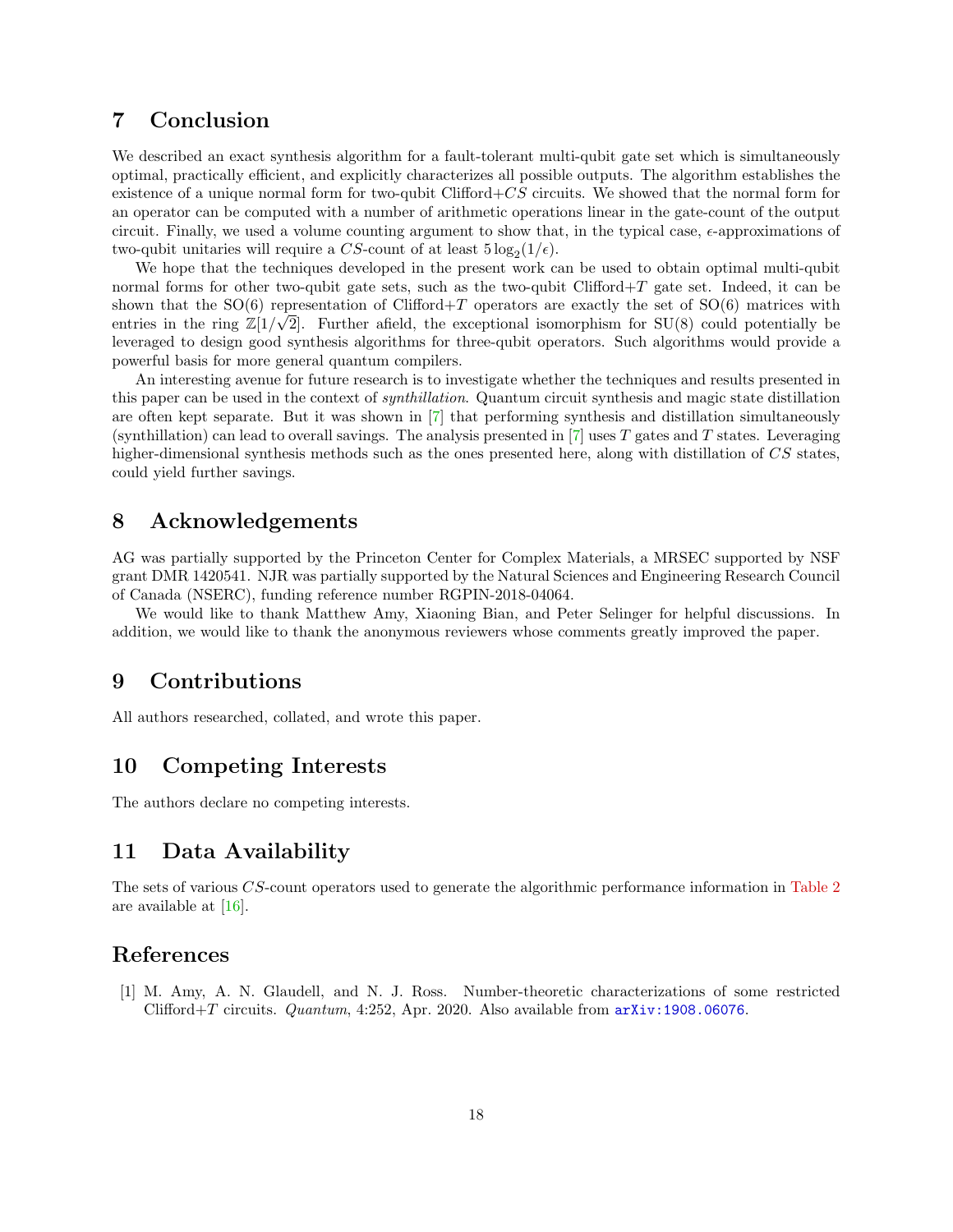## 7 Conclusion

We described an exact synthesis algorithm for a fault-tolerant multi-qubit gate set which is simultaneously optimal, practically efficient, and explicitly characterizes all possible outputs. The algorithm establishes the existence of a unique normal form for two-qubit Clifford+$CS$ circuits. We showed that the normal form for an operator can be computed with a number of arithmetic operations linear in the gate-count of the output circuit. Finally, we used a volume counting argument to show that, in the typical case, $\epsilon$-approximations of two-qubit unitaries will require a $CS$-count of at least $5\log_2(1/\epsilon)$.

We hope that the techniques developed in the present work can be used to obtain optimal multi-qubit normal forms for other two-qubit gate sets, such as the two-qubit Clifford+$T$ gate set. Indeed, it can be shown that the SO(6) representation of Clifford+$T$ operators are exactly the set of SO(6) matrices with entries in the ring $\mathbb{Z}[1/\sqrt{2}]$. Further afield, the exceptional isomorphism for SU(8) could potentially be leveraged to design good synthesis algorithms for three-qubit operators. Such algorithms would provide a powerful basis for more general quantum compilers.

An interesting avenue for future research is to investigate whether the techniques and results presented in this paper can be used in the context of *synthillation*. Quantum circuit synthesis and magic state distillation are often kept separate. But it was shown in [7] that performing synthesis and distillation simultaneously (synthillation) can lead to overall savings. The analysis presented in [7] uses $T$ gates and $T$ states. Leveraging higher-dimensional synthesis methods such as the ones presented here, along with distillation of $CS$ states, could yield further savings.

## 8 Acknowledgements

AG was partially supported by the Princeton Center for Complex Materials, a MRSEC supported by NSF grant DMR 1420541. NJR was partially supported by the Natural Sciences and Engineering Research Council of Canada (NSERC), funding reference number RGPIN-2018-04064.

We would like to thank Matthew Amy, Xiaoning Bian, and Peter Selinger for helpful discussions. In addition, we would like to thank the anonymous reviewers whose comments greatly improved the paper.

## 9 Contributions

All authors researched, collated, and wrote this paper.

## 10 Competing Interests

The authors declare no competing interests.

## 11 Data Availability

The sets of various $CS$-count operators used to generate the algorithmic performance information in Table 2 are available at [16].

## References

[1] M. Amy, A. N. Glaudell, and N. J. Ross. Number-theoretic characterizations of some restricted Clifford+$T$ circuits. *Quantum*, 4:252, Apr. 2020. Also available from arXiv:1908.06076.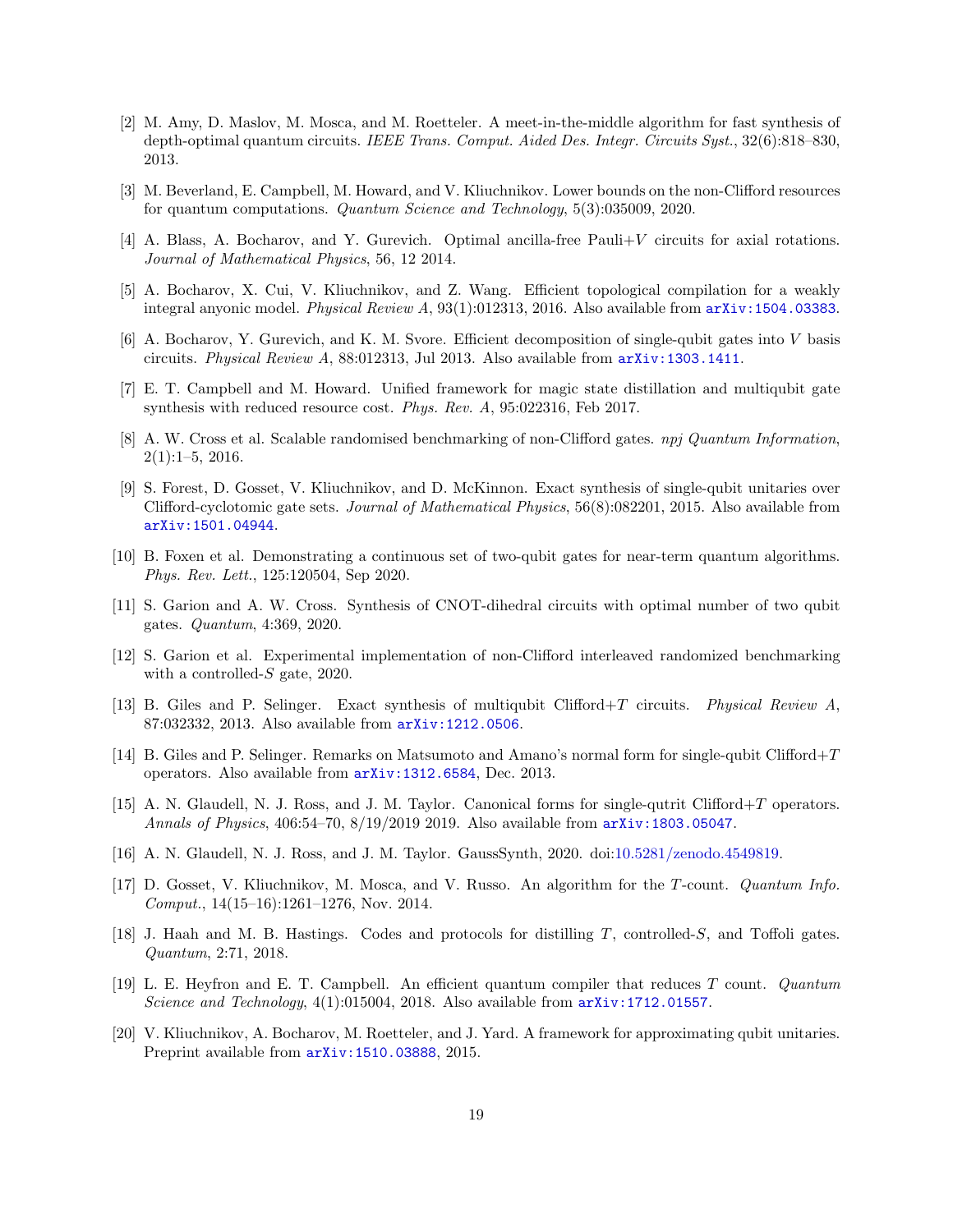[2] M. Amy, D. Maslov, M. Mosca, and M. Roetteler. A meet-in-the-middle algorithm for fast synthesis of depth-optimal quantum circuits. *IEEE Trans. Comput. Aided Des. Integr. Circuits Syst.*, 32(6):818–830, 2013.

[3] M. Beverland, E. Campbell, M. Howard, and V. Kliuchnikov. Lower bounds on the non-Clifford resources for quantum computations. *Quantum Science and Technology*, 5(3):035009, 2020.

[4] A. Blass, A. Bocharov, and Y. Gurevich. Optimal ancilla-free Pauli+$V$ circuits for axial rotations. *Journal of Mathematical Physics*, 56, 12 2014.

[5] A. Bocharov, X. Cui, V. Kliuchnikov, and Z. Wang. Efficient topological compilation for a weakly integral anyonic model. *Physical Review A*, 93(1):012313, 2016. Also available from arXiv:1504.03383.

[6] A. Bocharov, Y. Gurevich, and K. M. Svore. Efficient decomposition of single-qubit gates into $V$ basis circuits. *Physical Review A*, 88:012313, Jul 2013. Also available from arXiv:1303.1411.

[7] E. T. Campbell and M. Howard. Unified framework for magic state distillation and multiqubit gate synthesis with reduced resource cost. *Phys. Rev. A*, 95:022316, Feb 2017.

[8] A. W. Cross et al. Scalable randomised benchmarking of non-Clifford gates. *npj Quantum Information*, 2(1):1–5, 2016.

[9] S. Forest, D. Gosset, V. Kliuchnikov, and D. McKinnon. Exact synthesis of single-qubit unitaries over Clifford-cyclotomic gate sets. *Journal of Mathematical Physics*, 56(8):082201, 2015. Also available from arXiv:1501.04944.

[10] B. Foxen et al. Demonstrating a continuous set of two-qubit gates for near-term quantum algorithms. *Phys. Rev. Lett.*, 125:120504, Sep 2020.

[11] S. Garion and A. W. Cross. Synthesis of CNOT-dihedral circuits with optimal number of two qubit gates. *Quantum*, 4:369, 2020.

[12] S. Garion et al. Experimental implementation of non-Clifford interleaved randomized benchmarking with a controlled-$S$ gate, 2020.

[13] B. Giles and P. Selinger. Exact synthesis of multiqubit Clifford+$T$ circuits. *Physical Review A*, 87:032332, 2013. Also available from arXiv:1212.0506.

[14] B. Giles and P. Selinger. Remarks on Matsumoto and Amano's normal form for single-qubit Clifford+$T$ operators. Also available from arXiv:1312.6584, Dec. 2013.

[15] A. N. Glaudell, N. J. Ross, and J. M. Taylor. Canonical forms for single-qutrit Clifford+$T$ operators. *Annals of Physics*, 406:54–70, 8/19/2019 2019. Also available from arXiv:1803.05047.

[16] A. N. Glaudell, N. J. Ross, and J. M. Taylor. GaussSynth, 2020. doi:10.5281/zenodo.4549819.

[17] D. Gosset, V. Kliuchnikov, M. Mosca, and V. Russo. An algorithm for the $T$-count. *Quantum Info. Comput.*, 14(15–16):1261–1276, Nov. 2014.

[18] J. Haah and M. B. Hastings. Codes and protocols for distilling $T$, controlled-$S$, and Toffoli gates. *Quantum*, 2:71, 2018.

[19] L. E. Heyfron and E. T. Campbell. An efficient quantum compiler that reduces $T$ count. *Quantum Science and Technology*, 4(1):015004, 2018. Also available from arXiv:1712.01557.

[20] V. Kliuchnikov, A. Bocharov, M. Roetteler, and J. Yard. A framework for approximating qubit unitaries. Preprint available from arXiv:1510.03888, 2015.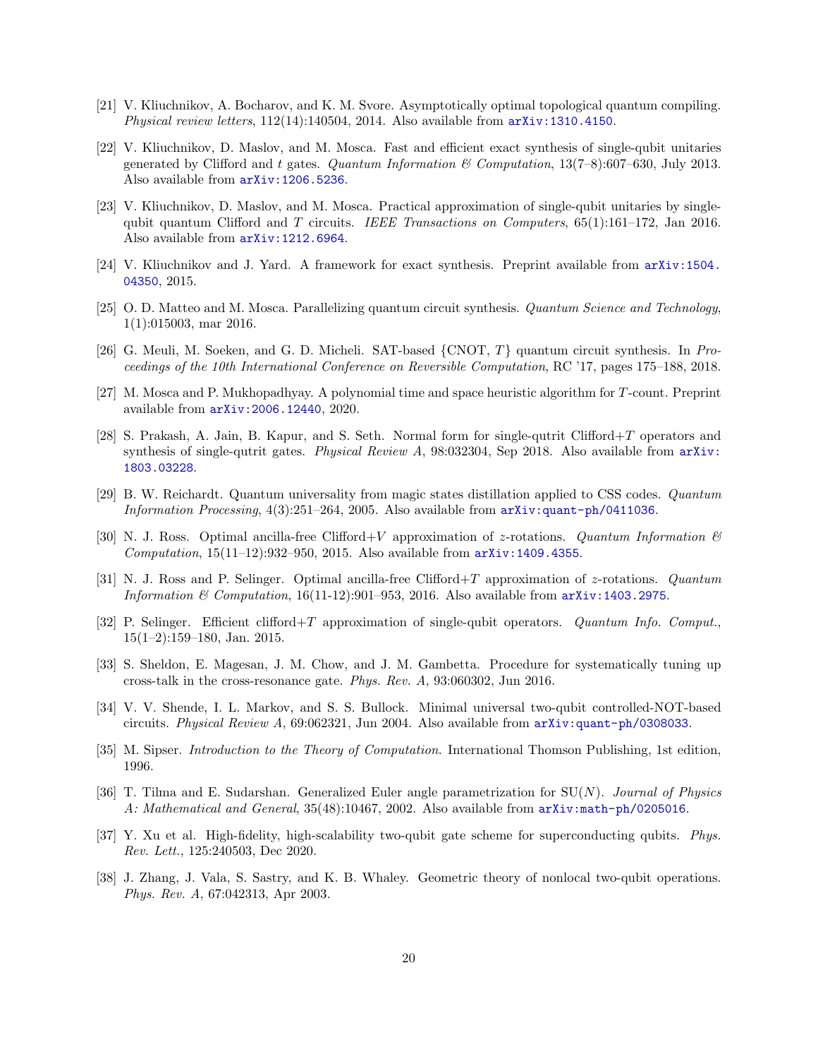[21] V. Kliuchnikov, A. Bocharov, and K. M. Svore. Asymptotically optimal topological quantum compiling. *Physical review letters*, 112(14):140504, 2014. Also available from arXiv:1310.4150.

[22] V. Kliuchnikov, D. Maslov, and M. Mosca. Fast and efficient exact synthesis of single-qubit unitaries generated by Clifford and $t$ gates. *Quantum Information & Computation*, 13(7–8):607–630, July 2013. Also available from arXiv:1206.5236.

[23] V. Kliuchnikov, D. Maslov, and M. Mosca. Practical approximation of single-qubit unitaries by single-qubit quantum Clifford and $T$ circuits. *IEEE Transactions on Computers*, 65(1):161–172, Jan 2016. Also available from arXiv:1212.6964.

[24] V. Kliuchnikov and J. Yard. A framework for exact synthesis. Preprint available from arXiv:1504.04350, 2015.

[25] O. D. Matteo and M. Mosca. Parallelizing quantum circuit synthesis. *Quantum Science and Technology*, 1(1):015003, mar 2016.

[26] G. Meuli, M. Soeken, and G. D. Micheli. SAT-based {CNOT, $T$} quantum circuit synthesis. In *Proceedings of the 10th International Conference on Reversible Computation*, RC '17, pages 175–188, 2018.

[27] M. Mosca and P. Mukhopadhyay. A polynomial time and space heuristic algorithm for $T$-count. Preprint available from arXiv:2006.12440, 2020.

[28] S. Prakash, A. Jain, B. Kapur, and S. Seth. Normal form for single-qutrit Clifford+$T$ operators and synthesis of single-qutrit gates. *Physical Review A*, 98:032304, Sep 2018. Also available from arXiv:1803.03228.

[29] B. W. Reichardt. Quantum universality from magic states distillation applied to CSS codes. *Quantum Information Processing*, 4(3):251–264, 2005. Also available from arXiv:quant-ph/0411036.

[30] N. J. Ross. Optimal ancilla-free Clifford+$V$ approximation of $z$-rotations. *Quantum Information & Computation*, 15(11–12):932–950, 2015. Also available from arXiv:1409.4355.

[31] N. J. Ross and P. Selinger. Optimal ancilla-free Clifford+$T$ approximation of $z$-rotations. *Quantum Information & Computation*, 16(11-12):901–953, 2016. Also available from arXiv:1403.2975.

[32] P. Selinger. Efficient clifford+$T$ approximation of single-qubit operators. *Quantum Info. Comput.*, 15(1–2):159–180, Jan. 2015.

[33] S. Sheldon, E. Magesan, J. M. Chow, and J. M. Gambetta. Procedure for systematically tuning up cross-talk in the cross-resonance gate. *Phys. Rev. A*, 93:060302, Jun 2016.

[34] V. V. Shende, I. L. Markov, and S. S. Bullock. Minimal universal two-qubit controlled-NOT-based circuits. *Physical Review A*, 69:062321, Jun 2004. Also available from arXiv:quant-ph/0308033.

[35] M. Sipser. *Introduction to the Theory of Computation*. International Thomson Publishing, 1st edition, 1996.

[36] T. Tilma and E. Sudarshan. Generalized Euler angle parametrization for SU($N$). *Journal of Physics A: Mathematical and General*, 35(48):10467, 2002. Also available from arXiv:math-ph/0205016.

[37] Y. Xu et al. High-fidelity, high-scalability two-qubit gate scheme for superconducting qubits. *Phys. Rev. Lett.*, 125:240503, Dec 2020.

[38] J. Zhang, J. Vala, S. Sastry, and K. B. Whaley. Geometric theory of nonlocal two-qubit operations. *Phys. Rev. A*, 67:042313, Apr 2003.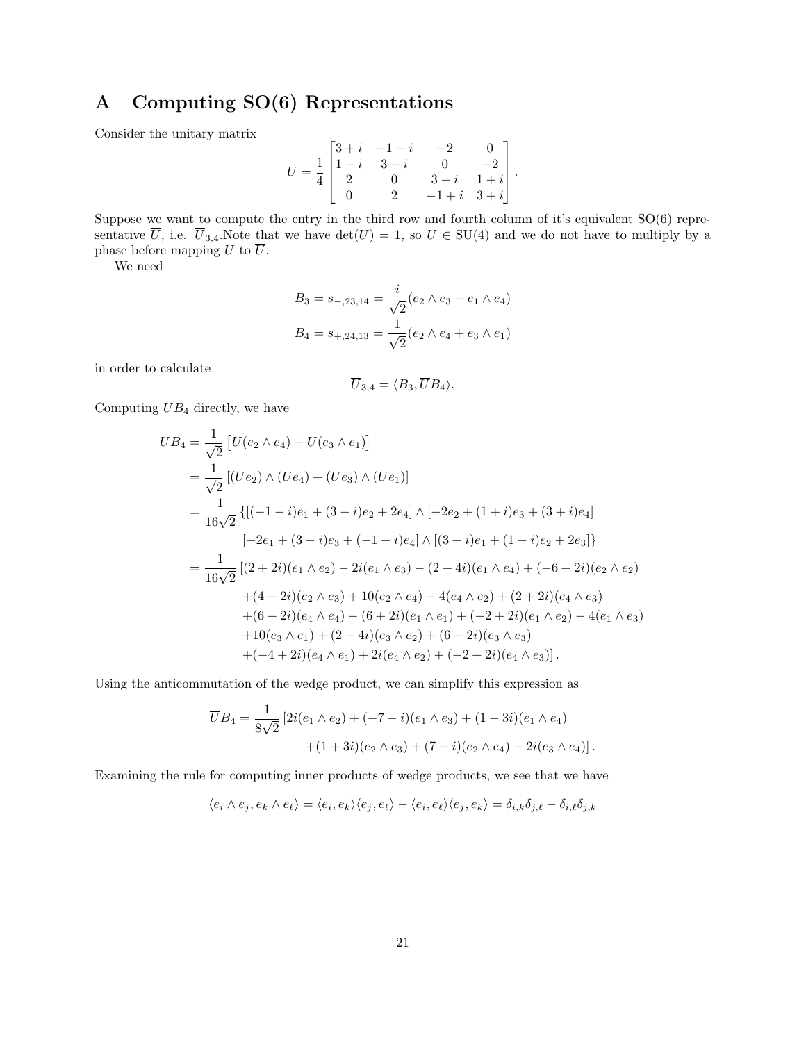# A Computing SO(6) Representations

Consider the unitary matrix

$$U = \frac{1}{4}\begin{bmatrix} 3+i & -1-i & -2 & 0 \\ 1-i & 3-i & 0 & -2 \\ 2 & 0 & 3-i & 1+i \\ 0 & 2 & -1+i & 3+i \end{bmatrix}.$$

Suppose we want to compute the entry in the third row and fourth column of it's equivalent SO(6) representative $\overline{U}$, i.e. $\overline{U}_{3,4}$.Note that we have $\det(U) = 1$, so $U \in \mathrm{SU}(4)$ and we do not have to multiply by a phase before mapping $U$ to $\overline{U}$.

We need

$$B_3 = s_{-,23,14} = \frac{i}{\sqrt{2}}(e_2 \wedge e_3 - e_1 \wedge e_4)$$
$$B_4 = s_{+,24,13} = \frac{1}{\sqrt{2}}(e_2 \wedge e_4 + e_3 \wedge e_1)$$

in order to calculate

$$\overline{U}_{3,4} = \langle B_3, \overline{U} B_4 \rangle.$$

Computing $\overline{U} B_4$ directly, we have

$$\begin{aligned}
\overline{U} B_4 &= \frac{1}{\sqrt{2}}\left[\overline{U}(e_2 \wedge e_4) + \overline{U}(e_3 \wedge e_1)\right] \\
&= \frac{1}{\sqrt{2}}\left[(Ue_2) \wedge (Ue_4) + (Ue_3) \wedge (Ue_1)\right] \\
&= \frac{1}{16\sqrt{2}}\{[(-1-i)e_1 + (3-i)e_2 + 2e_4] \wedge [-2e_2 + (1+i)e_3 + (3+i)e_4] \\
&\qquad [-2e_1 + (3-i)e_3 + (-1+i)e_4] \wedge [(3+i)e_1 + (1-i)e_2 + 2e_3]\} \\
&= \frac{1}{16\sqrt{2}}[(2+2i)(e_1 \wedge e_2) - 2i(e_1 \wedge e_3) - (2+4i)(e_1 \wedge e_4) + (-6+2i)(e_2 \wedge e_2) \\
&\qquad +(4+2i)(e_2 \wedge e_3) + 10(e_2 \wedge e_4) - 4(e_4 \wedge e_2) + (2+2i)(e_4 \wedge e_3) \\
&\qquad +(6+2i)(e_4 \wedge e_4) - (6+2i)(e_1 \wedge e_1) + (-2+2i)(e_1 \wedge e_2) - 4(e_1 \wedge e_3) \\
&\qquad +10(e_3 \wedge e_1) + (2-4i)(e_3 \wedge e_2) + (6-2i)(e_3 \wedge e_3) \\
&\qquad +(-4+2i)(e_4 \wedge e_1) + 2i(e_4 \wedge e_2) + (-2+2i)(e_4 \wedge e_3)].
\end{aligned}$$

Using the anticommutation of the wedge product, we can simplify this expression as

$$\begin{aligned}
\overline{U} B_4 = \frac{1}{8\sqrt{2}}&[2i(e_1 \wedge e_2) + (-7-i)(e_1 \wedge e_3) + (1-3i)(e_1 \wedge e_4) \\
&\qquad +(1+3i)(e_2 \wedge e_3) + (7-i)(e_2 \wedge e_4) - 2i(e_3 \wedge e_4)].
\end{aligned}$$

Examining the rule for computing inner products of wedge products, we see that we have

$$\langle e_i \wedge e_j, e_k \wedge e_\ell \rangle = \langle e_i, e_k \rangle \langle e_j, e_\ell \rangle - \langle e_i, e_\ell \rangle \langle e_j, e_k \rangle = \delta_{i,k}\delta_{j,\ell} - \delta_{i,\ell}\delta_{j,k}$$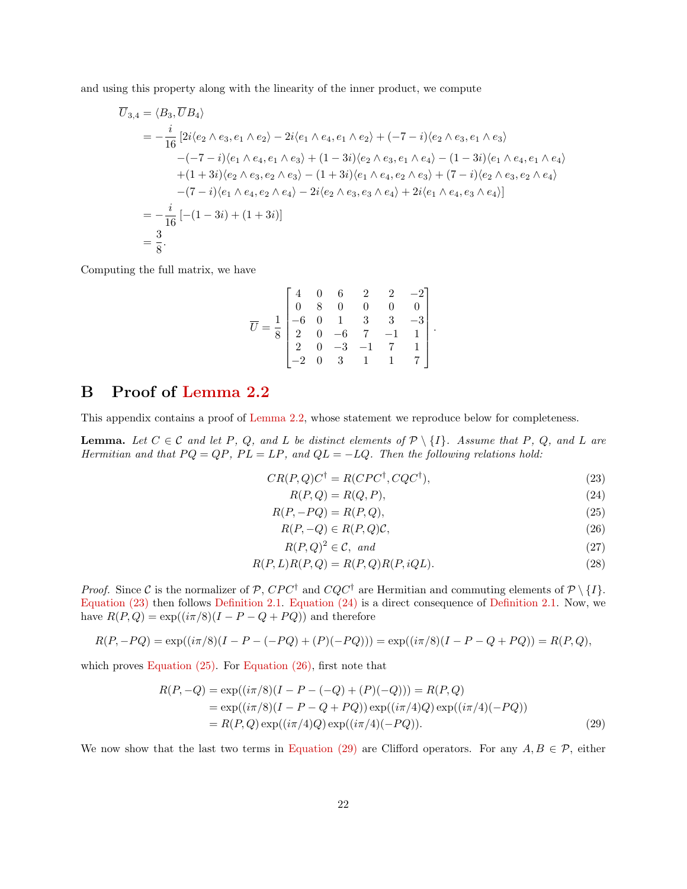and using this property along with the linearity of the inner product, we compute

$$
\begin{aligned}
\overline{U}_{3,4} &= \langle B_3, \overline{U} B_4 \rangle \\
&= -\frac{i}{16}\,[2i\langle e_2 \wedge e_3, e_1 \wedge e_2\rangle - 2i\langle e_1 \wedge e_4, e_1 \wedge e_2\rangle + (-7-i)\langle e_2 \wedge e_3, e_1 \wedge e_3\rangle \\
&\qquad -(-7-i)\langle e_1 \wedge e_4, e_1 \wedge e_3\rangle + (1-3i)\langle e_2 \wedge e_3, e_1 \wedge e_4\rangle - (1-3i)\langle e_1 \wedge e_4, e_1 \wedge e_4\rangle \\
&\qquad +(1+3i)\langle e_2 \wedge e_3, e_2 \wedge e_3\rangle - (1+3i)\langle e_1 \wedge e_4, e_2 \wedge e_3\rangle + (7-i)\langle e_2 \wedge e_3, e_2 \wedge e_4\rangle \\
&\qquad -(7-i)\langle e_1 \wedge e_4, e_2 \wedge e_4\rangle - 2i\langle e_2 \wedge e_3, e_3 \wedge e_4\rangle + 2i\langle e_1 \wedge e_4, e_3 \wedge e_4\rangle] \\
&= -\frac{i}{16}\,[-(1-3i) + (1+3i)] \\
&= \frac{3}{8}.
\end{aligned}
$$

Computing the full matrix, we have

$$
\overline{U} = \frac{1}{8}\begin{bmatrix} 4 & 0 & 6 & 2 & 2 & -2 \\ 0 & 8 & 0 & 0 & 0 & 0 \\ -6 & 0 & 1 & 3 & 3 & -3 \\ 2 & 0 & -6 & 7 & -1 & 1 \\ 2 & 0 & -3 & -1 & 7 & 1 \\ -2 & 0 & 3 & 1 & 1 & 7 \end{bmatrix}.
$$

# B Proof of Lemma 2.2

This appendix contains a proof of Lemma 2.2, whose statement we reproduce below for completeness.

**Lemma.** *Let $C \in \mathcal{C}$ and let $P$, $Q$, and $L$ be distinct elements of $\mathcal{P} \setminus \{I\}$. Assume that $P$, $Q$, and $L$ are Hermitian and that $PQ = QP$, $PL = LP$, and $QL = -LQ$. Then the following relations hold:*

$$CR(P,Q)C^\dagger = R(CPC^\dagger, CQC^\dagger), \tag{23}$$

$$R(P,Q) = R(Q,P), \tag{24}$$

$$R(P,-PQ) = R(P,Q), \tag{25}$$

$$R(P,-Q) \in R(P,Q)\mathcal{C}, \tag{26}$$

$$R(P,Q)^2 \in \mathcal{C}, \text{ and} \tag{27}$$

$$R(P,L)R(P,Q) = R(P,Q)R(P,iQL). \tag{28}$$

*Proof.* Since $\mathcal{C}$ is the normalizer of $\mathcal{P}$, $CPC^\dagger$ and $CQC^\dagger$ are Hermitian and commuting elements of $\mathcal{P} \setminus \{I\}$. Equation (23) then follows Definition 2.1. Equation (24) is a direct consequence of Definition 2.1. Now, we have $R(P,Q) = \exp((i\pi/8)(I - P - Q + PQ))$ and therefore

$$R(P,-PQ) = \exp((i\pi/8)(I - P - (-PQ) + (P)(-PQ))) = \exp((i\pi/8)(I - P - Q + PQ)) = R(P,Q),$$

which proves Equation (25). For Equation (26), first note that

$$
\begin{aligned}
R(P,-Q) &= \exp((i\pi/8)(I - P - (-Q) + (P)(-Q))) = R(P,Q) \\
&= \exp((i\pi/8)(I - P - Q + PQ))\exp((i\pi/4)Q)\exp((i\pi/4)(-PQ)) \\
&= R(P,Q)\exp((i\pi/4)Q)\exp((i\pi/4)(-PQ)).
\end{aligned} \tag{29}
$$

We now show that the last two terms in Equation (29) are Clifford operators. For any $A, B \in \mathcal{P}$, either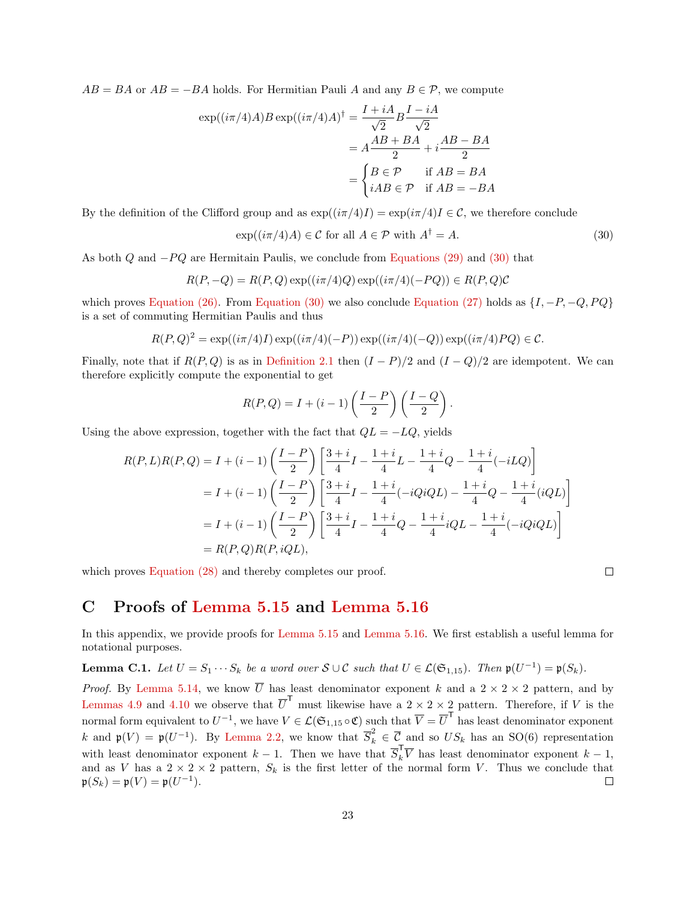$AB = BA$ or $AB = -BA$ holds. For Hermitian Pauli $A$ and any $B \in \mathcal{P}$, we compute

$$
\begin{aligned}
\exp((i\pi/4)A)B\exp((i\pi/4)A)^\dagger &= \frac{I+iA}{\sqrt{2}}B\frac{I-iA}{\sqrt{2}} \\
&= A\frac{AB+BA}{2} + i\frac{AB-BA}{2} \\
&= \begin{cases} B \in \mathcal{P} & \text{if } AB = BA \\ iAB \in \mathcal{P} & \text{if } AB = -BA \end{cases}
\end{aligned}
$$

By the definition of the Clifford group and as $\exp((i\pi/4)I) = \exp(i\pi/4)I \in \mathcal{C}$, we therefore conclude

$$
\exp((i\pi/4)A) \in \mathcal{C} \text{ for all } A \in \mathcal{P} \text{ with } A^\dagger = A. \tag{30}
$$

As both $Q$ and $-PQ$ are Hermitain Paulis, we conclude from Equations (29) and (30) that

$$
R(P,-Q) = R(P,Q)\exp((i\pi/4)Q)\exp((i\pi/4)(-PQ)) \in R(P,Q)\mathcal{C}
$$

which proves Equation (26). From Equation (30) we also conclude Equation (27) holds as $\{I, -P, -Q, PQ\}$ is a set of commuting Hermitian Paulis and thus

$$
R(P,Q)^2 = \exp((i\pi/4)I)\exp((i\pi/4)(-P))\exp((i\pi/4)(-Q))\exp((i\pi/4)PQ) \in \mathcal{C}.
$$

Finally, note that if $R(P,Q)$ is as in Definition 2.1 then $(I-P)/2$ and $(I-Q)/2$ are idempotent. We can therefore explicitly compute the exponential to get

$$
R(P,Q) = I + (i-1)\left(\frac{I-P}{2}\right)\left(\frac{I-Q}{2}\right).
$$

Using the above expression, together with the fact that $QL = -LQ$, yields

$$
\begin{aligned}
R(P,L)R(P,Q) &= I + (i-1)\left(\frac{I-P}{2}\right)\left[\frac{3+i}{4}I - \frac{1+i}{4}L - \frac{1+i}{4}Q - \frac{1+i}{4}(-iLQ)\right] \\
&= I + (i-1)\left(\frac{I-P}{2}\right)\left[\frac{3+i}{4}I - \frac{1+i}{4}(-iQiQL) - \frac{1+i}{4}Q - \frac{1+i}{4}(iQL)\right] \\
&= I + (i-1)\left(\frac{I-P}{2}\right)\left[\frac{3+i}{4}I - \frac{1+i}{4}Q - \frac{1+i}{4}iQL - \frac{1+i}{4}(-iQiQL)\right] \\
&= R(P,Q)R(P,iQL),
\end{aligned}
$$

which proves Equation (28) and thereby completes our proof. □

# C Proofs of Lemma 5.15 and Lemma 5.16

In this appendix, we provide proofs for Lemma 5.15 and Lemma 5.16. We first establish a useful lemma for notational purposes.

**Lemma C.1.** *Let $U = S_1 \cdots S_k$ be a word over $\mathcal{S} \cup \mathcal{C}$ such that $U \in \mathcal{L}(\mathfrak{S}_{1,15})$. Then $\mathfrak{p}(U^{-1}) = \mathfrak{p}(S_k)$.*

*Proof.* By Lemma 5.14, we know $\overline{U}$ has least denominator exponent $k$ and a $2 \times 2 \times 2$ pattern, and by Lemmas 4.9 and 4.10 we observe that $\overline{U}^\intercal$ must likewise have a $2 \times 2 \times 2$ pattern. Therefore, if $V$ is the normal form equivalent to $U^{-1}$, we have $V \in \mathcal{L}(\mathfrak{S}_{1,15} \circ \mathfrak{C})$ such that $\overline{V} = \overline{U}^\intercal$ has least denominator exponent $k$ and $\mathfrak{p}(V) = \mathfrak{p}(U^{-1})$. By Lemma 2.2, we know that $\overline{S}_k^2 \in \overline{\mathcal{C}}$ and so $US_k$ has an SO(6) representation with least denominator exponent $k-1$. Then we have that $\overline{S}_k^\intercal \overline{V}$ has least denominator exponent $k-1$, and as $V$ has a $2 \times 2 \times 2$ pattern, $S_k$ is the first letter of the normal form $V$. Thus we conclude that $\mathfrak{p}(S_k) = \mathfrak{p}(V) = \mathfrak{p}(U^{-1})$. □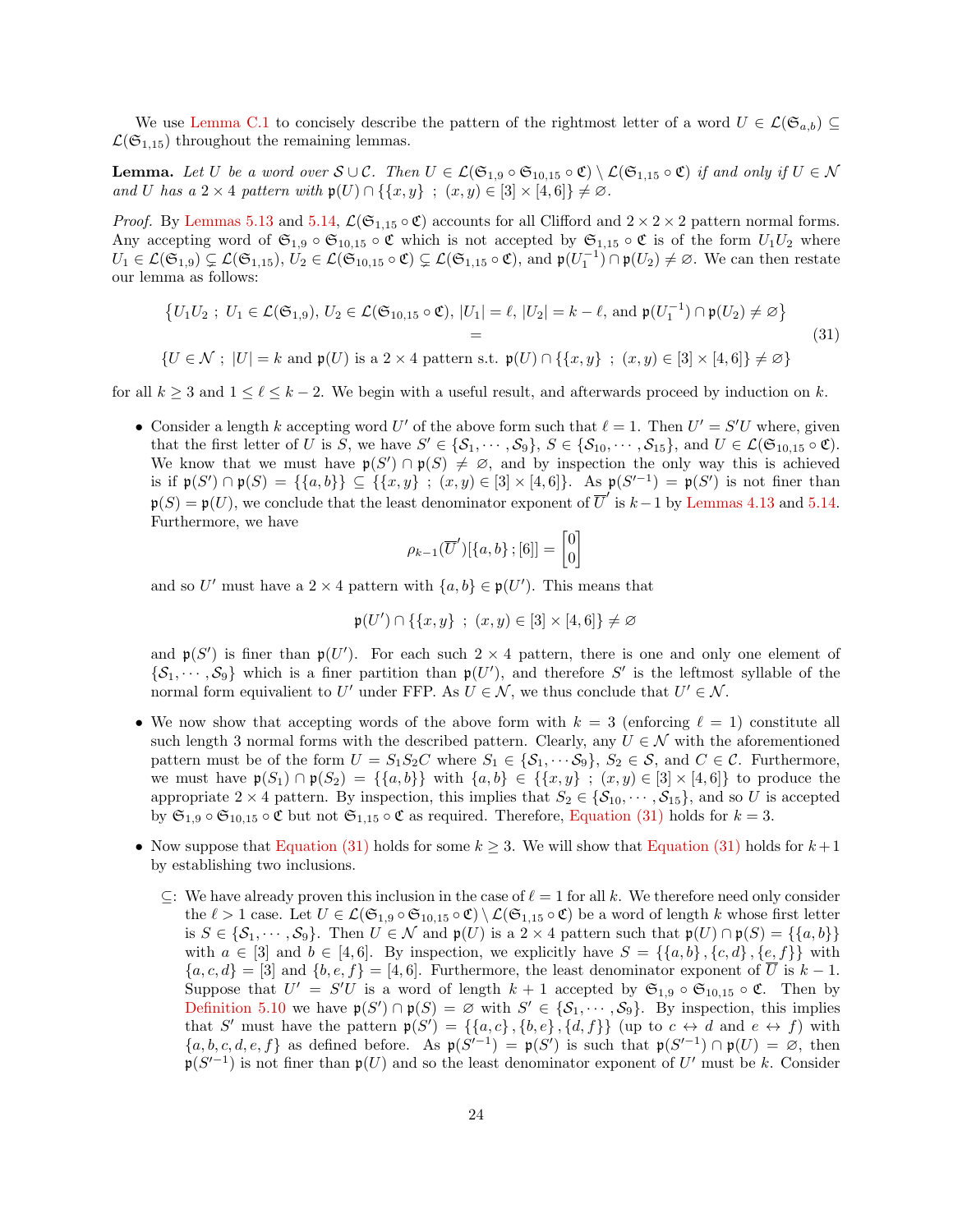We use Lemma C.1 to concisely describe the pattern of the rightmost letter of a word $U \in \mathcal{L}(\mathfrak{S}_{a,b}) \subseteq \mathcal{L}(\mathfrak{S}_{1,15})$ throughout the remaining lemmas.

**Lemma.** *Let $U$ be a word over $\mathcal{S} \cup \mathcal{C}$. Then $U \in \mathcal{L}(\mathfrak{S}_{1,9} \circ \mathfrak{S}_{10,15} \circ \mathfrak{C}) \setminus \mathcal{L}(\mathfrak{S}_{1,15} \circ \mathfrak{C})$ if and only if $U \in \mathcal{N}$ and $U$ has a $2 \times 4$ pattern with $\mathfrak{p}(U) \cap \{\{x, y\} \; ; \; (x, y) \in [3] \times [4, 6]\} \neq \varnothing$.*

*Proof.* By Lemmas 5.13 and 5.14, $\mathcal{L}(\mathfrak{S}_{1,15} \circ \mathfrak{C})$ accounts for all Clifford and $2 \times 2 \times 2$ pattern normal forms. Any accepting word of $\mathfrak{S}_{1,9} \circ \mathfrak{S}_{10,15} \circ \mathfrak{C}$ which is not accepted by $\mathfrak{S}_{1,15} \circ \mathfrak{C}$ is of the form $U_1 U_2$ where $U_1 \in \mathcal{L}(\mathfrak{S}_{1,9}) \subsetneq \mathcal{L}(\mathfrak{S}_{1,15})$, $U_2 \in \mathcal{L}(\mathfrak{S}_{10,15} \circ \mathfrak{C}) \subsetneq \mathcal{L}(\mathfrak{S}_{1,15} \circ \mathfrak{C})$, and $\mathfrak{p}(U_1^{-1}) \cap \mathfrak{p}(U_2) \neq \varnothing$. We can then restate our lemma as follows:

$$
\begin{gathered}
\left\{ U_1 U_2 \; ; \; U_1 \in \mathcal{L}(\mathfrak{S}_{1,9}),\, U_2 \in \mathcal{L}(\mathfrak{S}_{10,15} \circ \mathfrak{C}),\, |U_1| = \ell,\, |U_2| = k - \ell, \text{ and } \mathfrak{p}(U_1^{-1}) \cap \mathfrak{p}(U_2) \neq \varnothing \right\} \\
= \\
\{ U \in \mathcal{N} \; ; \; |U| = k \text{ and } \mathfrak{p}(U) \text{ is a } 2 \times 4 \text{ pattern s.t. } \mathfrak{p}(U) \cap \{\{x, y\} \; ; \; (x, y) \in [3] \times [4, 6]\} \neq \varnothing \}
\end{gathered} \tag{31}
$$

for all $k \geq 3$ and $1 \leq \ell \leq k - 2$. We begin with a useful result, and afterwards proceed by induction on $k$.

- Consider a length $k$ accepting word $U'$ of the above form such that $\ell = 1$. Then $U' = S'U$ where, given that the first letter of $U$ is $S$, we have $S' \in \{\mathcal{S}_1, \cdots, \mathcal{S}_9\}$, $S \in \{\mathcal{S}_{10}, \cdots, \mathcal{S}_{15}\}$, and $U \in \mathcal{L}(\mathfrak{S}_{10,15} \circ \mathfrak{C})$. We know that we must have $\mathfrak{p}(S') \cap \mathfrak{p}(S) \neq \varnothing$, and by inspection the only way this is achieved is if $\mathfrak{p}(S') \cap \mathfrak{p}(S) = \{\{a, b\}\} \subseteq \{\{x, y\} \; ; \; (x, y) \in [3] \times [4, 6]\}$. As $\mathfrak{p}(S'^{-1}) = \mathfrak{p}(S')$ is not finer than $\mathfrak{p}(S) = \mathfrak{p}(U)$, we conclude that the least denominator exponent of $\overline{U}'$ is $k - 1$ by Lemmas 4.13 and 5.14. Furthermore, we have
$$\rho_{k-1}(\overline{U}')[\{a, b\} \, ; [6]] = \begin{bmatrix} 0 \\ 0 \end{bmatrix}$$
and so $U'$ must have a $2 \times 4$ pattern with $\{a, b\} \in \mathfrak{p}(U')$. This means that
$$\mathfrak{p}(U') \cap \{\{x, y\} \; ; \; (x, y) \in [3] \times [4, 6]\} \neq \varnothing$$
and $\mathfrak{p}(S')$ is finer than $\mathfrak{p}(U')$. For each such $2 \times 4$ pattern, there is one and only one element of $\{\mathcal{S}_1, \cdots, \mathcal{S}_9\}$ which is a finer partition than $\mathfrak{p}(U')$, and therefore $S'$ is the leftmost syllable of the normal form equivalent to $U'$ under FFP. As $U \in \mathcal{N}$, we thus conclude that $U' \in \mathcal{N}$.

- We now show that accepting words of the above form with $k = 3$ (enforcing $\ell = 1$) constitute all such length 3 normal forms with the described pattern. Clearly, any $U \in \mathcal{N}$ with the aforementioned pattern must be of the form $U = S_1 S_2 C$ where $S_1 \in \{\mathcal{S}_1, \cdots \mathcal{S}_9\}$, $S_2 \in \mathcal{S}$, and $C \in \mathcal{C}$. Furthermore, we must have $\mathfrak{p}(S_1) \cap \mathfrak{p}(S_2) = \{\{a, b\}\}$ with $\{a, b\} \in \{\{x, y\} \; ; \; (x, y) \in [3] \times [4, 6]\}$ to produce the appropriate $2 \times 4$ pattern. By inspection, this implies that $S_2 \in \{\mathcal{S}_{10}, \cdots, \mathcal{S}_{15}\}$, and so $U$ is accepted by $\mathfrak{S}_{1,9} \circ \mathfrak{S}_{10,15} \circ \mathfrak{C}$ but not $\mathfrak{S}_{1,15} \circ \mathfrak{C}$ as required. Therefore, Equation (31) holds for $k = 3$.

- Now suppose that Equation (31) holds for some $k \geq 3$. We will show that Equation (31) holds for $k + 1$ by establishing two inclusions.

  $\subseteq$: We have already proven this inclusion in the case of $\ell = 1$ for all $k$. We therefore need only consider the $\ell > 1$ case. Let $U \in \mathcal{L}(\mathfrak{S}_{1,9} \circ \mathfrak{S}_{10,15} \circ \mathfrak{C}) \setminus \mathcal{L}(\mathfrak{S}_{1,15} \circ \mathfrak{C})$ be a word of length $k$ whose first letter is $S \in \{\mathcal{S}_1, \cdots, \mathcal{S}_9\}$. Then $U \in \mathcal{N}$ and $\mathfrak{p}(U)$ is a $2 \times 4$ pattern such that $\mathfrak{p}(U) \cap \mathfrak{p}(S) = \{\{a, b\}\}$ with $a \in [3]$ and $b \in [4, 6]$. By inspection, we explicitly have $S = \{\{a, b\}, \{c, d\}, \{e, f\}\}$ with $\{a, c, d\} = [3]$ and $\{b, e, f\} = [4, 6]$. Furthermore, the least denominator exponent of $\overline{U}$ is $k - 1$. Suppose that $U' = S'U$ is a word of length $k + 1$ accepted by $\mathfrak{S}_{1,9} \circ \mathfrak{S}_{10,15} \circ \mathfrak{C}$. Then by Definition 5.10 we have $\mathfrak{p}(S') \cap \mathfrak{p}(S) = \varnothing$ with $S' \in \{\mathcal{S}_1, \cdots, \mathcal{S}_9\}$. By inspection, this implies that $S'$ must have the pattern $\mathfrak{p}(S') = \{\{a, c\}, \{b, e\}, \{d, f\}\}$ (up to $c \leftrightarrow d$ and $e \leftrightarrow f$) with $\{a, b, c, d, e, f\}$ as defined before. As $\mathfrak{p}(S'^{-1}) = \mathfrak{p}(S')$ is such that $\mathfrak{p}(S'^{-1}) \cap \mathfrak{p}(U) = \varnothing$, then $\mathfrak{p}(S'^{-1})$ is not finer than $\mathfrak{p}(U)$ and so the least denominator exponent of $U'$ must be $k$. Consider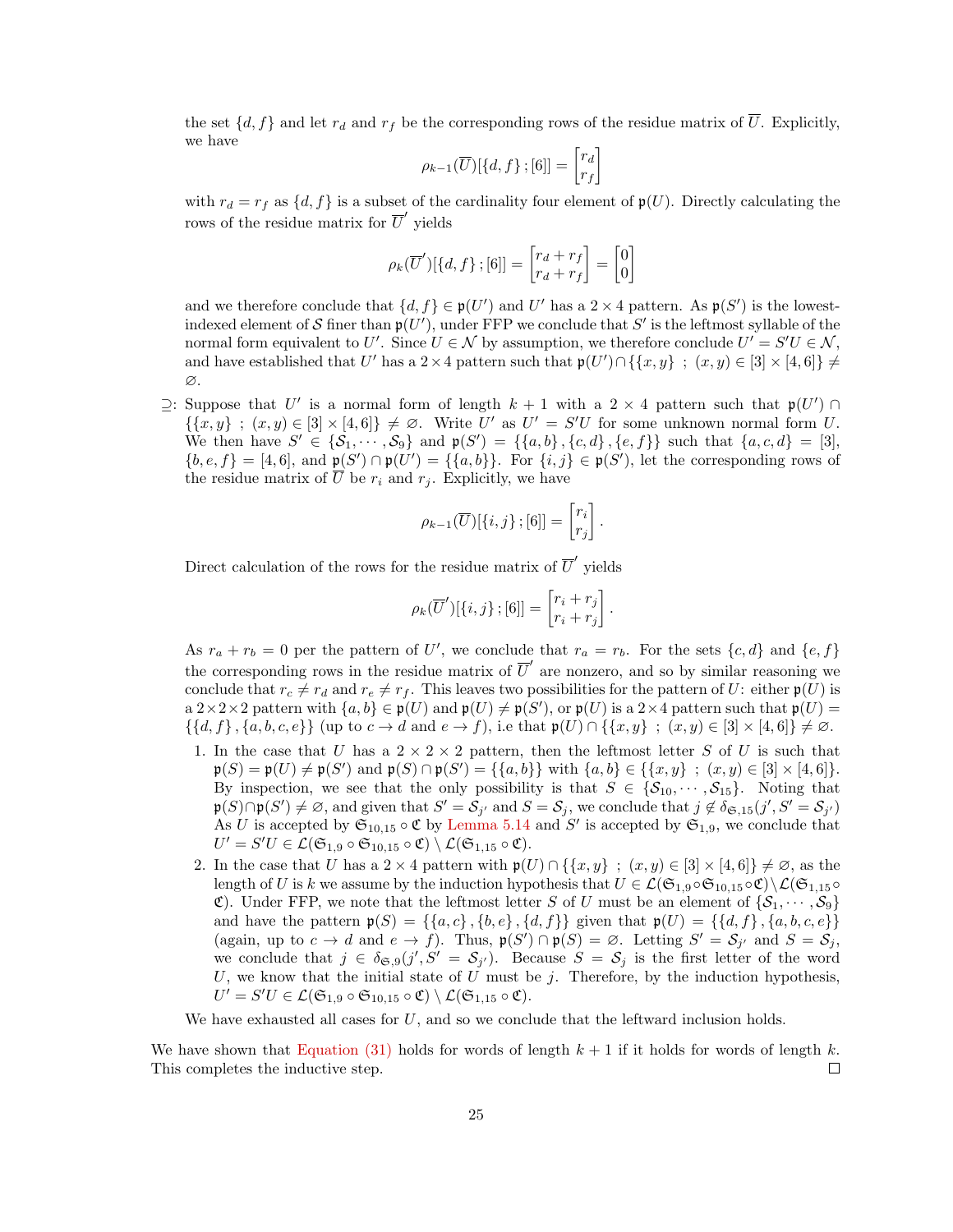the set $\{d, f\}$ and let $r_d$ and $r_f$ be the corresponding rows of the residue matrix of $\overline{U}$. Explicitly, we have

$$\rho_{k-1}(\overline{U})[\{d,f\}\,;[6]] = \begin{bmatrix} r_d \\ r_f \end{bmatrix}$$

with $r_d = r_f$ as $\{d, f\}$ is a subset of the cardinality four element of $\mathfrak{p}(U)$. Directly calculating the rows of the residue matrix for $\overline{U}'$ yields

$$\rho_k(\overline{U}')[\{d,f\}\,;[6]] = \begin{bmatrix} r_d + r_f \\ r_d + r_f \end{bmatrix} = \begin{bmatrix} 0 \\ 0 \end{bmatrix}$$

and we therefore conclude that $\{d, f\} \in \mathfrak{p}(U')$ and $U'$ has a $2 \times 4$ pattern. As $\mathfrak{p}(S')$ is the lowest-indexed element of $\mathcal{S}$ finer than $\mathfrak{p}(U')$, under FFP we conclude that $S'$ is the leftmost syllable of the normal form equivalent to $U'$. Since $U \in \mathcal{N}$ by assumption, we therefore conclude $U' = S'U \in \mathcal{N}$, and have established that $U'$ has a $2\times 4$ pattern such that $\mathfrak{p}(U') \cap \{\{x, y\}\ ;\ (x, y) \in [3] \times [4, 6]\} \neq \varnothing$.

$\supseteq$: Suppose that $U'$ is a normal form of length $k + 1$ with a $2 \times 4$ pattern such that $\mathfrak{p}(U') \cap \{\{x, y\}\ ;\ (x, y) \in [3] \times [4, 6]\} \neq \varnothing$. Write $U'$ as $U' = S'U$ for some unknown normal form $U$. We then have $S' \in \{\mathcal{S}_1, \cdots, \mathcal{S}_9\}$ and $\mathfrak{p}(S') = \{\{a, b\}, \{c, d\}, \{e, f\}\}$ such that $\{a, c, d\} = [3]$, $\{b, e, f\} = [4, 6]$, and $\mathfrak{p}(S') \cap \mathfrak{p}(U') = \{\{a, b\}\}$. For $\{i, j\} \in \mathfrak{p}(S')$, let the corresponding rows of the residue matrix of $\overline{U}$ be $r_i$ and $r_j$. Explicitly, we have

$$\rho_{k-1}(\overline{U})[\{i,j\}\,;[6]] = \begin{bmatrix} r_i \\ r_j \end{bmatrix}.$$

Direct calculation of the rows for the residue matrix of $\overline{U}'$ yields

$$\rho_k(\overline{U}')[\{i,j\}\,;[6]] = \begin{bmatrix} r_i + r_j \\ r_i + r_j \end{bmatrix}.$$

As $r_a + r_b = 0$ per the pattern of $U'$, we conclude that $r_a = r_b$. For the sets $\{c, d\}$ and $\{e, f\}$ the corresponding rows in the residue matrix of $\overline{U}'$ are nonzero, and so by similar reasoning we conclude that $r_c \neq r_d$ and $r_e \neq r_f$. This leaves two possibilities for the pattern of $U$: either $\mathfrak{p}(U)$ is a $2\times2\times2$ pattern with $\{a, b\} \in \mathfrak{p}(U)$ and $\mathfrak{p}(U) \neq \mathfrak{p}(S')$, or $\mathfrak{p}(U)$ is a $2\times4$ pattern such that $\mathfrak{p}(U) = \{\{d, f\}, \{a, b, c, e\}\}$ (up to $c \to d$ and $e \to f$), i.e that $\mathfrak{p}(U) \cap \{\{x, y\}\ ;\ (x, y) \in [3] \times [4, 6]\} \neq \varnothing$.

1. In the case that $U$ has a $2 \times 2 \times 2$ pattern, then the leftmost letter $S$ of $U$ is such that $\mathfrak{p}(S) = \mathfrak{p}(U) \neq \mathfrak{p}(S')$ and $\mathfrak{p}(S) \cap \mathfrak{p}(S') = \{\{a, b\}\}$ with $\{a, b\} \in \{\{x, y\}\ ;\ (x, y) \in [3] \times [4, 6]\}$. By inspection, we see that the only possibility is that $S \in \{\mathcal{S}_{10}, \cdots, \mathcal{S}_{15}\}$. Noting that $\mathfrak{p}(S)\cap\mathfrak{p}(S') \neq \varnothing$, and given that $S' = \mathcal{S}_{j'}$ and $S = \mathcal{S}_j$, we conclude that $j \notin \delta_{\mathfrak{S},15}(j', S' = \mathcal{S}_{j'})$ As $U$ is accepted by $\mathfrak{S}_{10,15} \circ \mathfrak{C}$ by Lemma 5.14 and $S'$ is accepted by $\mathfrak{S}_{1,9}$, we conclude that $U' = S'U \in \mathcal{L}(\mathfrak{S}_{1,9} \circ \mathfrak{S}_{10,15} \circ \mathfrak{C}) \setminus \mathcal{L}(\mathfrak{S}_{1,15} \circ \mathfrak{C})$.
2. In the case that $U$ has a $2 \times 4$ pattern with $\mathfrak{p}(U) \cap \{\{x, y\}\ ;\ (x, y) \in [3] \times [4, 6]\} \neq \varnothing$, as the length of $U$ is $k$ we assume by the induction hypothesis that $U \in \mathcal{L}(\mathfrak{S}_{1,9}\circ\mathfrak{S}_{10,15}\circ\mathfrak{C})\setminus\mathcal{L}(\mathfrak{S}_{1,15}\circ \mathfrak{C})$. Under FFP, we note that the leftmost letter $S$ of $U$ must be an element of $\{\mathcal{S}_1, \cdots, \mathcal{S}_9\}$ and have the pattern $\mathfrak{p}(S) = \{\{a, c\}, \{b, e\}, \{d, f\}\}$ given that $\mathfrak{p}(U) = \{\{d, f\}, \{a, b, c, e\}\}$ (again, up to $c \to d$ and $e \to f$). Thus, $\mathfrak{p}(S') \cap \mathfrak{p}(S) = \varnothing$. Letting $S' = \mathcal{S}_{j'}$ and $S = \mathcal{S}_j$, we conclude that $j \in \delta_{\mathfrak{S},9}(j', S' = \mathcal{S}_{j'})$. Because $S = \mathcal{S}_j$ is the first letter of the word $U$, we know that the initial state of $U$ must be $j$. Therefore, by the induction hypothesis, $U' = S'U \in \mathcal{L}(\mathfrak{S}_{1,9} \circ \mathfrak{S}_{10,15} \circ \mathfrak{C}) \setminus \mathcal{L}(\mathfrak{S}_{1,15} \circ \mathfrak{C})$.

We have exhausted all cases for $U$, and so we conclude that the leftward inclusion holds.

We have shown that Equation (31) holds for words of length $k + 1$ if it holds for words of length $k$. This completes the inductive step. $\square$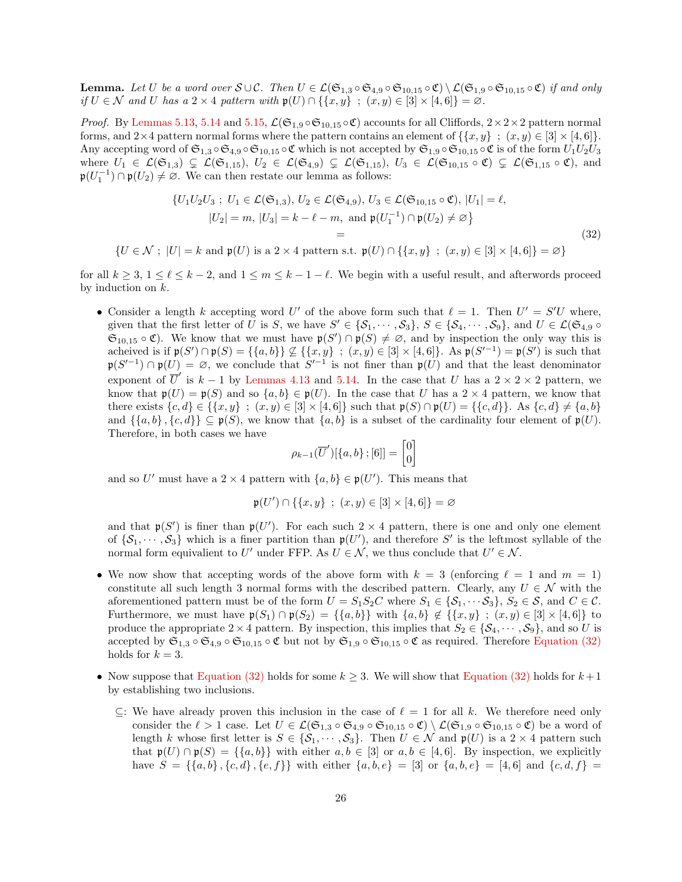**Lemma.** *Let $U$ be a word over $\mathcal{S} \cup \mathcal{C}$. Then $U \in \mathcal{L}(\mathfrak{S}_{1,3} \circ \mathfrak{S}_{4,9} \circ \mathfrak{S}_{10,15} \circ \mathfrak{C}) \setminus \mathcal{L}(\mathfrak{S}_{1,9} \circ \mathfrak{S}_{10,15} \circ \mathfrak{C})$ if and only if $U \in \mathcal{N}$ and $U$ has a $2 \times 4$ pattern with $\mathfrak{p}(U) \cap \{\{x, y\} \; ; \; (x, y) \in [3] \times [4, 6]\} = \varnothing$.*

*Proof.* By Lemmas 5.13, 5.14 and 5.15, $\mathcal{L}(\mathfrak{S}_{1,9} \circ \mathfrak{S}_{10,15} \circ \mathfrak{C})$ accounts for all Cliffords, $2 \times 2 \times 2$ pattern normal forms, and $2 \times 4$ pattern normal forms where the pattern contains an element of $\{\{x, y\} \; ; \; (x, y) \in [3] \times [4, 6]\}$. Any accepting word of $\mathfrak{S}_{1,3} \circ \mathfrak{S}_{4,9} \circ \mathfrak{S}_{10,15} \circ \mathfrak{C}$ which is not accepted by $\mathfrak{S}_{1,9} \circ \mathfrak{S}_{10,15} \circ \mathfrak{C}$ is of the form $U_1 U_2 U_3$ where $U_1 \in \mathcal{L}(\mathfrak{S}_{1,3}) \subsetneq \mathcal{L}(\mathfrak{S}_{1,15})$, $U_2 \in \mathcal{L}(\mathfrak{S}_{4,9}) \subsetneq \mathcal{L}(\mathfrak{S}_{1,15})$, $U_3 \in \mathcal{L}(\mathfrak{S}_{10,15} \circ \mathfrak{C}) \subsetneq \mathcal{L}(\mathfrak{S}_{1,15} \circ \mathfrak{C})$, and $\mathfrak{p}(U_1^{-1}) \cap \mathfrak{p}(U_2) \neq \varnothing$. We can then restate our lemma as follows:

$$
\begin{gathered}
\{U_1 U_2 U_3 \; ; \; U_1 \in \mathcal{L}(\mathfrak{S}_{1,3}),\, U_2 \in \mathcal{L}(\mathfrak{S}_{4,9}),\, U_3 \in \mathcal{L}(\mathfrak{S}_{10,15} \circ \mathfrak{C}),\, |U_1| = \ell, \\
|U_2| = m,\, |U_3| = k - \ell - m, \text{ and } \mathfrak{p}(U_1^{-1}) \cap \mathfrak{p}(U_2) \neq \varnothing\} \\
= \\
\{U \in \mathcal{N} \; ; \; |U| = k \text{ and } \mathfrak{p}(U) \text{ is a } 2 \times 4 \text{ pattern s.t. } \mathfrak{p}(U) \cap \{\{x, y\} \; ; \; (x, y) \in [3] \times [4, 6]\} = \varnothing\}
\end{gathered}
\tag{32}
$$

for all $k \geq 3$, $1 \leq \ell \leq k - 2$, and $1 \leq m \leq k - 1 - \ell$. We begin with a useful result, and afterwords proceed by induction on $k$.

- Consider a length $k$ accepting word $U'$ of the above form such that $\ell = 1$. Then $U' = S'U$ where, given that the first letter of $U$ is $S$, we have $S' \in \{\mathcal{S}_1, \cdots, \mathcal{S}_3\}$, $S \in \{\mathcal{S}_4, \cdots, \mathcal{S}_9\}$, and $U \in \mathcal{L}(\mathfrak{S}_{4,9} \circ \mathfrak{S}_{10,15} \circ \mathfrak{C})$. We know that we must have $\mathfrak{p}(S') \cap \mathfrak{p}(S) \neq \varnothing$, and by inspection the only way this is acheived is if $\mathfrak{p}(S') \cap \mathfrak{p}(S) = \{\{a, b\}\} \nsubseteq \{\{x, y\} \; ; \; (x, y) \in [3] \times [4, 6]\}$. As $\mathfrak{p}(S'^{-1}) = \mathfrak{p}(S')$ is such that $\mathfrak{p}(S'^{-1}) \cap \mathfrak{p}(U) = \varnothing$, we conclude that $S'^{-1}$ is not finer than $\mathfrak{p}(U)$ and that the least denominator exponent of $\overline{U}'$ is $k - 1$ by Lemmas 4.13 and 5.14. In the case that $U$ has a $2 \times 2 \times 2$ pattern, we know that $\mathfrak{p}(U) = \mathfrak{p}(S)$ and so $\{a, b\} \in \mathfrak{p}(U)$. In the case that $U$ has a $2 \times 4$ pattern, we know that there exists $\{c, d\} \in \{\{x, y\} \; ; \; (x, y) \in [3] \times [4, 6]\}$ such that $\mathfrak{p}(S) \cap \mathfrak{p}(U) = \{\{c, d\}\}$. As $\{c, d\} \neq \{a, b\}$ and $\{\{a, b\}, \{c, d\}\} \subseteq \mathfrak{p}(S)$, we know that $\{a, b\}$ is a subset of the cardinality four element of $\mathfrak{p}(U)$. Therefore, in both cases we have

$$
\rho_{k-1}(\overline{U}')[\{a, b\} \, ; [6]] = \begin{bmatrix} 0 \\ 0 \end{bmatrix}
$$

and so $U'$ must have a $2 \times 4$ pattern with $\{a, b\} \in \mathfrak{p}(U')$. This means that

$$
\mathfrak{p}(U') \cap \{\{x, y\} \; ; \; (x, y) \in [3] \times [4, 6]\} = \varnothing
$$

and that $\mathfrak{p}(S')$ is finer than $\mathfrak{p}(U')$. For each such $2 \times 4$ pattern, there is one and only one element of $\{\mathcal{S}_1, \cdots, \mathcal{S}_3\}$ which is a finer partition than $\mathfrak{p}(U')$, and therefore $S'$ is the leftmost syllable of the normal form equivalient to $U'$ under FFP. As $U \in \mathcal{N}$, we thus conclude that $U' \in \mathcal{N}$.

- We now show that accepting words of the above form with $k = 3$ (enforcing $\ell = 1$ and $m = 1$) constitute all such length 3 normal forms with the described pattern. Clearly, any $U \in \mathcal{N}$ with the aforementioned pattern must be of the form $U = S_1 S_2 C$ where $S_1 \in \{\mathcal{S}_1, \cdots \mathcal{S}_3\}$, $S_2 \in \mathcal{S}$, and $C \in \mathcal{C}$. Furthermore, we must have $\mathfrak{p}(S_1) \cap \mathfrak{p}(S_2) = \{\{a, b\}\}$ with $\{a, b\} \notin \{\{x, y\} \; ; \; (x, y) \in [3] \times [4, 6]\}$ to produce the appropriate $2 \times 4$ pattern. By inspection, this implies that $S_2 \in \{\mathcal{S}_4, \cdots, \mathcal{S}_9\}$, and so $U$ is accepted by $\mathfrak{S}_{1,3} \circ \mathfrak{S}_{4,9} \circ \mathfrak{S}_{10,15} \circ \mathfrak{C}$ but not by $\mathfrak{S}_{1,9} \circ \mathfrak{S}_{10,15} \circ \mathfrak{C}$ as required. Therefore Equation (32) holds for $k = 3$.

- Now suppose that Equation (32) holds for some $k \geq 3$. We will show that Equation (32) holds for $k + 1$ by establishing two inclusions.

  $\subseteq$: We have already proven this inclusion in the case of $\ell = 1$ for all $k$. We therefore need only consider the $\ell > 1$ case. Let $U \in \mathcal{L}(\mathfrak{S}_{1,3} \circ \mathfrak{S}_{4,9} \circ \mathfrak{S}_{10,15} \circ \mathfrak{C}) \setminus \mathcal{L}(\mathfrak{S}_{1,9} \circ \mathfrak{S}_{10,15} \circ \mathfrak{C})$ be a word of length $k$ whose first letter is $S \in \{\mathcal{S}_1, \cdots, \mathcal{S}_3\}$. Then $U \in \mathcal{N}$ and $\mathfrak{p}(U)$ is a $2 \times 4$ pattern such that $\mathfrak{p}(U) \cap \mathfrak{p}(S) = \{\{a, b\}\}$ with either $a, b \in [3]$ or $a, b \in [4, 6]$. By inspection, we explicitly have $S = \{\{a, b\}, \{c, d\}, \{e, f\}\}$ with either $\{a, b, e\} = [3]$ or $\{a, b, e\} = [4, 6]$ and $\{c, d, f\} =$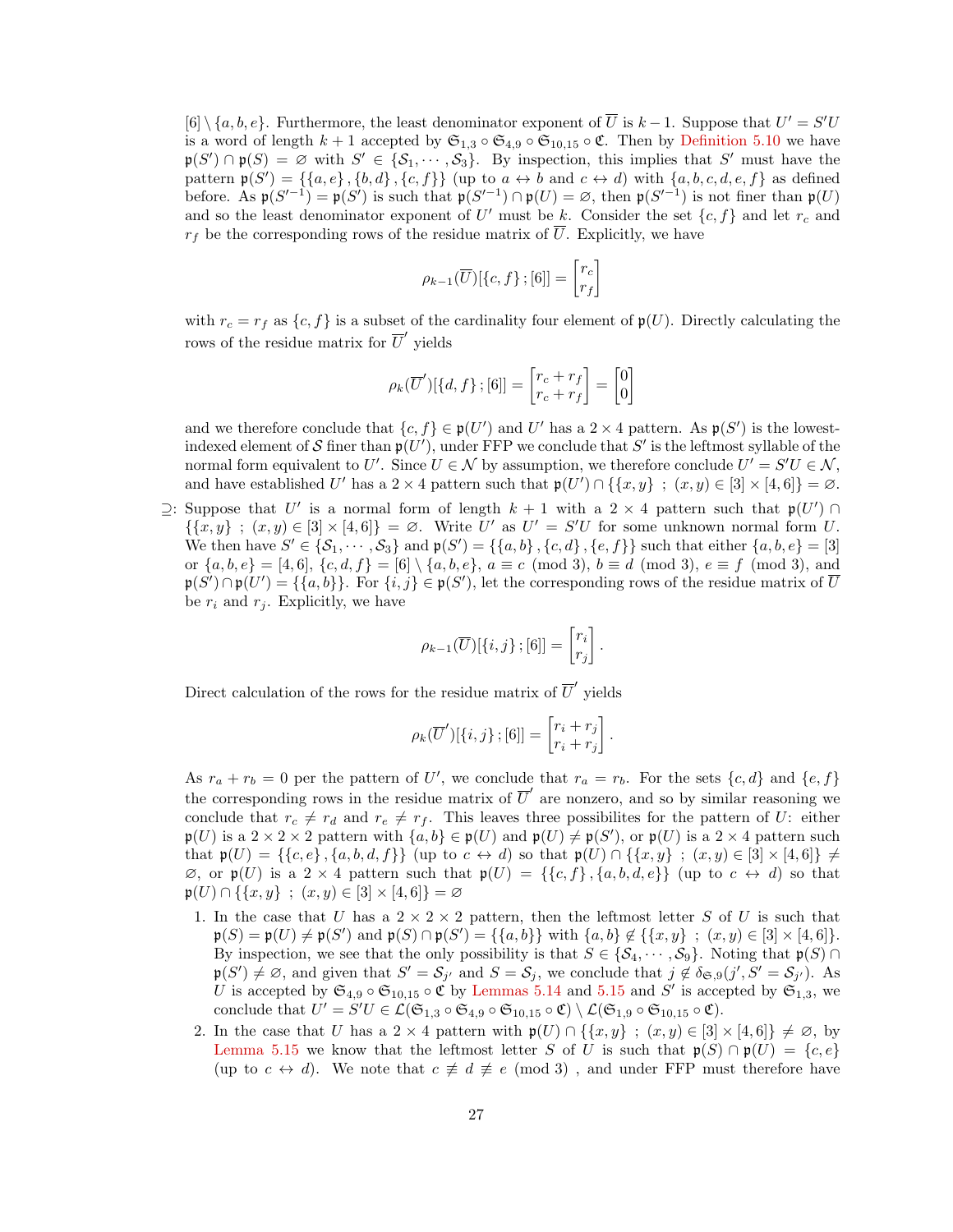$[6] \setminus \{a,b,e\}$. Furthermore, the least denominator exponent of $\overline{U}$ is $k-1$. Suppose that $U' = S'U$ is a word of length $k+1$ accepted by $\mathfrak{S}_{1,3} \circ \mathfrak{S}_{4,9} \circ \mathfrak{S}_{10,15} \circ \mathfrak{C}$. Then by Definition 5.10 we have $\mathfrak{p}(S') \cap \mathfrak{p}(S) = \varnothing$ with $S' \in \{\mathcal{S}_1, \cdots, \mathcal{S}_3\}$. By inspection, this implies that $S'$ must have the pattern $\mathfrak{p}(S') = \{\{a,e\},\{b,d\},\{c,f\}\}$ (up to $a \leftrightarrow b$ and $c \leftrightarrow d$) with $\{a,b,c,d,e,f\}$ as defined before. As $\mathfrak{p}(S'^{-1}) = \mathfrak{p}(S')$ is such that $\mathfrak{p}(S'^{-1}) \cap \mathfrak{p}(U) = \varnothing$, then $\mathfrak{p}(S'^{-1})$ is not finer than $\mathfrak{p}(U)$ and so the least denominator exponent of $U'$ must be $k$. Consider the set $\{c,f\}$ and let $r_c$ and $r_f$ be the corresponding rows of the residue matrix of $\overline{U}$. Explicitly, we have

$$\rho_{k-1}(\overline{U})[\{c,f\}\,;[6]] = \begin{bmatrix} r_c \\ r_f \end{bmatrix}$$

with $r_c = r_f$ as $\{c,f\}$ is a subset of the cardinality four element of $\mathfrak{p}(U)$. Directly calculating the rows of the residue matrix for $\overline{U}'$ yields

$$\rho_k(\overline{U}')[\{d,f\}\,;[6]] = \begin{bmatrix} r_c + r_f \\ r_c + r_f \end{bmatrix} = \begin{bmatrix} 0 \\ 0 \end{bmatrix}$$

and we therefore conclude that $\{c,f\} \in \mathfrak{p}(U')$ and $U'$ has a $2 \times 4$ pattern. As $\mathfrak{p}(S')$ is the lowest-indexed element of $\mathcal{S}$ finer than $\mathfrak{p}(U')$, under FFP we conclude that $S'$ is the leftmost syllable of the normal form equivalent to $U'$. Since $U \in \mathcal{N}$ by assumption, we therefore conclude $U' = S'U \in \mathcal{N}$, and have established $U'$ has a $2 \times 4$ pattern such that $\mathfrak{p}(U') \cap \{\{x,y\}\ ;\ (x,y) \in [3] \times [4,6]\} = \varnothing$.

$\supseteq$: Suppose that $U'$ is a normal form of length $k+1$ with a $2 \times 4$ pattern such that $\mathfrak{p}(U') \cap \{\{x,y\}\ ;\ (x,y) \in [3] \times [4,6]\} = \varnothing$. Write $U'$ as $U' = S'U$ for some unknown normal form $U$. We then have $S' \in \{\mathcal{S}_1, \cdots, \mathcal{S}_3\}$ and $\mathfrak{p}(S') = \{\{a,b\},\{c,d\},\{e,f\}\}$ such that either $\{a,b,e\} = [3]$ or $\{a,b,e\} = [4,6]$, $\{c,d,f\} = [6] \setminus \{a,b,e\}$, $a \equiv c \pmod 3$, $b \equiv d \pmod 3$, $e \equiv f \pmod 3$, and $\mathfrak{p}(S') \cap \mathfrak{p}(U') = \{\{a,b\}\}$. For $\{i,j\} \in \mathfrak{p}(S')$, let the corresponding rows of the residue matrix of $\overline{U}$ be $r_i$ and $r_j$. Explicitly, we have

$$\rho_{k-1}(\overline{U})[\{i,j\}\,;[6]] = \begin{bmatrix} r_i \\ r_j \end{bmatrix}.$$

Direct calculation of the rows for the residue matrix of $\overline{U}'$ yields

$$\rho_k(\overline{U}')[\{i,j\}\,;[6]] = \begin{bmatrix} r_i + r_j \\ r_i + r_j \end{bmatrix}.$$

As $r_a + r_b = 0$ per the pattern of $U'$, we conclude that $r_a = r_b$. For the sets $\{c,d\}$ and $\{e,f\}$ the corresponding rows in the residue matrix of $\overline{U}'$ are nonzero, and so by similar reasoning we conclude that $r_c \neq r_d$ and $r_e \neq r_f$. This leaves three possibilites for the pattern of $U$: either $\mathfrak{p}(U)$ is a $2 \times 2 \times 2$ pattern with $\{a,b\} \in \mathfrak{p}(U)$ and $\mathfrak{p}(U) \neq \mathfrak{p}(S')$, or $\mathfrak{p}(U)$ is a $2 \times 4$ pattern such that $\mathfrak{p}(U) = \{\{c,e\},\{a,b,d,f\}\}$ (up to $c \leftrightarrow d$) so that $\mathfrak{p}(U) \cap \{\{x,y\}\ ;\ (x,y) \in [3] \times [4,6]\} \neq \varnothing$, or $\mathfrak{p}(U)$ is a $2 \times 4$ pattern such that $\mathfrak{p}(U) = \{\{c,f\},\{a,b,d,e\}\}$ (up to $c \leftrightarrow d$) so that $\mathfrak{p}(U) \cap \{\{x,y\}\ ;\ (x,y) \in [3] \times [4,6]\} = \varnothing$

1. In the case that $U$ has a $2 \times 2 \times 2$ pattern, then the leftmost letter $S$ of $U$ is such that $\mathfrak{p}(S) = \mathfrak{p}(U) \neq \mathfrak{p}(S')$ and $\mathfrak{p}(S) \cap \mathfrak{p}(S') = \{\{a,b\}\}$ with $\{a,b\} \notin \{\{x,y\}\ ;\ (x,y) \in [3] \times [4,6]\}$. By inspection, we see that the only possibility is that $S \in \{\mathcal{S}_4, \cdots, \mathcal{S}_9\}$. Noting that $\mathfrak{p}(S) \cap \mathfrak{p}(S') \neq \varnothing$, and given that $S' = \mathcal{S}_{j'}$ and $S = \mathcal{S}_j$, we conclude that $j \notin \delta_{\mathfrak{S},9}(j', S' = \mathcal{S}_{j'})$. As $U$ is accepted by $\mathfrak{S}_{4,9} \circ \mathfrak{S}_{10,15} \circ \mathfrak{C}$ by Lemmas 5.14 and 5.15 and $S'$ is accepted by $\mathfrak{S}_{1,3}$, we conclude that $U' = S'U \in \mathcal{L}(\mathfrak{S}_{1,3} \circ \mathfrak{S}_{4,9} \circ \mathfrak{S}_{10,15} \circ \mathfrak{C}) \setminus \mathcal{L}(\mathfrak{S}_{1,9} \circ \mathfrak{S}_{10,15} \circ \mathfrak{C})$.
2. In the case that $U$ has a $2 \times 4$ pattern with $\mathfrak{p}(U) \cap \{\{x,y\}\ ;\ (x,y) \in [3] \times [4,6]\} \neq \varnothing$, by Lemma 5.15 we know that the leftmost letter $S$ of $U$ is such that $\mathfrak{p}(S) \cap \mathfrak{p}(U) = \{c,e\}$ (up to $c \leftrightarrow d$). We note that $c \not\equiv d \not\equiv e \pmod 3$ , and under FFP must therefore have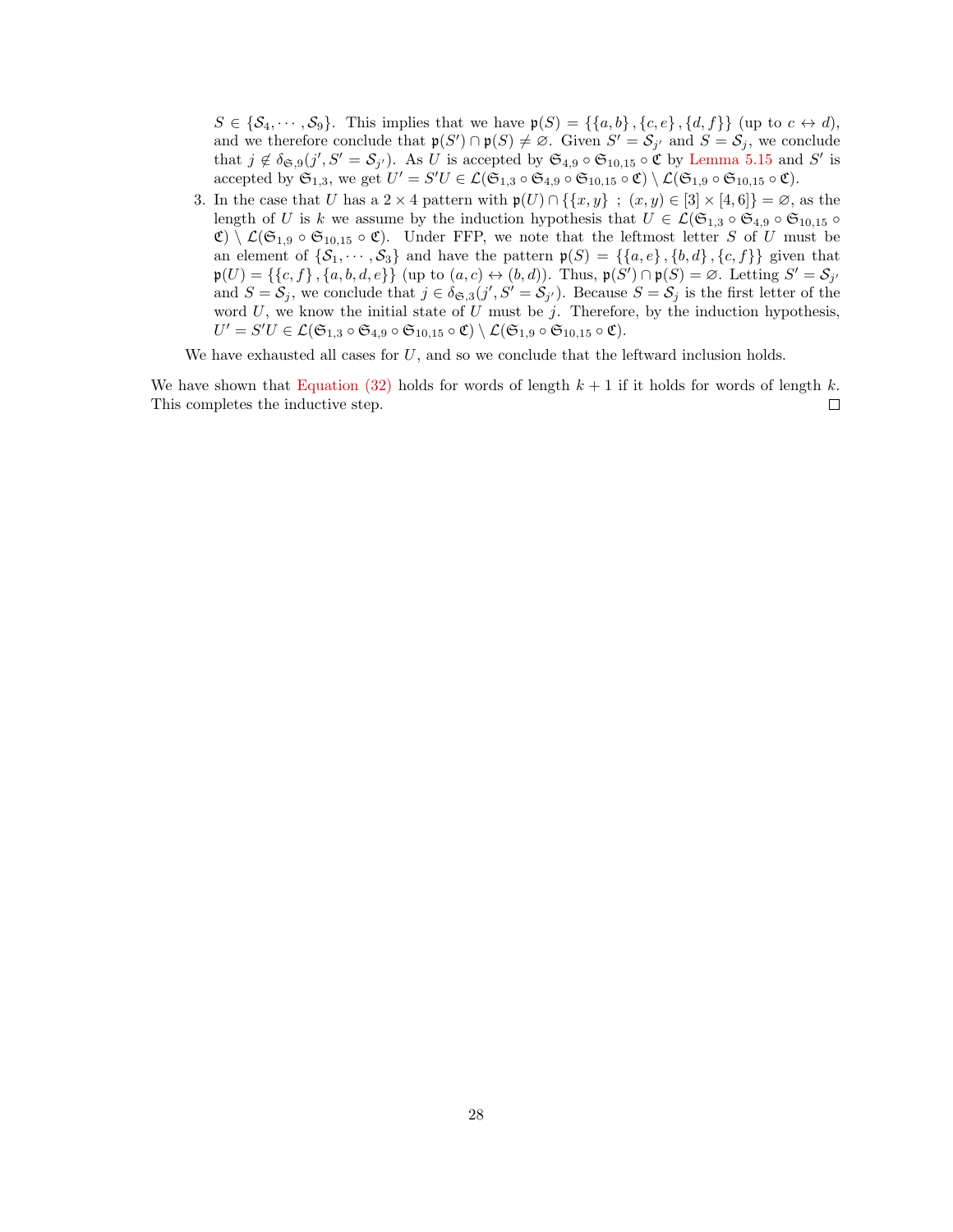$S \in \{\mathcal{S}_4, \cdots, \mathcal{S}_9\}$. This implies that we have $\mathfrak{p}(S) = \{\{a,b\}, \{c,e\}, \{d,f\}\}$ (up to $c \leftrightarrow d$), and we therefore conclude that $\mathfrak{p}(S') \cap \mathfrak{p}(S) \neq \varnothing$. Given $S' = \mathcal{S}_{j'}$ and $S = \mathcal{S}_j$, we conclude that $j \notin \delta_{\mathfrak{S},9}(j', S' = \mathcal{S}_{j'})$. As $U$ is accepted by $\mathfrak{S}_{4,9} \circ \mathfrak{S}_{10,15} \circ \mathfrak{C}$ by Lemma 5.15 and $S'$ is accepted by $\mathfrak{S}_{1,3}$, we get $U' = S'U \in \mathcal{L}(\mathfrak{S}_{1,3} \circ \mathfrak{S}_{4,9} \circ \mathfrak{S}_{10,15} \circ \mathfrak{C}) \setminus \mathcal{L}(\mathfrak{S}_{1,9} \circ \mathfrak{S}_{10,15} \circ \mathfrak{C})$.

3. In the case that $U$ has a $2 \times 4$ pattern with $\mathfrak{p}(U) \cap \{\{x,y\} \ ; \ (x,y) \in [3] \times [4,6]\} = \varnothing$, as the length of $U$ is $k$ we assume by the induction hypothesis that $U \in \mathcal{L}(\mathfrak{S}_{1,3} \circ \mathfrak{S}_{4,9} \circ \mathfrak{S}_{10,15} \circ \mathfrak{C}) \setminus \mathcal{L}(\mathfrak{S}_{1,9} \circ \mathfrak{S}_{10,15} \circ \mathfrak{C})$. Under FFP, we note that the leftmost letter $S$ of $U$ must be an element of $\{\mathcal{S}_1, \cdots, \mathcal{S}_3\}$ and have the pattern $\mathfrak{p}(S) = \{\{a,e\}, \{b,d\}, \{c,f\}\}$ given that $\mathfrak{p}(U) = \{\{c,f\}, \{a,b,d,e\}\}$ (up to $(a,c) \leftrightarrow (b,d)$). Thus, $\mathfrak{p}(S') \cap \mathfrak{p}(S) = \varnothing$. Letting $S' = \mathcal{S}_{j'}$ and $S = \mathcal{S}_j$, we conclude that $j \in \delta_{\mathfrak{S},3}(j', S' = \mathcal{S}_{j'})$. Because $S = \mathcal{S}_j$ is the first letter of the word $U$, we know the initial state of $U$ must be $j$. Therefore, by the induction hypothesis, $U' = S'U \in \mathcal{L}(\mathfrak{S}_{1,3} \circ \mathfrak{S}_{4,9} \circ \mathfrak{S}_{10,15} \circ \mathfrak{C}) \setminus \mathcal{L}(\mathfrak{S}_{1,9} \circ \mathfrak{S}_{10,15} \circ \mathfrak{C})$.

We have exhausted all cases for $U$, and so we conclude that the leftward inclusion holds.

We have shown that Equation (32) holds for words of length $k+1$ if it holds for words of length $k$. This completes the inductive step. □